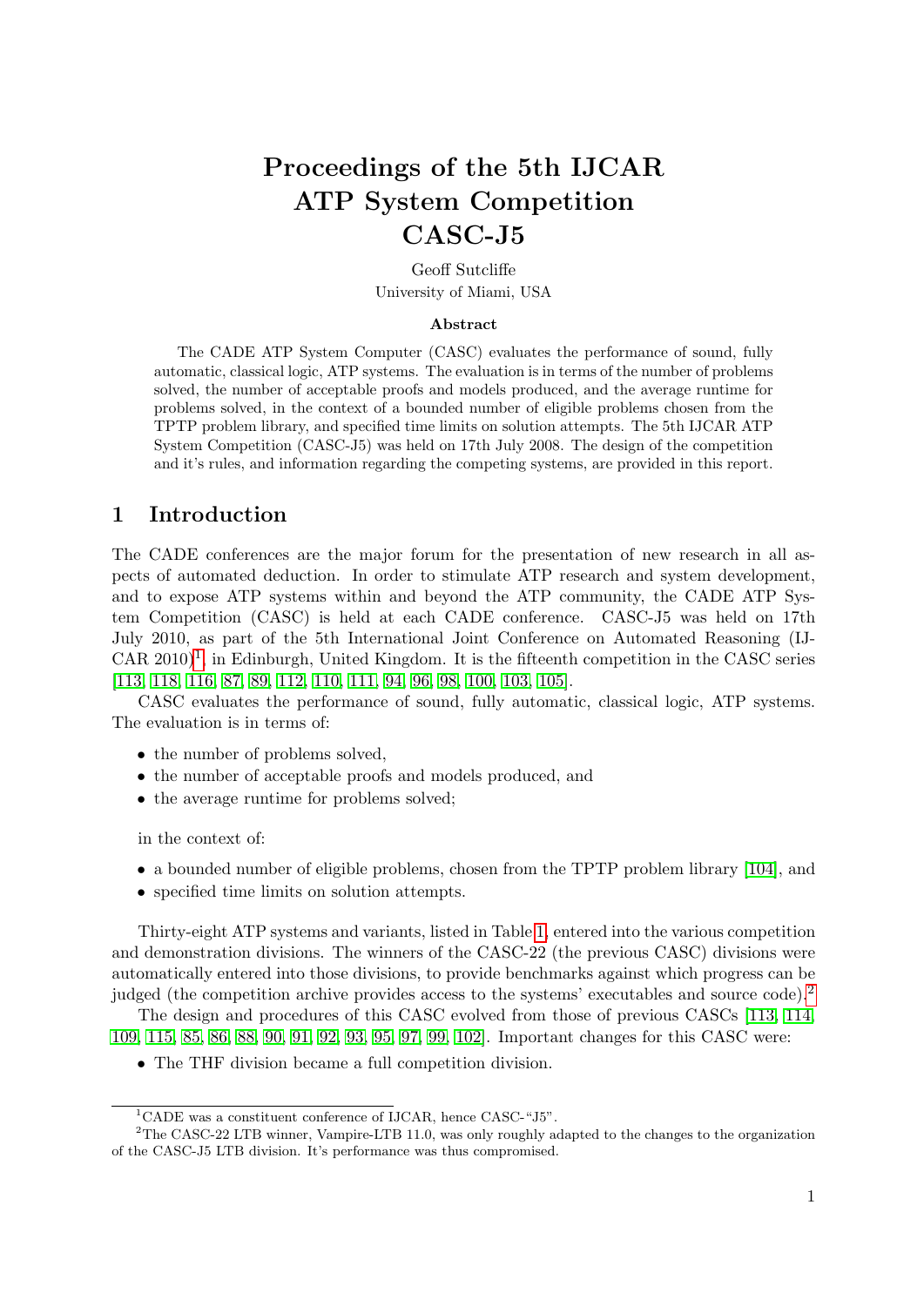# Proceedings of the 5th IJCAR ATP System Competition CASC-J5

Geoff Sutcliffe
University of Miami, USA

**Abstract**

The CADE ATP System Computer (CASC) evaluates the performance of sound, fully automatic, classical logic, ATP systems. The evaluation is in terms of the number of problems solved, the number of acceptable proofs and models produced, and the average runtime for problems solved, in the context of a bounded number of eligible problems chosen from the TPTP problem library, and specified time limits on solution attempts. The 5th IJCAR ATP System Competition (CASC-J5) was held on 17th July 2008. The design of the competition and it's rules, and information regarding the competing systems, are provided in this report.

## 1 Introduction

The CADE conferences are the major forum for the presentation of new research in all aspects of automated deduction. In order to stimulate ATP research and system development, and to expose ATP systems within and beyond the ATP community, the CADE ATP System Competition (CASC) is held at each CADE conference. CASC-J5 was held on 17th July 2010, as part of the 5th International Joint Conference on Automated Reasoning (IJCAR 2010)[1] in Edinburgh, United Kingdom. It is the fifteenth competition in the CASC series [113, 118, 116, 87, 89, 112, 110, 111, 94, 96, 98, 100, 103, 105].

CASC evaluates the performance of sound, fully automatic, classical logic, ATP systems. The evaluation is in terms of:

- the number of problems solved,
- the number of acceptable proofs and models produced, and
- the average runtime for problems solved;

in the context of:

- a bounded number of eligible problems, chosen from the TPTP problem library [104], and
- specified time limits on solution attempts.

Thirty-eight ATP systems and variants, listed in Table 1, entered into the various competition and demonstration divisions. The winners of the CASC-22 (the previous CASC) divisions were automatically entered into those divisions, to provide benchmarks against which progress can be judged (the competition archive provides access to the systems' executables and source code).[2]

The design and procedures of this CASC evolved from those of previous CASCs [113, 114, 109, 115, 85, 86, 88, 90, 91, 92, 93, 95, 97, 99, 102]. Important changes for this CASC were:

- The THF division became a full competition division.

[1] CADE was a constituent conference of IJCAR, hence CASC-"J5".

[2] The CASC-22 LTB winner, Vampire-LTB 11.0, was only roughly adapted to the changes to the organization of the CASC-J5 LTB division. It's performance was thus compromised.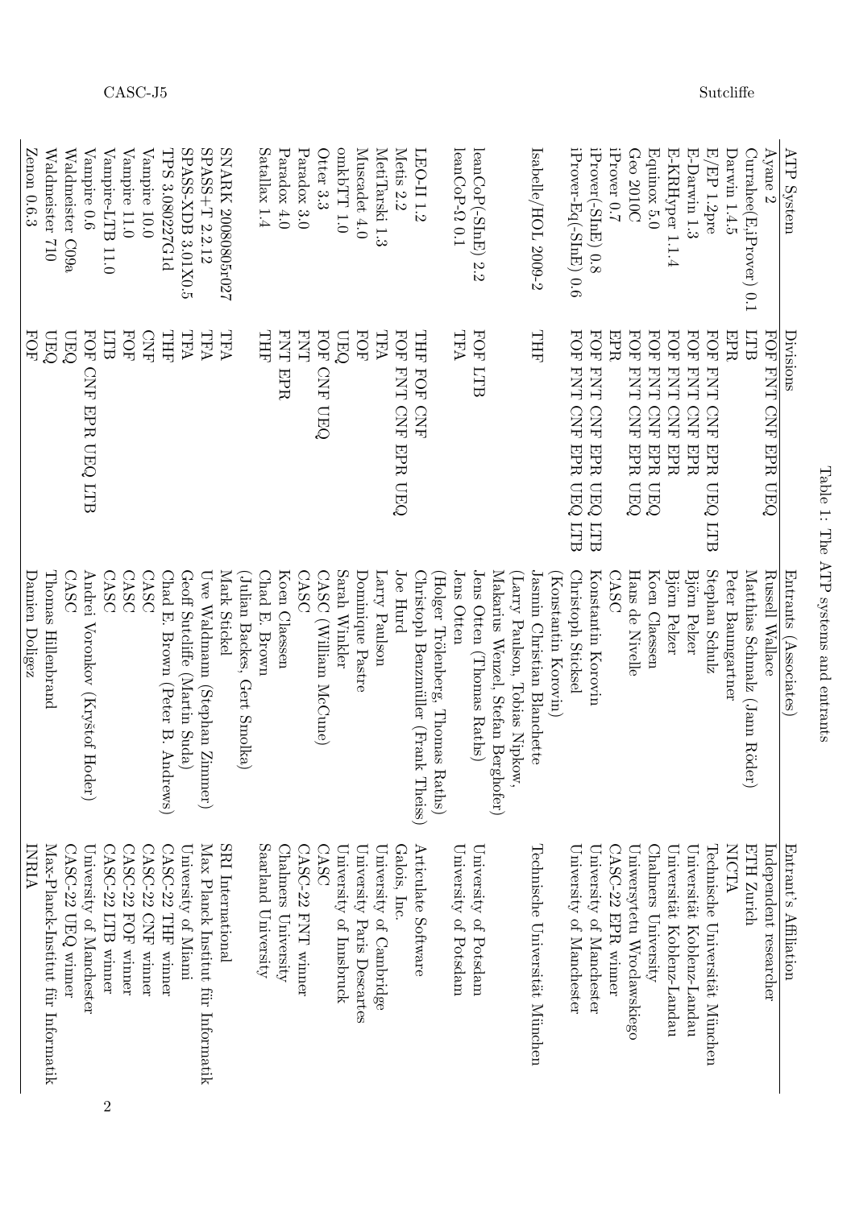Table 1: The ATP systems and entrants

| ATP System | Divisions | Entrants (Associates) | Entrant's Affiliation |
|---|---|---|---|
| Ayane 2 | FOF FNT CNF EPR UEQ | Russell Wallace | Independent researcher |
| Currahee(E;iProver) 0.1 | LTB | Matthias Schmalz (Jann Röder) | ETH Zurich |
| Darwin 1.4.5 | EPR | Peter Baumgartner | NICTA |
| E/EP 1.2pre | FOF FNT CNF EPR UEQ LTB | Stephan Schulz | Technische Universität München |
| E-Darwin 1.3 | FOF FNT CNF EPR | Björn Pelzer | Universität Koblenz-Landau |
| E-KRHyper 1.1.4 | FOF FNT CNF EPR | Björn Pelzer | Universität Koblenz-Landau |
| Equinox 5.0 | FOF FNT CNF EPR UEQ | Koen Claessen | Chalmers University |
| Geo 2010C | FOF FNT CNF EPR UEQ | Hans de Nivelle | Uniwersytetu Wrocławskiego |
| iProver 0.7 | EPR | CASC | CASC-22 EPR winner |
| iProver(-SInE) 0.8 | FOF FNT CNF EPR UEQ LTB | Konstantin Korovin | University of Manchester |
| iProver-Eq(-SInE) 0.6 | FOF FNT CNF EPR UEQ LTB | Christoph Sticksel (Konstantin Korovin) | University of Manchester |
| Isabelle/HOL 2009-2 | THF | Jasmin Christian Blanchette (Larry Paulson, Tobias Nipkow, Makarius Wenzel, Stefan Berghofer) | Technische Universität München |
| leanCoP(-SInE) 2.2 | FOF LTB | Jens Otten (Thomas Raths) | University of Potsdam |
| leanCoP-Ω 0.1 | TFA | Jens Otten (Holger Trölenberg, Thomas Raths) | University of Potsdam |
| LEO-II 1.2 | THF FOF CNF | Christoph Benzmüller (Frank Theiss) | Articulate Software |
| Metis 2.2 | FOF FNT CNF EPR UEQ | Joe Hurd | Galois, Inc. |
| MetiTarski 1.3 | TFA | Larry Paulson | University of Cambridge |
| Muscadet 4.0 | FOF | Dominique Pastre | University Paris Descartes |
| omkbTT 1.0 | UEQ | Sarah Winkler | University of Innsbruck |
| Otter 3.3 | FOF CNF UEQ | CASC (William McCune) | CASC |
| Paradox 3.0 | FNT | CASC | CASC-22 FNT winner |
| Paradox 4.0 | FNT EPR | Koen Claessen | Chalmers University |
| Satallax 1.4 | THF | Chad E. Brown (Julian Backes, Gert Smolka) | Saarland University |
| SNARK 20080805r027 | TFA | Mark Stickel | SRI International |
| SPASS+T 2.2.12 | TFA | Uwe Waldmann (Stephan Zimmer) | Max Planck Institut für Informatik |
| SPASS-XDB 3.01X0.5 | TFA | Geoff Sutcliffe (Martin Suda) | University of Miami |
| TPS 3.080227G1d | THF | Chad E. Brown (Peter B. Andrews) | CASC-22 THF winner |
| Vampire 10.0 | CNF | CASC | CASC-22 CNF winner |
| Vampire 11.0 | FOF | CASC | CASC-22 FOF winner |
| Vampire-LTB 11.0 | LTB | CASC | CASC-22 LTB winner |
| Vampire 0.6 | FOF CNF EPR UEQ LTB | Andrei Voronkov (Kryštof Hoder) | University of Manchester |
| Waldmeister C09a | UEQ | CASC | CASC-22 UEQ winner |
| Waldmeister 710 | UEQ | Thomas Hillenbrand | Max-Planck-Institut für Informatik |
| Zenon 0.6.3 | FOF | Damien Doligez | INRIA |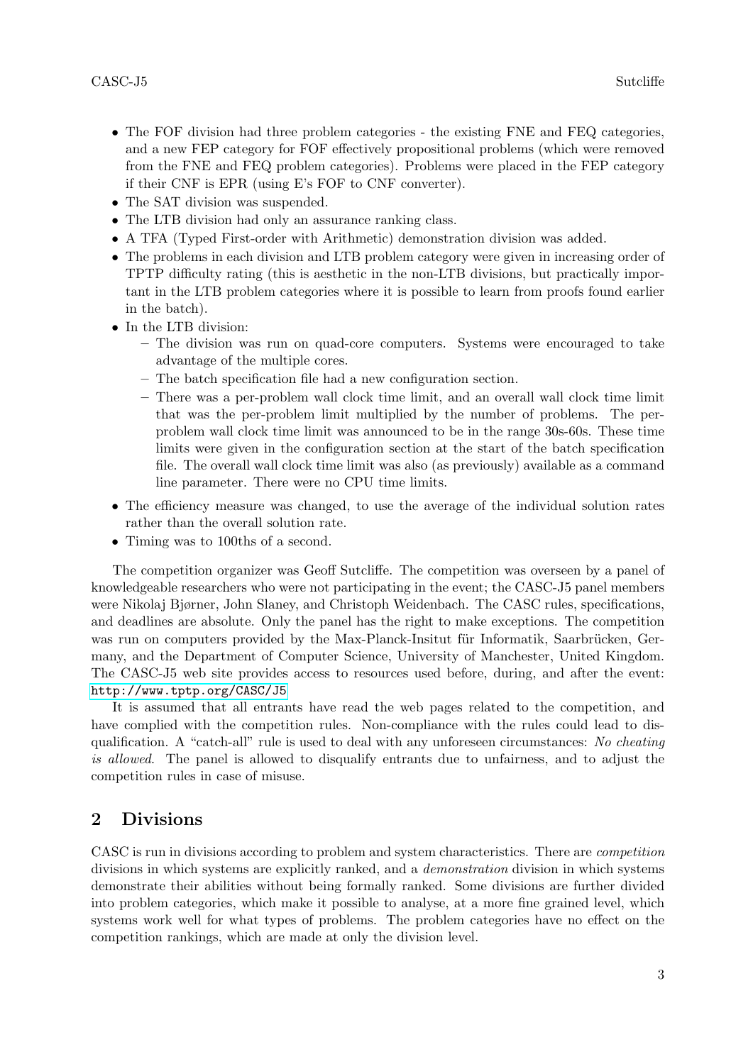- The FOF division had three problem categories - the existing FNE and FEQ categories, and a new FEP category for FOF effectively propositional problems (which were removed from the FNE and FEQ problem categories). Problems were placed in the FEP category if their CNF is EPR (using E's FOF to CNF converter).
- The SAT division was suspended.
- The LTB division had only an assurance ranking class.
- A TFA (Typed First-order with Arithmetic) demonstration division was added.
- The problems in each division and LTB problem category were given in increasing order of TPTP difficulty rating (this is aesthetic in the non-LTB divisions, but practically important in the LTB problem categories where it is possible to learn from proofs found earlier in the batch).
- In the LTB division:
  - The division was run on quad-core computers. Systems were encouraged to take advantage of the multiple cores.
  - The batch specification file had a new configuration section.
  - There was a per-problem wall clock time limit, and an overall wall clock time limit that was the per-problem limit multiplied by the number of problems. The per-problem wall clock time limit was announced to be in the range 30s-60s. These time limits were given in the configuration section at the start of the batch specification file. The overall wall clock time limit was also (as previously) available as a command line parameter. There were no CPU time limits.
- The efficiency measure was changed, to use the average of the individual solution rates rather than the overall solution rate.
- Timing was to 100ths of a second.

The competition organizer was Geoff Sutcliffe. The competition was overseen by a panel of knowledgeable researchers who were not participating in the event; the CASC-J5 panel members were Nikolaj Bjørner, John Slaney, and Christoph Weidenbach. The CASC rules, specifications, and deadlines are absolute. Only the panel has the right to make exceptions. The competition was run on computers provided by the Max-Planck-Insitut für Informatik, Saarbrücken, Germany, and the Department of Computer Science, University of Manchester, United Kingdom. The CASC-J5 web site provides access to resources used before, during, and after the event: http://www.tptp.org/CASC/J5

It is assumed that all entrants have read the web pages related to the competition, and have complied with the competition rules. Non-compliance with the rules could lead to disqualification. A "catch-all" rule is used to deal with any unforeseen circumstances: *No cheating is allowed*. The panel is allowed to disqualify entrants due to unfairness, and to adjust the competition rules in case of misuse.

## 2 Divisions

CASC is run in divisions according to problem and system characteristics. There are *competition* divisions in which systems are explicitly ranked, and a *demonstration* division in which systems demonstrate their abilities without being formally ranked. Some divisions are further divided into problem categories, which make it possible to analyse, at a more fine grained level, which systems work well for what types of problems. The problem categories have no effect on the competition rankings, which are made at only the division level.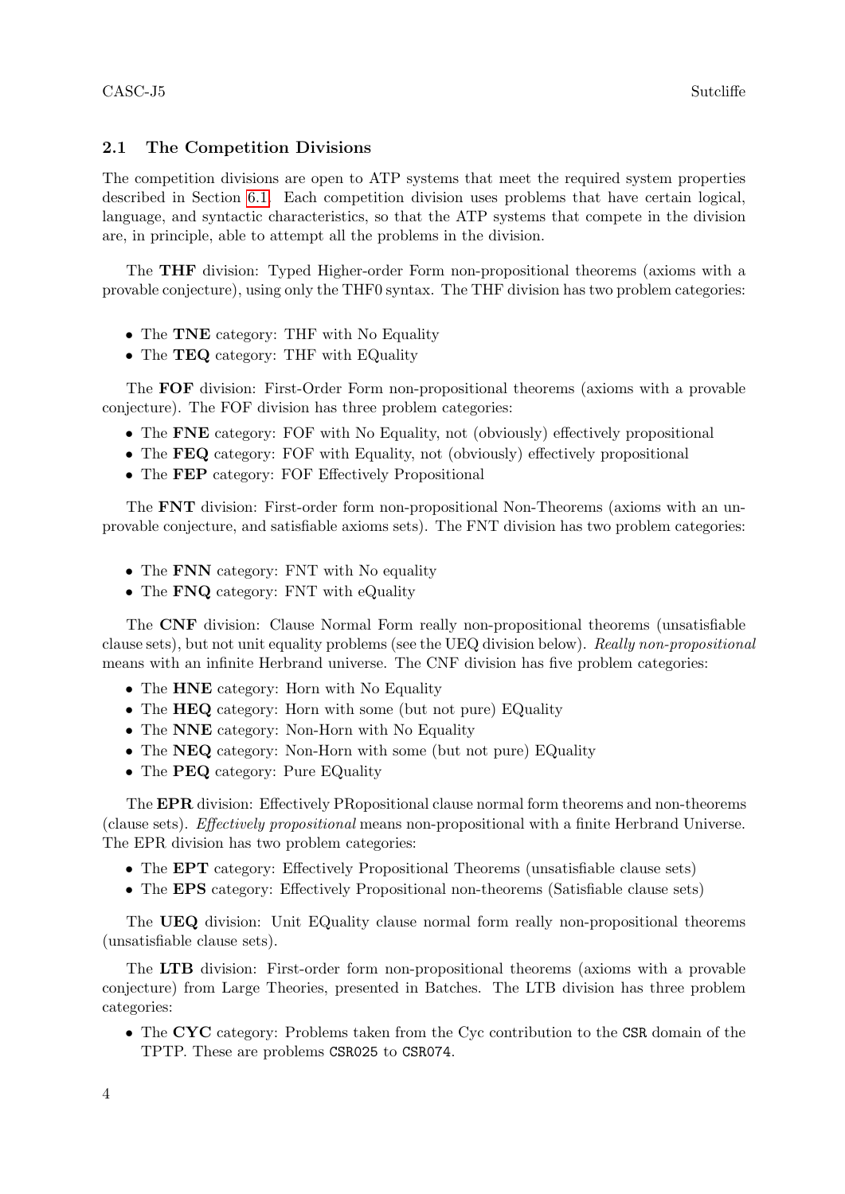### 2.1 The Competition Divisions

The competition divisions are open to ATP systems that meet the required system properties described in Section 6.1. Each competition division uses problems that have certain logical, language, and syntactic characteristics, so that the ATP systems that compete in the division are, in principle, able to attempt all the problems in the division.

The **THF** division: Typed Higher-order Form non-propositional theorems (axioms with a provable conjecture), using only the THF0 syntax. The THF division has two problem categories:

- The **TNE** category: THF with No Equality
- The **TEQ** category: THF with EQuality

The **FOF** division: First-Order Form non-propositional theorems (axioms with a provable conjecture). The FOF division has three problem categories:

- The **FNE** category: FOF with No Equality, not (obviously) effectively propositional
- The **FEQ** category: FOF with Equality, not (obviously) effectively propositional
- The **FEP** category: FOF Effectively Propositional

The **FNT** division: First-order form non-propositional Non-Theorems (axioms with an unprovable conjecture, and satisfiable axioms sets). The FNT division has two problem categories:

- The **FNN** category: FNT with No equality
- The **FNQ** category: FNT with eQuality

The **CNF** division: Clause Normal Form really non-propositional theorems (unsatisfiable clause sets), but not unit equality problems (see the UEQ division below). *Really non-propositional* means with an infinite Herbrand universe. The CNF division has five problem categories:

- The **HNE** category: Horn with No Equality
- The **HEQ** category: Horn with some (but not pure) EQuality
- The **NNE** category: Non-Horn with No Equality
- The **NEQ** category: Non-Horn with some (but not pure) EQuality
- The **PEQ** category: Pure EQuality

The **EPR** division: Effectively PRopositional clause normal form theorems and non-theorems (clause sets). *Effectively propositional* means non-propositional with a finite Herbrand Universe. The EPR division has two problem categories:

- The **EPT** category: Effectively Propositional Theorems (unsatisfiable clause sets)
- The **EPS** category: Effectively Propositional non-theorems (Satisfiable clause sets)

The **UEQ** division: Unit EQuality clause normal form really non-propositional theorems (unsatisfiable clause sets).

The **LTB** division: First-order form non-propositional theorems (axioms with a provable conjecture) from Large Theories, presented in Batches. The LTB division has three problem categories:

- The **CYC** category: Problems taken from the Cyc contribution to the `CSR` domain of the TPTP. These are problems `CSR025` to `CSR074`.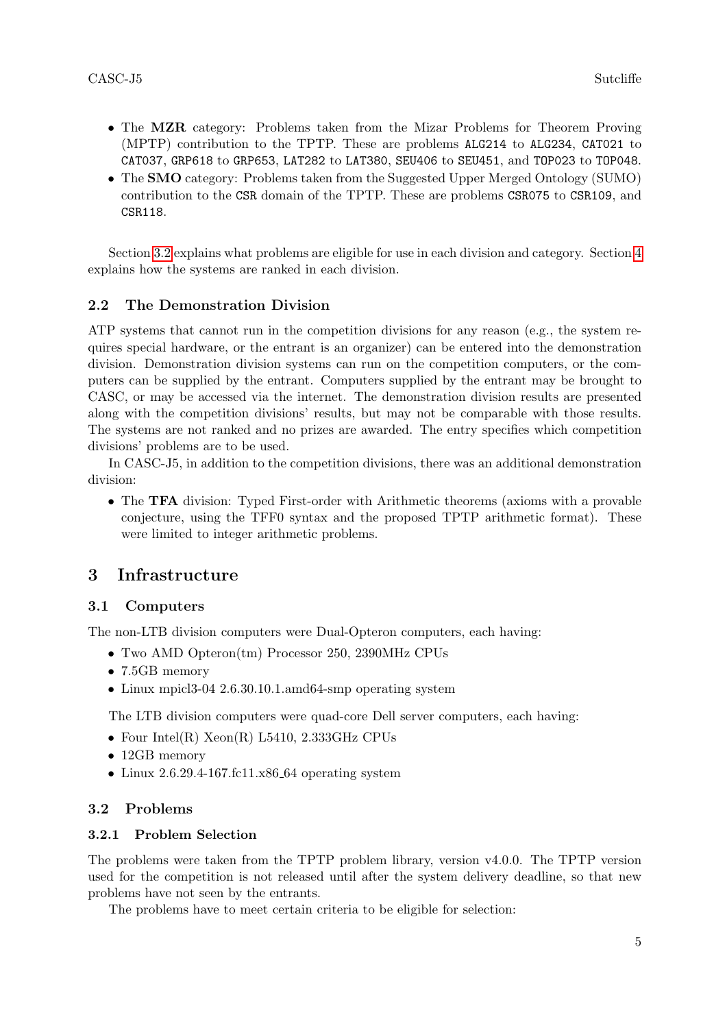- The **MZR** category: Problems taken from the Mizar Problems for Theorem Proving (MPTP) contribution to the TPTP. These are problems ALG214 to ALG234, CAT021 to CAT037, GRP618 to GRP653, LAT282 to LAT380, SEU406 to SEU451, and TOP023 to TOP048.
- The **SMO** category: Problems taken from the Suggested Upper Merged Ontology (SUMO) contribution to the CSR domain of the TPTP. These are problems CSR075 to CSR109, and CSR118.

Section 3.2 explains what problems are eligible for use in each division and category. Section 4 explains how the systems are ranked in each division.

### 2.2 The Demonstration Division

ATP systems that cannot run in the competition divisions for any reason (e.g., the system requires special hardware, or the entrant is an organizer) can be entered into the demonstration division. Demonstration division systems can run on the competition computers, or the computers can be supplied by the entrant. Computers supplied by the entrant may be brought to CASC, or may be accessed via the internet. The demonstration division results are presented along with the competition divisions' results, but may not be comparable with those results. The systems are not ranked and no prizes are awarded. The entry specifies which competition divisions' problems are to be used.

In CASC-J5, in addition to the competition divisions, there was an additional demonstration division:

- The **TFA** division: Typed First-order with Arithmetic theorems (axioms with a provable conjecture, using the TFF0 syntax and the proposed TPTP arithmetic format). These were limited to integer arithmetic problems.

## 3 Infrastructure

### 3.1 Computers

The non-LTB division computers were Dual-Opteron computers, each having:

- Two AMD Opteron(tm) Processor 250, 2390MHz CPUs
- 7.5GB memory
- Linux mpicl3-04 2.6.30.10.1.amd64-smp operating system

The LTB division computers were quad-core Dell server computers, each having:

- Four Intel(R) Xeon(R) L5410, 2.333GHz CPUs
- 12GB memory
- Linux 2.6.29.4-167.fc11.x86_64 operating system

### 3.2 Problems

#### 3.2.1 Problem Selection

The problems were taken from the TPTP problem library, version v4.0.0. The TPTP version used for the competition is not released until after the system delivery deadline, so that new problems have not seen by the entrants.

The problems have to meet certain criteria to be eligible for selection: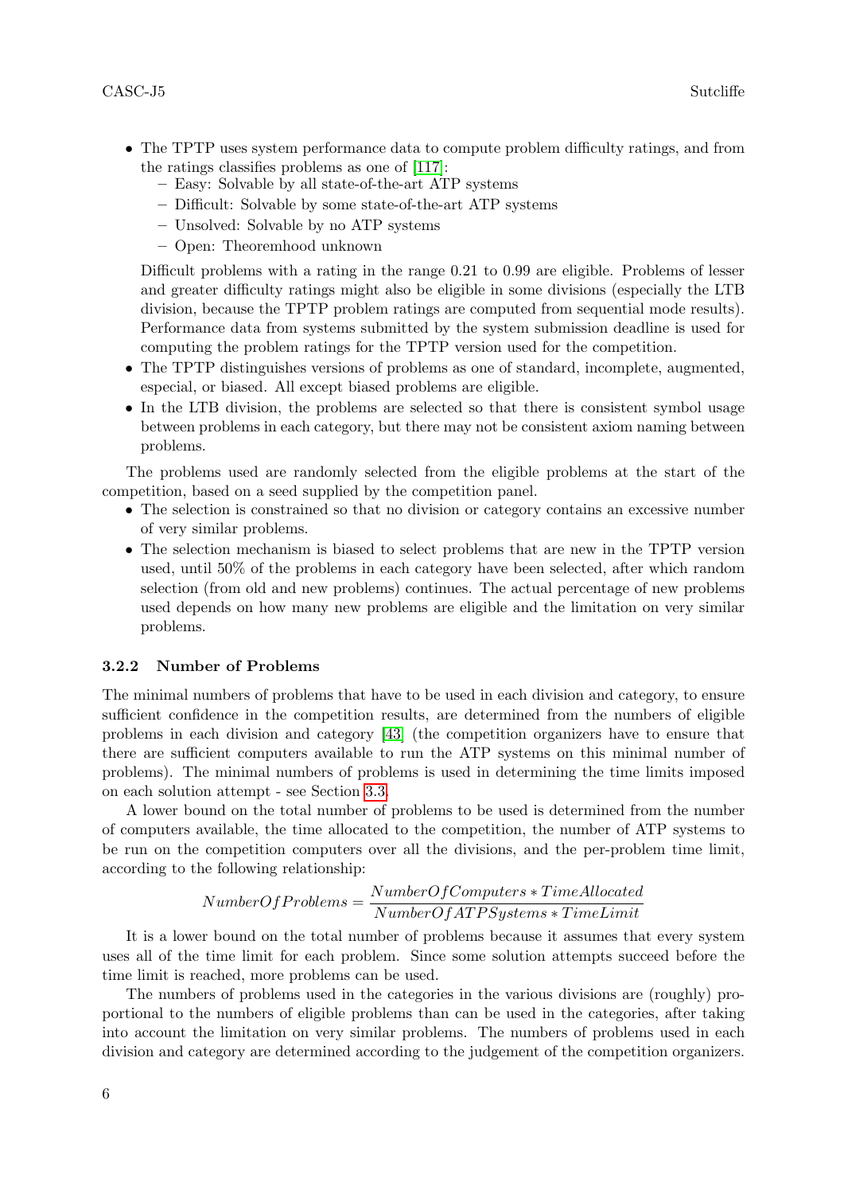- The TPTP uses system performance data to compute problem difficulty ratings, and from the ratings classifies problems as one of [117]:
  - Easy: Solvable by all state-of-the-art ATP systems
  - Difficult: Solvable by some state-of-the-art ATP systems
  - Unsolved: Solvable by no ATP systems
  - Open: Theoremhood unknown

  Difficult problems with a rating in the range 0.21 to 0.99 are eligible. Problems of lesser and greater difficulty ratings might also be eligible in some divisions (especially the LTB division, because the TPTP problem ratings are computed from sequential mode results). Performance data from systems submitted by the system submission deadline is used for computing the problem ratings for the TPTP version used for the competition.
- The TPTP distinguishes versions of problems as one of standard, incomplete, augmented, especial, or biased. All except biased problems are eligible.
- In the LTB division, the problems are selected so that there is consistent symbol usage between problems in each category, but there may not be consistent axiom naming between problems.

The problems used are randomly selected from the eligible problems at the start of the competition, based on a seed supplied by the competition panel.

- The selection is constrained so that no division or category contains an excessive number of very similar problems.
- The selection mechanism is biased to select problems that are new in the TPTP version used, until 50% of the problems in each category have been selected, after which random selection (from old and new problems) continues. The actual percentage of new problems used depends on how many new problems are eligible and the limitation on very similar problems.

### 3.2.2 Number of Problems

The minimal numbers of problems that have to be used in each division and category, to ensure sufficient confidence in the competition results, are determined from the numbers of eligible problems in each division and category [43] (the competition organizers have to ensure that there are sufficient computers available to run the ATP systems on this minimal number of problems). The minimal numbers of problems is used in determining the time limits imposed on each solution attempt - see Section 3.3.

A lower bound on the total number of problems to be used is determined from the number of computers available, the time allocated to the competition, the number of ATP systems to be run on the competition computers over all the divisions, and the per-problem time limit, according to the following relationship:

$$NumberOfProblems = \frac{NumberOfComputers * TimeAllocated}{NumberOfATPSystems * TimeLimit}$$

It is a lower bound on the total number of problems because it assumes that every system uses all of the time limit for each problem. Since some solution attempts succeed before the time limit is reached, more problems can be used.

The numbers of problems used in the categories in the various divisions are (roughly) proportional to the numbers of eligible problems than can be used in the categories, after taking into account the limitation on very similar problems. The numbers of problems used in each division and category are determined according to the judgement of the competition organizers.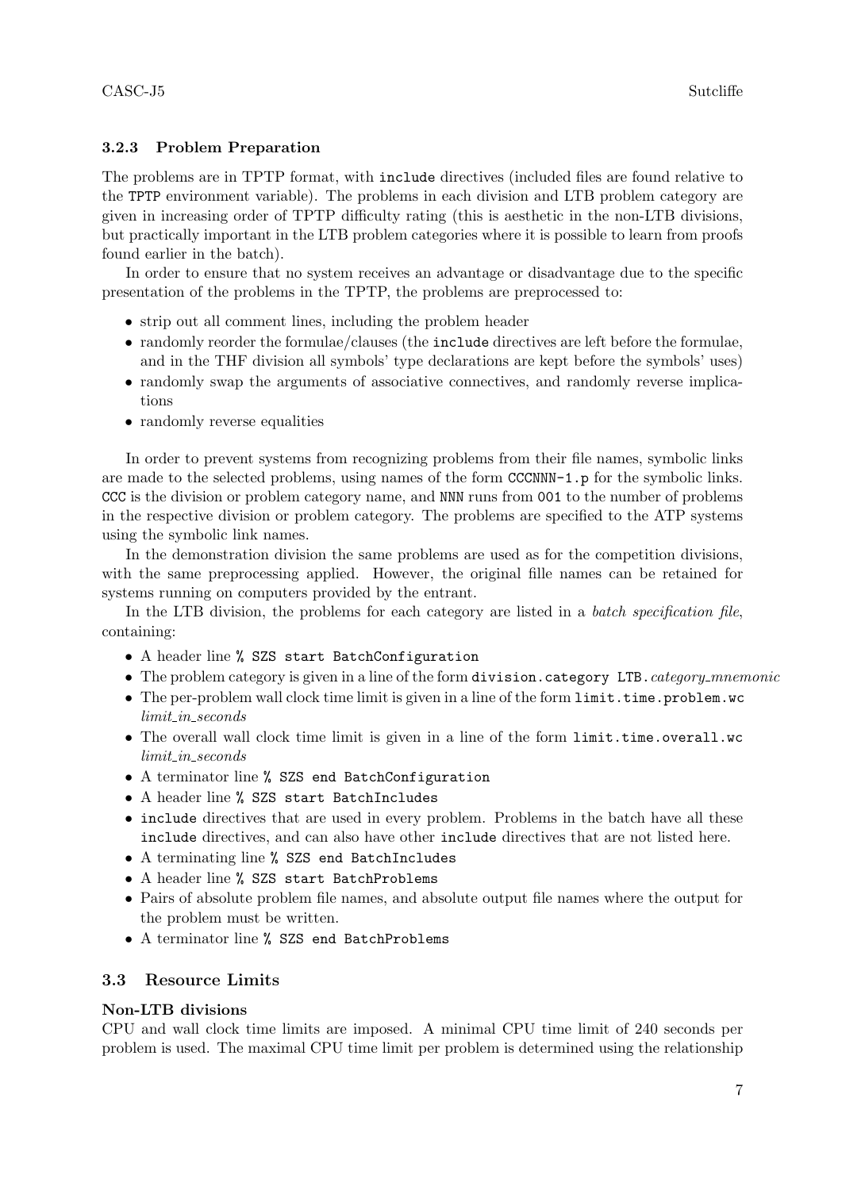### 3.2.3 Problem Preparation

The problems are in TPTP format, with `include` directives (included files are found relative to the `TPTP` environment variable). The problems in each division and LTB problem category are given in increasing order of TPTP difficulty rating (this is aesthetic in the non-LTB divisions, but practically important in the LTB problem categories where it is possible to learn from proofs found earlier in the batch).

In order to ensure that no system receives an advantage or disadvantage due to the specific presentation of the problems in the TPTP, the problems are preprocessed to:

- strip out all comment lines, including the problem header
- randomly reorder the formulae/clauses (the `include` directives are left before the formulae, and in the THF division all symbols' type declarations are kept before the symbols' uses)
- randomly swap the arguments of associative connectives, and randomly reverse implications
- randomly reverse equalities

In order to prevent systems from recognizing problems from their file names, symbolic links are made to the selected problems, using names of the form `CCCNNN-1.p` for the symbolic links. `CCC` is the division or problem category name, and `NNN` runs from `001` to the number of problems in the respective division or problem category. The problems are specified to the ATP systems using the symbolic link names.

In the demonstration division the same problems are used as for the competition divisions, with the same preprocessing applied. However, the original fille names can be retained for systems running on computers provided by the entrant.

In the LTB division, the problems for each category are listed in a *batch specification file*, containing:

- A header line `% SZS start BatchConfiguration`
- The problem category is given in a line of the form `division.category LTB.`*category_mnemonic*
- The per-problem wall clock time limit is given in a line of the form `limit.time.problem.wc` *limit_in_seconds*
- The overall wall clock time limit is given in a line of the form `limit.time.overall.wc` *limit_in_seconds*
- A terminator line `% SZS end BatchConfiguration`
- A header line `% SZS start BatchIncludes`
- `include` directives that are used in every problem. Problems in the batch have all these `include` directives, and can also have other `include` directives that are not listed here.
- A terminating line `% SZS end BatchIncludes`
- A header line `% SZS start BatchProblems`
- Pairs of absolute problem file names, and absolute output file names where the output for the problem must be written.
- A terminator line `% SZS end BatchProblems`

## 3.3 Resource Limits

**Non-LTB divisions**

CPU and wall clock time limits are imposed. A minimal CPU time limit of 240 seconds per problem is used. The maximal CPU time limit per problem is determined using the relationship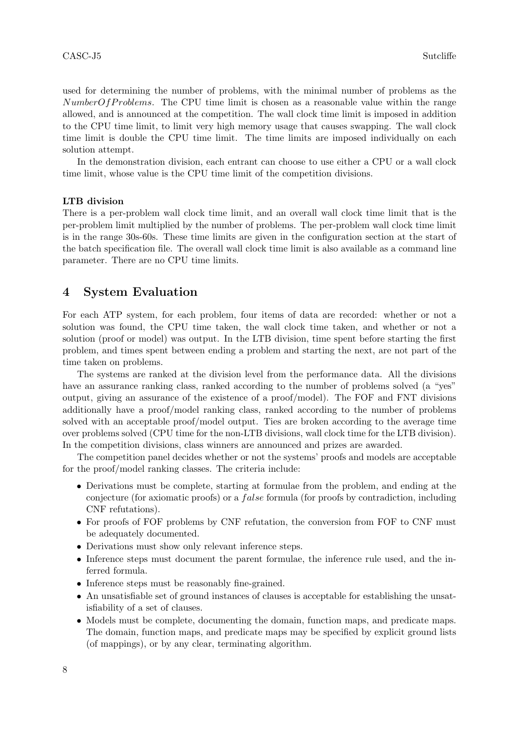used for determining the number of problems, with the minimal number of problems as the *NumberOfProblems*. The CPU time limit is chosen as a reasonable value within the range allowed, and is announced at the competition. The wall clock time limit is imposed in addition to the CPU time limit, to limit very high memory usage that causes swapping. The wall clock time limit is double the CPU time limit. The time limits are imposed individually on each solution attempt.

In the demonstration division, each entrant can choose to use either a CPU or a wall clock time limit, whose value is the CPU time limit of the competition divisions.

**LTB division**

There is a per-problem wall clock time limit, and an overall wall clock time limit that is the per-problem limit multiplied by the number of problems. The per-problem wall clock time limit is in the range 30s-60s. These time limits are given in the configuration section at the start of the batch specification file. The overall wall clock time limit is also available as a command line parameter. There are no CPU time limits.

## 4 System Evaluation

For each ATP system, for each problem, four items of data are recorded: whether or not a solution was found, the CPU time taken, the wall clock time taken, and whether or not a solution (proof or model) was output. In the LTB division, time spent before starting the first problem, and times spent between ending a problem and starting the next, are not part of the time taken on problems.

The systems are ranked at the division level from the performance data. All the divisions have an assurance ranking class, ranked according to the number of problems solved (a "yes" output, giving an assurance of the existence of a proof/model). The FOF and FNT divisions additionally have a proof/model ranking class, ranked according to the number of problems solved with an acceptable proof/model output. Ties are broken according to the average time over problems solved (CPU time for the non-LTB divisions, wall clock time for the LTB division). In the competition divisions, class winners are announced and prizes are awarded.

The competition panel decides whether or not the systems' proofs and models are acceptable for the proof/model ranking classes. The criteria include:

- Derivations must be complete, starting at formulae from the problem, and ending at the conjecture (for axiomatic proofs) or a *false* formula (for proofs by contradiction, including CNF refutations).
- For proofs of FOF problems by CNF refutation, the conversion from FOF to CNF must be adequately documented.
- Derivations must show only relevant inference steps.
- Inference steps must document the parent formulae, the inference rule used, and the inferred formula.
- Inference steps must be reasonably fine-grained.
- An unsatisfiable set of ground instances of clauses is acceptable for establishing the unsatisfiability of a set of clauses.
- Models must be complete, documenting the domain, function maps, and predicate maps. The domain, function maps, and predicate maps may be specified by explicit ground lists (of mappings), or by any clear, terminating algorithm.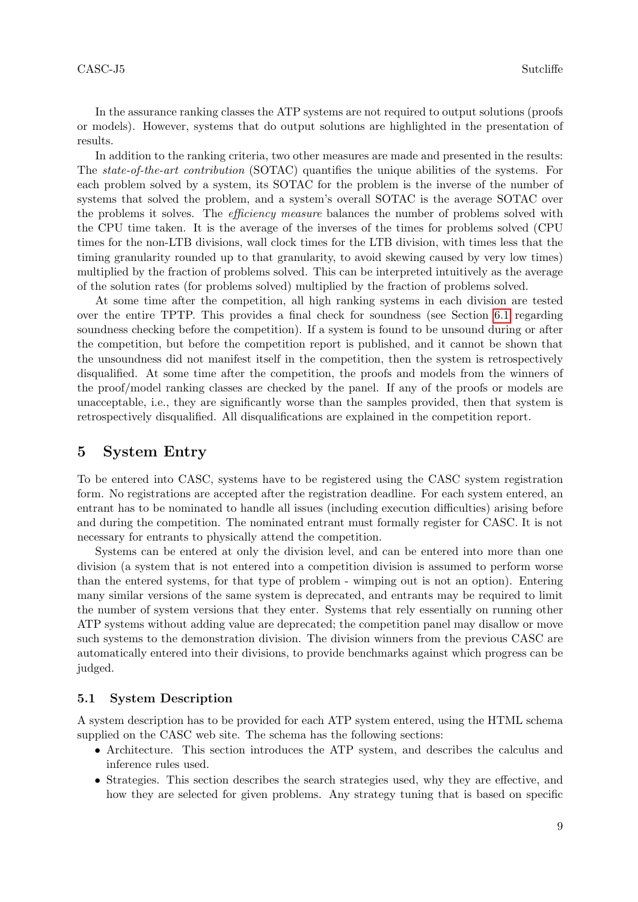In the assurance ranking classes the ATP systems are not required to output solutions (proofs or models). However, systems that do output solutions are highlighted in the presentation of results.

In addition to the ranking criteria, two other measures are made and presented in the results: The *state-of-the-art contribution* (SOTAC) quantifies the unique abilities of the systems. For each problem solved by a system, its SOTAC for the problem is the inverse of the number of systems that solved the problem, and a system's overall SOTAC is the average SOTAC over the problems it solves. The *efficiency measure* balances the number of problems solved with the CPU time taken. It is the average of the inverses of the times for problems solved (CPU times for the non-LTB divisions, wall clock times for the LTB division, with times less that the timing granularity rounded up to that granularity, to avoid skewing caused by very low times) multiplied by the fraction of problems solved. This can be interpreted intuitively as the average of the solution rates (for problems solved) multiplied by the fraction of problems solved.

At some time after the competition, all high ranking systems in each division are tested over the entire TPTP. This provides a final check for soundness (see Section 6.1 regarding soundness checking before the competition). If a system is found to be unsound during or after the competition, but before the competition report is published, and it cannot be shown that the unsoundness did not manifest itself in the competition, then the system is retrospectively disqualified. At some time after the competition, the proofs and models from the winners of the proof/model ranking classes are checked by the panel. If any of the proofs or models are unacceptable, i.e., they are significantly worse than the samples provided, then that system is retrospectively disqualified. All disqualifications are explained in the competition report.

# 5 System Entry

To be entered into CASC, systems have to be registered using the CASC system registration form. No registrations are accepted after the registration deadline. For each system entered, an entrant has to be nominated to handle all issues (including execution difficulties) arising before and during the competition. The nominated entrant must formally register for CASC. It is not necessary for entrants to physically attend the competition.

Systems can be entered at only the division level, and can be entered into more than one division (a system that is not entered into a competition division is assumed to perform worse than the entered systems, for that type of problem - wimping out is not an option). Entering many similar versions of the same system is deprecated, and entrants may be required to limit the number of system versions that they enter. Systems that rely essentially on running other ATP systems without adding value are deprecated; the competition panel may disallow or move such systems to the demonstration division. The division winners from the previous CASC are automatically entered into their divisions, to provide benchmarks against which progress can be judged.

## 5.1 System Description

A system description has to be provided for each ATP system entered, using the HTML schema supplied on the CASC web site. The schema has the following sections:

- Architecture. This section introduces the ATP system, and describes the calculus and inference rules used.
- Strategies. This section describes the search strategies used, why they are effective, and how they are selected for given problems. Any strategy tuning that is based on specific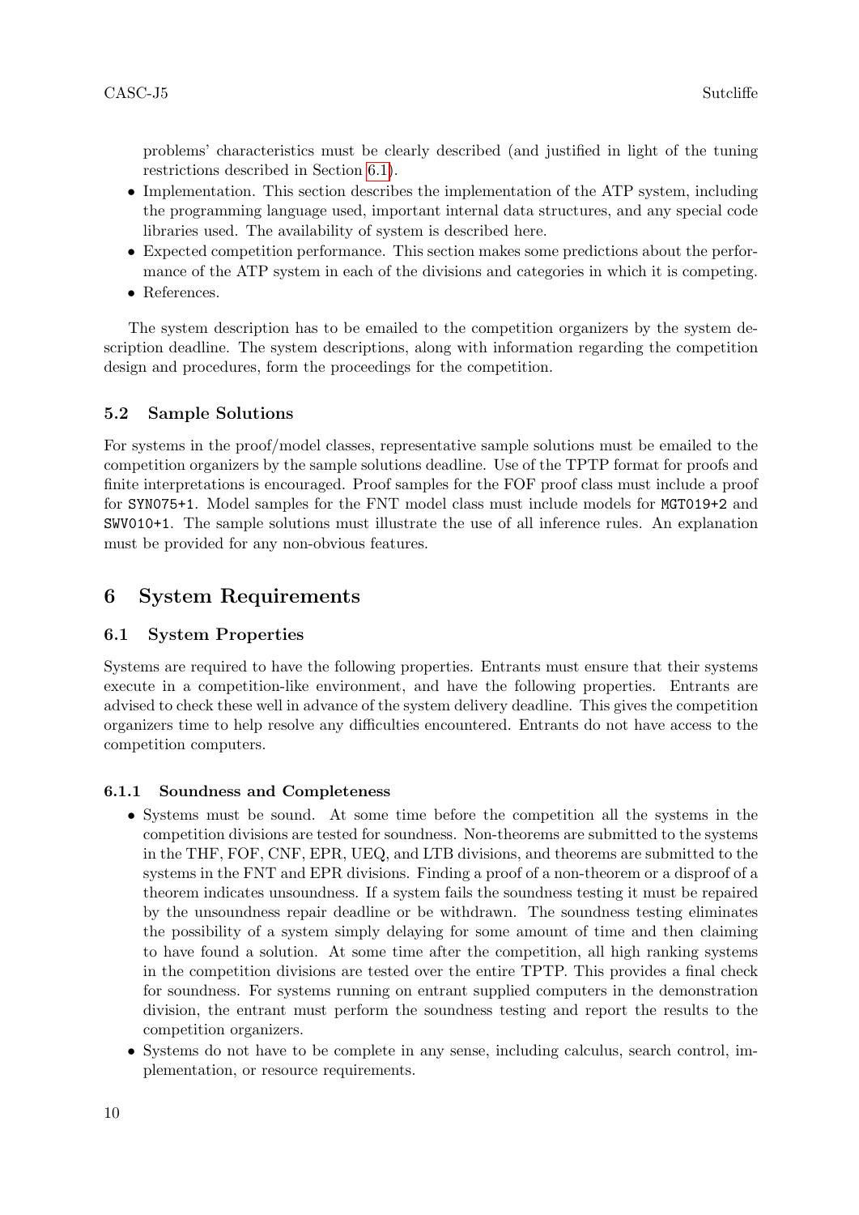problems' characteristics must be clearly described (and justified in light of the tuning restrictions described in Section 6.1).

- Implementation. This section describes the implementation of the ATP system, including the programming language used, important internal data structures, and any special code libraries used. The availability of system is described here.
- Expected competition performance. This section makes some predictions about the performance of the ATP system in each of the divisions and categories in which it is competing.
- References.

The system description has to be emailed to the competition organizers by the system description deadline. The system descriptions, along with information regarding the competition design and procedures, form the proceedings for the competition.

### 5.2 Sample Solutions

For systems in the proof/model classes, representative sample solutions must be emailed to the competition organizers by the sample solutions deadline. Use of the TPTP format for proofs and finite interpretations is encouraged. Proof samples for the FOF proof class must include a proof for SYN075+1. Model samples for the FNT model class must include models for MGT019+2 and SWV010+1. The sample solutions must illustrate the use of all inference rules. An explanation must be provided for any non-obvious features.

## 6 System Requirements

### 6.1 System Properties

Systems are required to have the following properties. Entrants must ensure that their systems execute in a competition-like environment, and have the following properties. Entrants are advised to check these well in advance of the system delivery deadline. This gives the competition organizers time to help resolve any difficulties encountered. Entrants do not have access to the competition computers.

#### 6.1.1 Soundness and Completeness

- Systems must be sound. At some time before the competition all the systems in the competition divisions are tested for soundness. Non-theorems are submitted to the systems in the THF, FOF, CNF, EPR, UEQ, and LTB divisions, and theorems are submitted to the systems in the FNT and EPR divisions. Finding a proof of a non-theorem or a disproof of a theorem indicates unsoundness. If a system fails the soundness testing it must be repaired by the unsoundness repair deadline or be withdrawn. The soundness testing eliminates the possibility of a system simply delaying for some amount of time and then claiming to have found a solution. At some time after the competition, all high ranking systems in the competition divisions are tested over the entire TPTP. This provides a final check for soundness. For systems running on entrant supplied computers in the demonstration division, the entrant must perform the soundness testing and report the results to the competition organizers.
- Systems do not have to be complete in any sense, including calculus, search control, implementation, or resource requirements.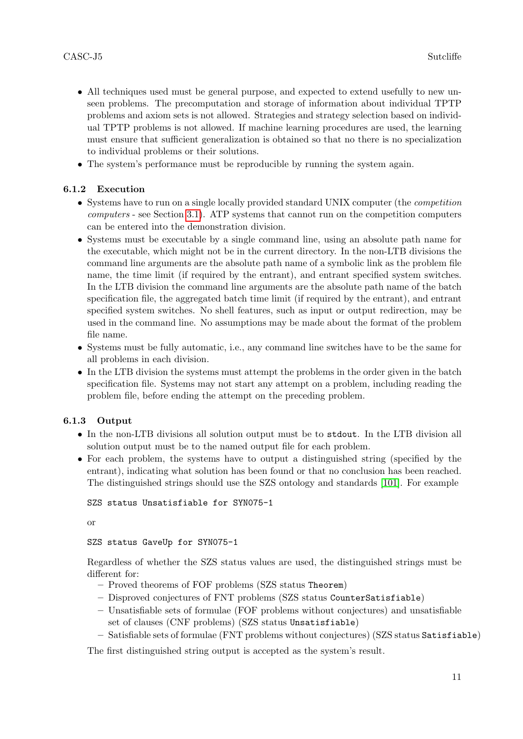- All techniques used must be general purpose, and expected to extend usefully to new unseen problems. The precomputation and storage of information about individual TPTP problems and axiom sets is not allowed. Strategies and strategy selection based on individual TPTP problems is not allowed. If machine learning procedures are used, the learning must ensure that sufficient generalization is obtained so that no there is no specialization to individual problems or their solutions.
- The system's performance must be reproducible by running the system again.

### 6.1.2 Execution

- Systems have to run on a single locally provided standard UNIX computer (the *competition computers* - see Section 3.1). ATP systems that cannot run on the competition computers can be entered into the demonstration division.
- Systems must be executable by a single command line, using an absolute path name for the executable, which might not be in the current directory. In the non-LTB divisions the command line arguments are the absolute path name of a symbolic link as the problem file name, the time limit (if required by the entrant), and entrant specified system switches. In the LTB division the command line arguments are the absolute path name of the batch specification file, the aggregated batch time limit (if required by the entrant), and entrant specified system switches. No shell features, such as input or output redirection, may be used in the command line. No assumptions may be made about the format of the problem file name.
- Systems must be fully automatic, i.e., any command line switches have to be the same for all problems in each division.
- In the LTB division the systems must attempt the problems in the order given in the batch specification file. Systems may not start any attempt on a problem, including reading the problem file, before ending the attempt on the preceding problem.

### 6.1.3 Output

- In the non-LTB divisions all solution output must be to `stdout`. In the LTB division all solution output must be to the named output file for each problem.
- For each problem, the systems have to output a distinguished string (specified by the entrant), indicating what solution has been found or that no conclusion has been reached. The distinguished strings should use the SZS ontology and standards [101]. For example

  ```
  SZS status Unsatisfiable for SYN075-1
  ```

  or

  ```
  SZS status GaveUp for SYN075-1
  ```

  Regardless of whether the SZS status values are used, the distinguished strings must be different for:
  - Proved theorems of FOF problems (SZS status `Theorem`)
  - Disproved conjectures of FNT problems (SZS status `CounterSatisfiable`)
  - Unsatisfiable sets of formulae (FOF problems without conjectures) and unsatisfiable set of clauses (CNF problems) (SZS status `Unsatisfiable`)
  - Satisfiable sets of formulae (FNT problems without conjectures) (SZS status `Satisfiable`)

  The first distinguished string output is accepted as the system's result.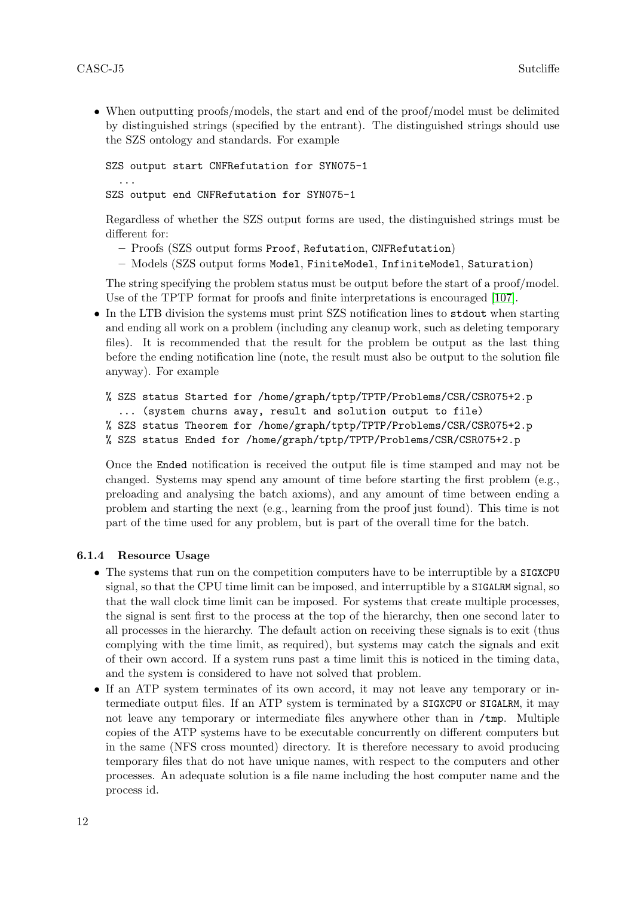- When outputting proofs/models, the start and end of the proof/model must be delimited by distinguished strings (specified by the entrant). The distinguished strings should use the SZS ontology and standards. For example

```
SZS output start CNFRefutation for SYN075-1
  ...
SZS output end CNFRefutation for SYN075-1
```

  Regardless of whether the SZS output forms are used, the distinguished strings must be different for:
  - Proofs (SZS output forms `Proof`, `Refutation`, `CNFRefutation`)
  - Models (SZS output forms `Model`, `FiniteModel`, `InfiniteModel`, `Saturation`)

  The string specifying the problem status must be output before the start of a proof/model. Use of the TPTP format for proofs and finite interpretations is encouraged [107].

- In the LTB division the systems must print SZS notification lines to `stdout` when starting and ending all work on a problem (including any cleanup work, such as deleting temporary files). It is recommended that the result for the problem be output as the last thing before the ending notification line (note, the result must also be output to the solution file anyway). For example

```
% SZS status Started for /home/graph/tptp/TPTP/Problems/CSR/CSR075+2.p
  ... (system churns away, result and solution output to file)
% SZS status Theorem for /home/graph/tptp/TPTP/Problems/CSR/CSR075+2.p
% SZS status Ended for /home/graph/tptp/TPTP/Problems/CSR/CSR075+2.p
```

  Once the `Ended` notification is received the output file is time stamped and may not be changed. Systems may spend any amount of time before starting the first problem (e.g., preloading and analysing the batch axioms), and any amount of time between ending a problem and starting the next (e.g., learning from the proof just found). This time is not part of the time used for any problem, but is part of the overall time for the batch.

#### 6.1.4 Resource Usage

- The systems that run on the competition computers have to be interruptible by a `SIGXCPU` signal, so that the CPU time limit can be imposed, and interruptible by a `SIGALRM` signal, so that the wall clock time limit can be imposed. For systems that create multiple processes, the signal is sent first to the process at the top of the hierarchy, then one second later to all processes in the hierarchy. The default action on receiving these signals is to exit (thus complying with the time limit, as required), but systems may catch the signals and exit of their own accord. If a system runs past a time limit this is noticed in the timing data, and the system is considered to have not solved that problem.
- If an ATP system terminates of its own accord, it may not leave any temporary or intermediate output files. If an ATP system is terminated by a `SIGXCPU` or `SIGALRM`, it may not leave any temporary or intermediate files anywhere other than in `/tmp`. Multiple copies of the ATP systems have to be executable concurrently on different computers but in the same (NFS cross mounted) directory. It is therefore necessary to avoid producing temporary files that do not have unique names, with respect to the computers and other processes. An adequate solution is a file name including the host computer name and the process id.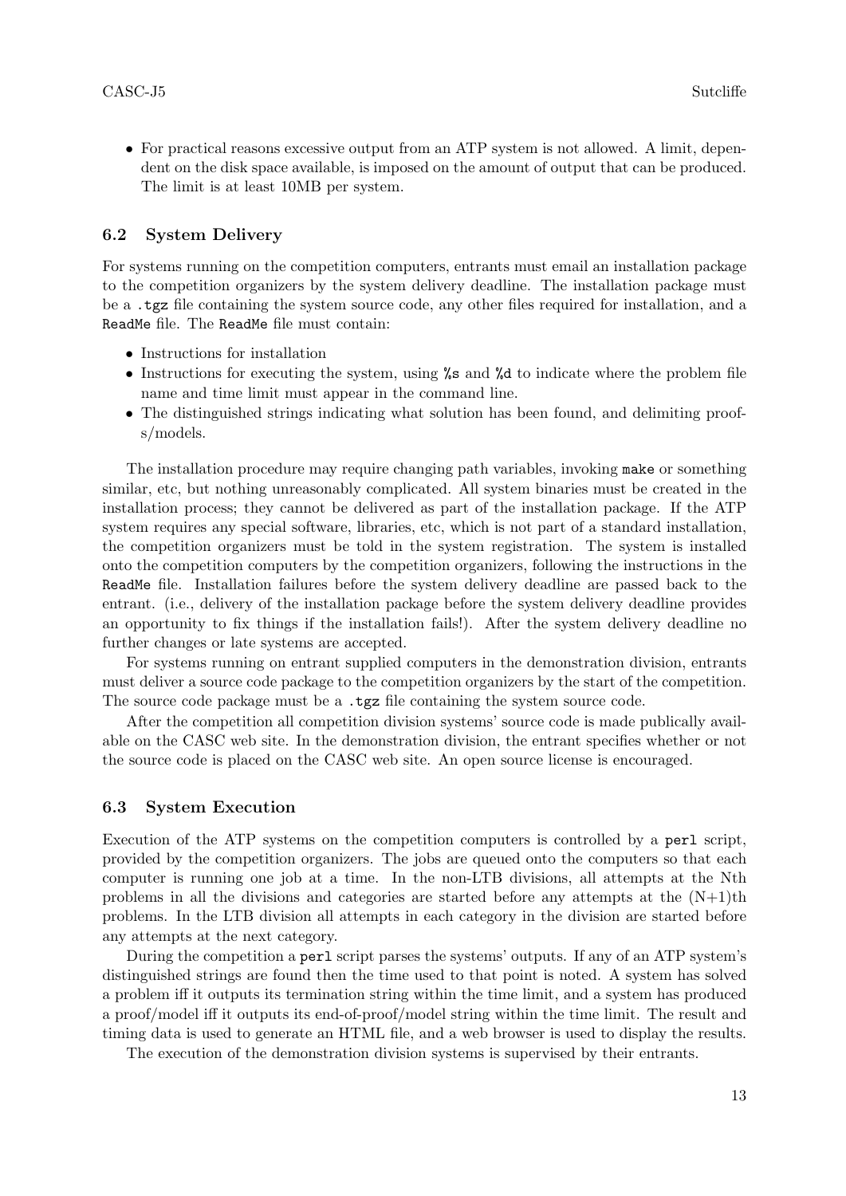- For practical reasons excessive output from an ATP system is not allowed. A limit, dependent on the disk space available, is imposed on the amount of output that can be produced. The limit is at least 10MB per system.

### 6.2 System Delivery

For systems running on the competition computers, entrants must email an installation package to the competition organizers by the system delivery deadline. The installation package must be a `.tgz` file containing the system source code, any other files required for installation, and a `ReadMe` file. The `ReadMe` file must contain:

- Instructions for installation
- Instructions for executing the system, using `%s` and `%d` to indicate where the problem file name and time limit must appear in the command line.
- The distinguished strings indicating what solution has been found, and delimiting proofs/models.

The installation procedure may require changing path variables, invoking `make` or something similar, etc, but nothing unreasonably complicated. All system binaries must be created in the installation process; they cannot be delivered as part of the installation package. If the ATP system requires any special software, libraries, etc, which is not part of a standard installation, the competition organizers must be told in the system registration. The system is installed onto the competition computers by the competition organizers, following the instructions in the `ReadMe` file. Installation failures before the system delivery deadline are passed back to the entrant. (i.e., delivery of the installation package before the system delivery deadline provides an opportunity to fix things if the installation fails!). After the system delivery deadline no further changes or late systems are accepted.

For systems running on entrant supplied computers in the demonstration division, entrants must deliver a source code package to the competition organizers by the start of the competition. The source code package must be a `.tgz` file containing the system source code.

After the competition all competition division systems' source code is made publically available on the CASC web site. In the demonstration division, the entrant specifies whether or not the source code is placed on the CASC web site. An open source license is encouraged.

### 6.3 System Execution

Execution of the ATP systems on the competition computers is controlled by a `perl` script, provided by the competition organizers. The jobs are queued onto the computers so that each computer is running one job at a time. In the non-LTB divisions, all attempts at the Nth problems in all the divisions and categories are started before any attempts at the (N+1)th problems. In the LTB division all attempts in each category in the division are started before any attempts at the next category.

During the competition a `perl` script parses the systems' outputs. If any of an ATP system's distinguished strings are found then the time used to that point is noted. A system has solved a problem iff it outputs its termination string within the time limit, and a system has produced a proof/model iff it outputs its end-of-proof/model string within the time limit. The result and timing data is used to generate an HTML file, and a web browser is used to display the results.

The execution of the demonstration division systems is supervised by their entrants.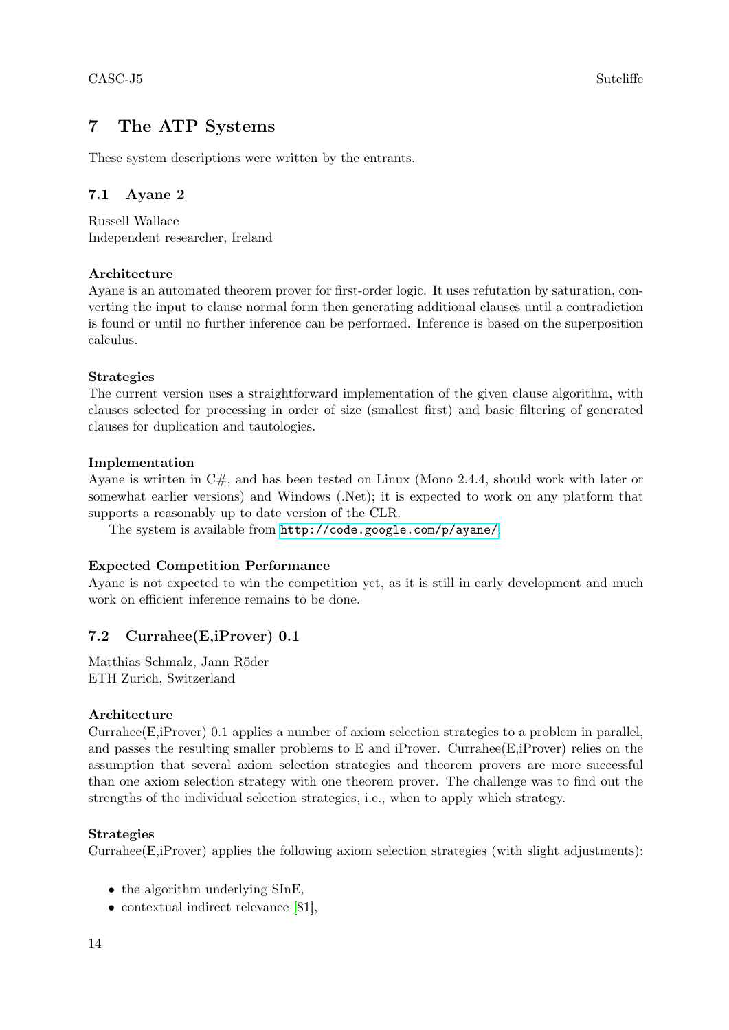## 7 The ATP Systems

These system descriptions were written by the entrants.

### 7.1 Ayane 2

Russell Wallace
Independent researcher, Ireland

**Architecture**
Ayane is an automated theorem prover for first-order logic. It uses refutation by saturation, converting the input to clause normal form then generating additional clauses until a contradiction is found or until no further inference can be performed. Inference is based on the superposition calculus.

**Strategies**
The current version uses a straightforward implementation of the given clause algorithm, with clauses selected for processing in order of size (smallest first) and basic filtering of generated clauses for duplication and tautologies.

**Implementation**
Ayane is written in C#, and has been tested on Linux (Mono 2.4.4, should work with later or somewhat earlier versions) and Windows (.Net); it is expected to work on any platform that supports a reasonably up to date version of the CLR.

The system is available from `http://code.google.com/p/ayane/`.

**Expected Competition Performance**
Ayane is not expected to win the competition yet, as it is still in early development and much work on efficient inference remains to be done.

### 7.2 Currahee(E,iProver) 0.1

Matthias Schmalz, Jann Röder
ETH Zurich, Switzerland

**Architecture**
Currahee(E,iProver) 0.1 applies a number of axiom selection strategies to a problem in parallel, and passes the resulting smaller problems to E and iProver. Currahee(E,iProver) relies on the assumption that several axiom selection strategies and theorem provers are more successful than one axiom selection strategy with one theorem prover. The challenge was to find out the strengths of the individual selection strategies, i.e., when to apply which strategy.

**Strategies**
Currahee(E,iProver) applies the following axiom selection strategies (with slight adjustments):

- the algorithm underlying SInE,
- contextual indirect relevance [81],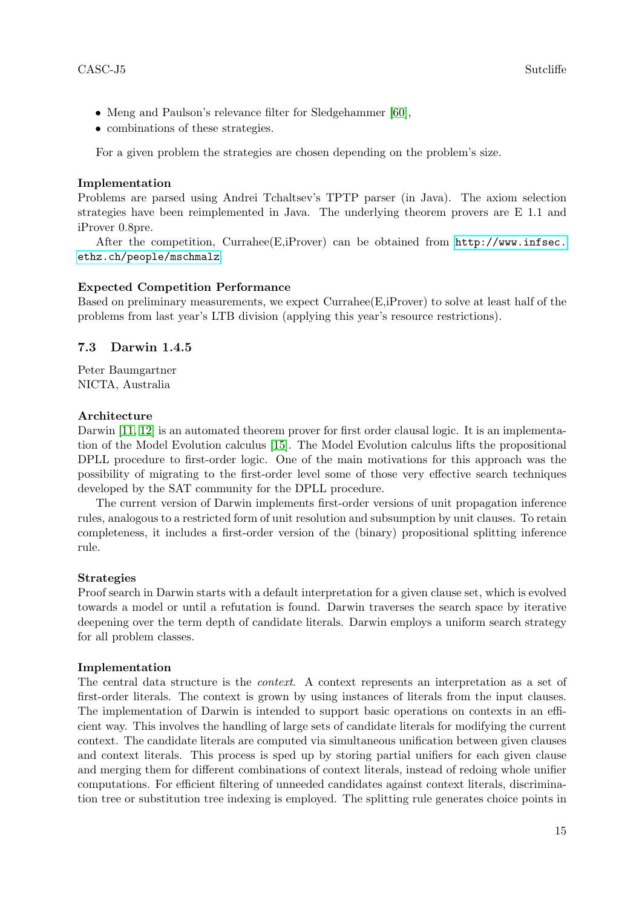- Meng and Paulson's relevance filter for Sledgehammer [60],
- combinations of these strategies.

For a given problem the strategies are chosen depending on the problem's size.

**Implementation**

Problems are parsed using Andrei Tchaltsev's TPTP parser (in Java). The axiom selection strategies have been reimplemented in Java. The underlying theorem provers are E 1.1 and iProver 0.8pre.

After the competition, Currahee(E,iProver) can be obtained from `http://www.infsec.ethz.ch/people/mschmalz`.

**Expected Competition Performance**

Based on preliminary measurements, we expect Currahee(E,iProver) to solve at least half of the problems from last year's LTB division (applying this year's resource restrictions).

### 7.3 Darwin 1.4.5

Peter Baumgartner
NICTA, Australia

**Architecture**

Darwin [11, 12] is an automated theorem prover for first order clausal logic. It is an implementation of the Model Evolution calculus [15]. The Model Evolution calculus lifts the propositional DPLL procedure to first-order logic. One of the main motivations for this approach was the possibility of migrating to the first-order level some of those very effective search techniques developed by the SAT community for the DPLL procedure.

The current version of Darwin implements first-order versions of unit propagation inference rules, analogous to a restricted form of unit resolution and subsumption by unit clauses. To retain completeness, it includes a first-order version of the (binary) propositional splitting inference rule.

**Strategies**

Proof search in Darwin starts with a default interpretation for a given clause set, which is evolved towards a model or until a refutation is found. Darwin traverses the search space by iterative deepening over the term depth of candidate literals. Darwin employs a uniform search strategy for all problem classes.

**Implementation**

The central data structure is the *context*. A context represents an interpretation as a set of first-order literals. The context is grown by using instances of literals from the input clauses. The implementation of Darwin is intended to support basic operations on contexts in an efficient way. This involves the handling of large sets of candidate literals for modifying the current context. The candidate literals are computed via simultaneous unification between given clauses and context literals. This process is sped up by storing partial unifiers for each given clause and merging them for different combinations of context literals, instead of redoing whole unifier computations. For efficient filtering of unneeded candidates against context literals, discrimination tree or substitution tree indexing is employed. The splitting rule generates choice points in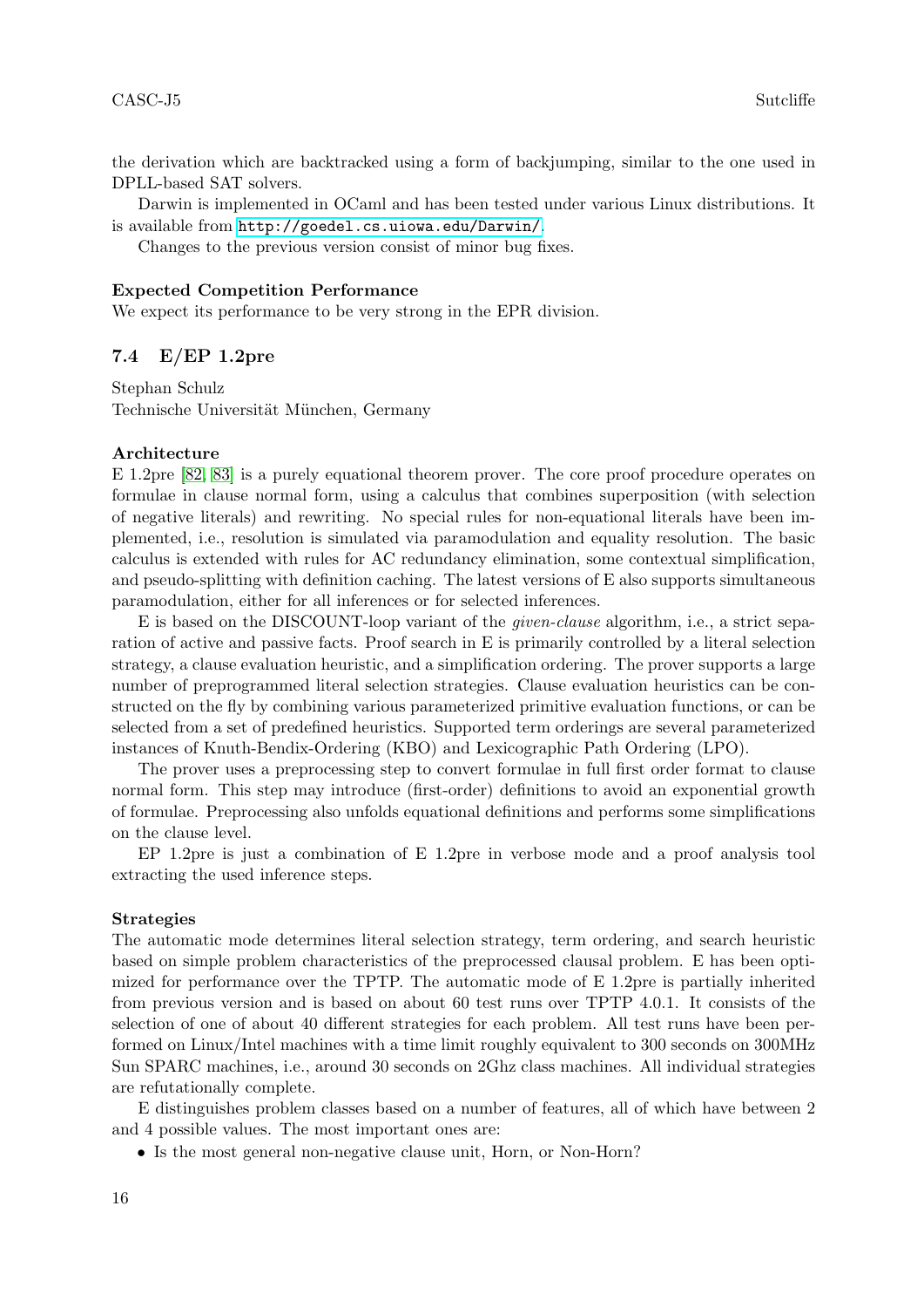the derivation which are backtracked using a form of backjumping, similar to the one used in DPLL-based SAT solvers.

Darwin is implemented in OCaml and has been tested under various Linux distributions. It is available from http://goedel.cs.uiowa.edu/Darwin/.

Changes to the previous version consist of minor bug fixes.

**Expected Competition Performance**

We expect its performance to be very strong in the EPR division.

### 7.4 E/EP 1.2pre

Stephan Schulz
Technische Universität München, Germany

**Architecture**

E 1.2pre [82, 83] is a purely equational theorem prover. The core proof procedure operates on formulae in clause normal form, using a calculus that combines superposition (with selection of negative literals) and rewriting. No special rules for non-equational literals have been implemented, i.e., resolution is simulated via paramodulation and equality resolution. The basic calculus is extended with rules for AC redundancy elimination, some contextual simplification, and pseudo-splitting with definition caching. The latest versions of E also supports simultaneous paramodulation, either for all inferences or for selected inferences.

E is based on the DISCOUNT-loop variant of the *given-clause* algorithm, i.e., a strict separation of active and passive facts. Proof search in E is primarily controlled by a literal selection strategy, a clause evaluation heuristic, and a simplification ordering. The prover supports a large number of preprogrammed literal selection strategies. Clause evaluation heuristics can be constructed on the fly by combining various parameterized primitive evaluation functions, or can be selected from a set of predefined heuristics. Supported term orderings are several parameterized instances of Knuth-Bendix-Ordering (KBO) and Lexicographic Path Ordering (LPO).

The prover uses a preprocessing step to convert formulae in full first order format to clause normal form. This step may introduce (first-order) definitions to avoid an exponential growth of formulae. Preprocessing also unfolds equational definitions and performs some simplifications on the clause level.

EP 1.2pre is just a combination of E 1.2pre in verbose mode and a proof analysis tool extracting the used inference steps.

**Strategies**

The automatic mode determines literal selection strategy, term ordering, and search heuristic based on simple problem characteristics of the preprocessed clausal problem. E has been optimized for performance over the TPTP. The automatic mode of E 1.2pre is partially inherited from previous version and is based on about 60 test runs over TPTP 4.0.1. It consists of the selection of one of about 40 different strategies for each problem. All test runs have been performed on Linux/Intel machines with a time limit roughly equivalent to 300 seconds on 300MHz Sun SPARC machines, i.e., around 30 seconds on 2Ghz class machines. All individual strategies are refutationally complete.

E distinguishes problem classes based on a number of features, all of which have between 2 and 4 possible values. The most important ones are:

- Is the most general non-negative clause unit, Horn, or Non-Horn?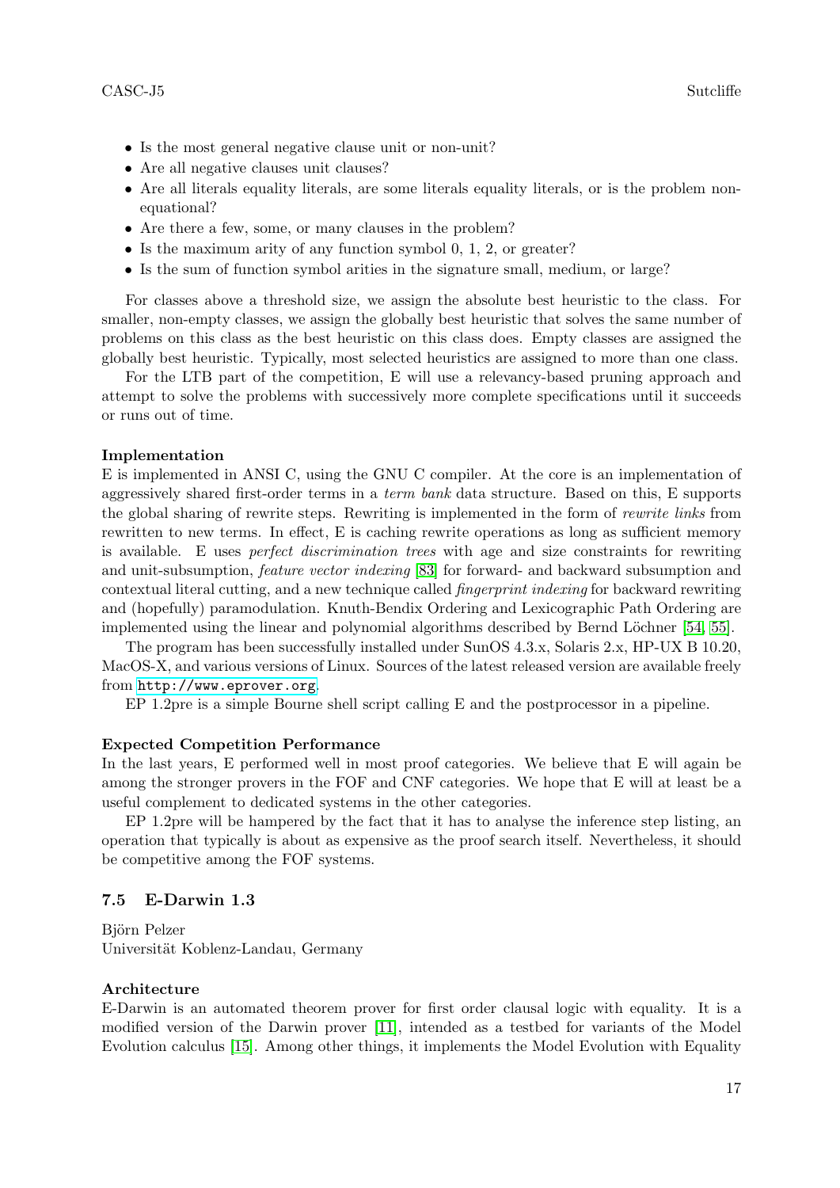- Is the most general negative clause unit or non-unit?
- Are all negative clauses unit clauses?
- Are all literals equality literals, are some literals equality literals, or is the problem non-equational?
- Are there a few, some, or many clauses in the problem?
- Is the maximum arity of any function symbol 0, 1, 2, or greater?
- Is the sum of function symbol arities in the signature small, medium, or large?

For classes above a threshold size, we assign the absolute best heuristic to the class. For smaller, non-empty classes, we assign the globally best heuristic that solves the same number of problems on this class as the best heuristic on this class does. Empty classes are assigned the globally best heuristic. Typically, most selected heuristics are assigned to more than one class.

For the LTB part of the competition, E will use a relevancy-based pruning approach and attempt to solve the problems with successively more complete specifications until it succeeds or runs out of time.

**Implementation**

E is implemented in ANSI C, using the GNU C compiler. At the core is an implementation of aggressively shared first-order terms in a *term bank* data structure. Based on this, E supports the global sharing of rewrite steps. Rewriting is implemented in the form of *rewrite links* from rewritten to new terms. In effect, E is caching rewrite operations as long as sufficient memory is available. E uses *perfect discrimination trees* with age and size constraints for rewriting and unit-subsumption, *feature vector indexing* [83] for forward- and backward subsumption and contextual literal cutting, and a new technique called *fingerprint indexing* for backward rewriting and (hopefully) paramodulation. Knuth-Bendix Ordering and Lexicographic Path Ordering are implemented using the linear and polynomial algorithms described by Bernd Löchner [54, 55].

The program has been successfully installed under SunOS 4.3.x, Solaris 2.x, HP-UX B 10.20, MacOS-X, and various versions of Linux. Sources of the latest released version are available freely from `http://www.eprover.org`.

EP 1.2pre is a simple Bourne shell script calling E and the postprocessor in a pipeline.

**Expected Competition Performance**

In the last years, E performed well in most proof categories. We believe that E will again be among the stronger provers in the FOF and CNF categories. We hope that E will at least be a useful complement to dedicated systems in the other categories.

EP 1.2pre will be hampered by the fact that it has to analyse the inference step listing, an operation that typically is about as expensive as the proof search itself. Nevertheless, it should be competitive among the FOF systems.

### 7.5 E-Darwin 1.3

Björn Pelzer
Universität Koblenz-Landau, Germany

**Architecture**

E-Darwin is an automated theorem prover for first order clausal logic with equality. It is a modified version of the Darwin prover [11], intended as a testbed for variants of the Model Evolution calculus [15]. Among other things, it implements the Model Evolution with Equality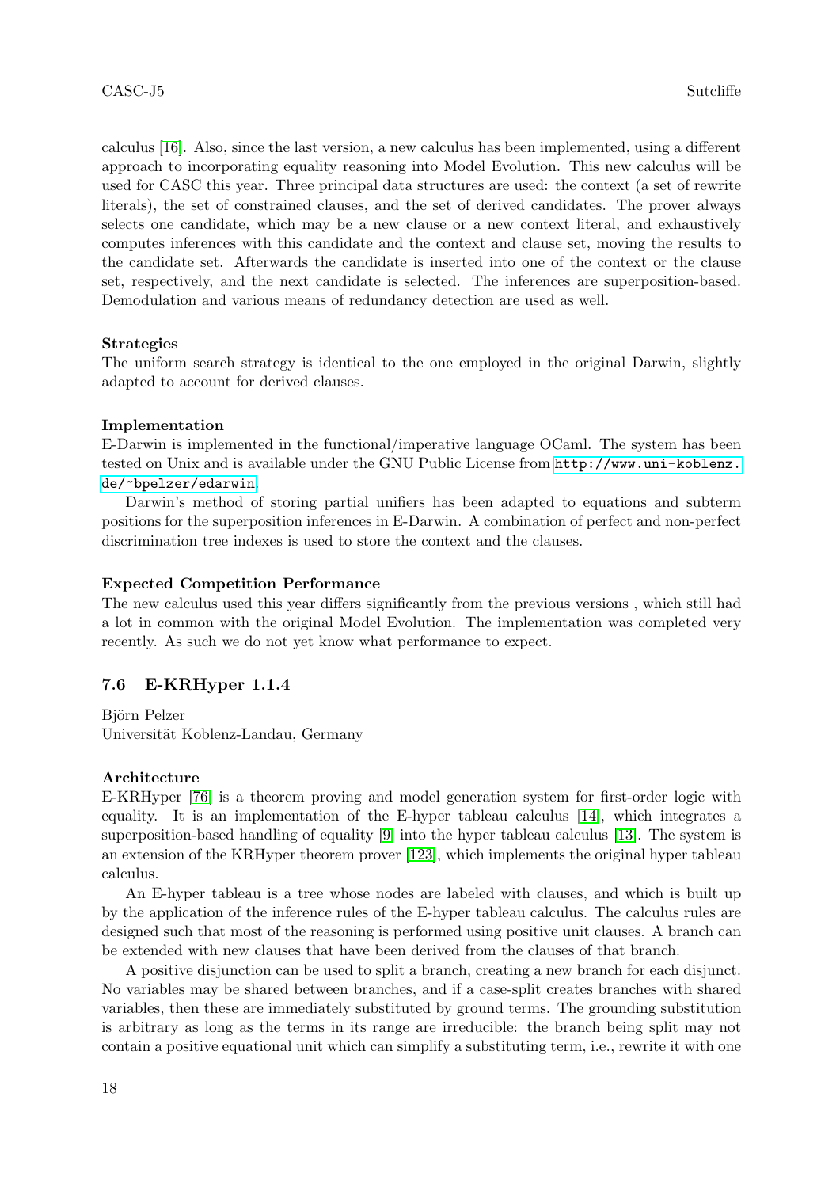calculus [16]. Also, since the last version, a new calculus has been implemented, using a different approach to incorporating equality reasoning into Model Evolution. This new calculus will be used for CASC this year. Three principal data structures are used: the context (a set of rewrite literals), the set of constrained clauses, and the set of derived candidates. The prover always selects one candidate, which may be a new clause or a new context literal, and exhaustively computes inferences with this candidate and the context and clause set, moving the results to the candidate set. Afterwards the candidate is inserted into one of the context or the clause set, respectively, and the next candidate is selected. The inferences are superposition-based. Demodulation and various means of redundancy detection are used as well.

**Strategies**

The uniform search strategy is identical to the one employed in the original Darwin, slightly adapted to account for derived clauses.

**Implementation**

E-Darwin is implemented in the functional/imperative language OCaml. The system has been tested on Unix and is available under the GNU Public License from `http://www.uni-koblenz.de/~bpelzer/edarwin`.

Darwin's method of storing partial unifiers has been adapted to equations and subterm positions for the superposition inferences in E-Darwin. A combination of perfect and non-perfect discrimination tree indexes is used to store the context and the clauses.

**Expected Competition Performance**

The new calculus used this year differs significantly from the previous versions , which still had a lot in common with the original Model Evolution. The implementation was completed very recently. As such we do not yet know what performance to expect.

### 7.6 E-KRHyper 1.1.4

Björn Pelzer
Universität Koblenz-Landau, Germany

**Architecture**

E-KRHyper [76] is a theorem proving and model generation system for first-order logic with equality. It is an implementation of the E-hyper tableau calculus [14], which integrates a superposition-based handling of equality [9] into the hyper tableau calculus [13]. The system is an extension of the KRHyper theorem prover [123], which implements the original hyper tableau calculus.

An E-hyper tableau is a tree whose nodes are labeled with clauses, and which is built up by the application of the inference rules of the E-hyper tableau calculus. The calculus rules are designed such that most of the reasoning is performed using positive unit clauses. A branch can be extended with new clauses that have been derived from the clauses of that branch.

A positive disjunction can be used to split a branch, creating a new branch for each disjunct. No variables may be shared between branches, and if a case-split creates branches with shared variables, then these are immediately substituted by ground terms. The grounding substitution is arbitrary as long as the terms in its range are irreducible: the branch being split may not contain a positive equational unit which can simplify a substituting term, i.e., rewrite it with one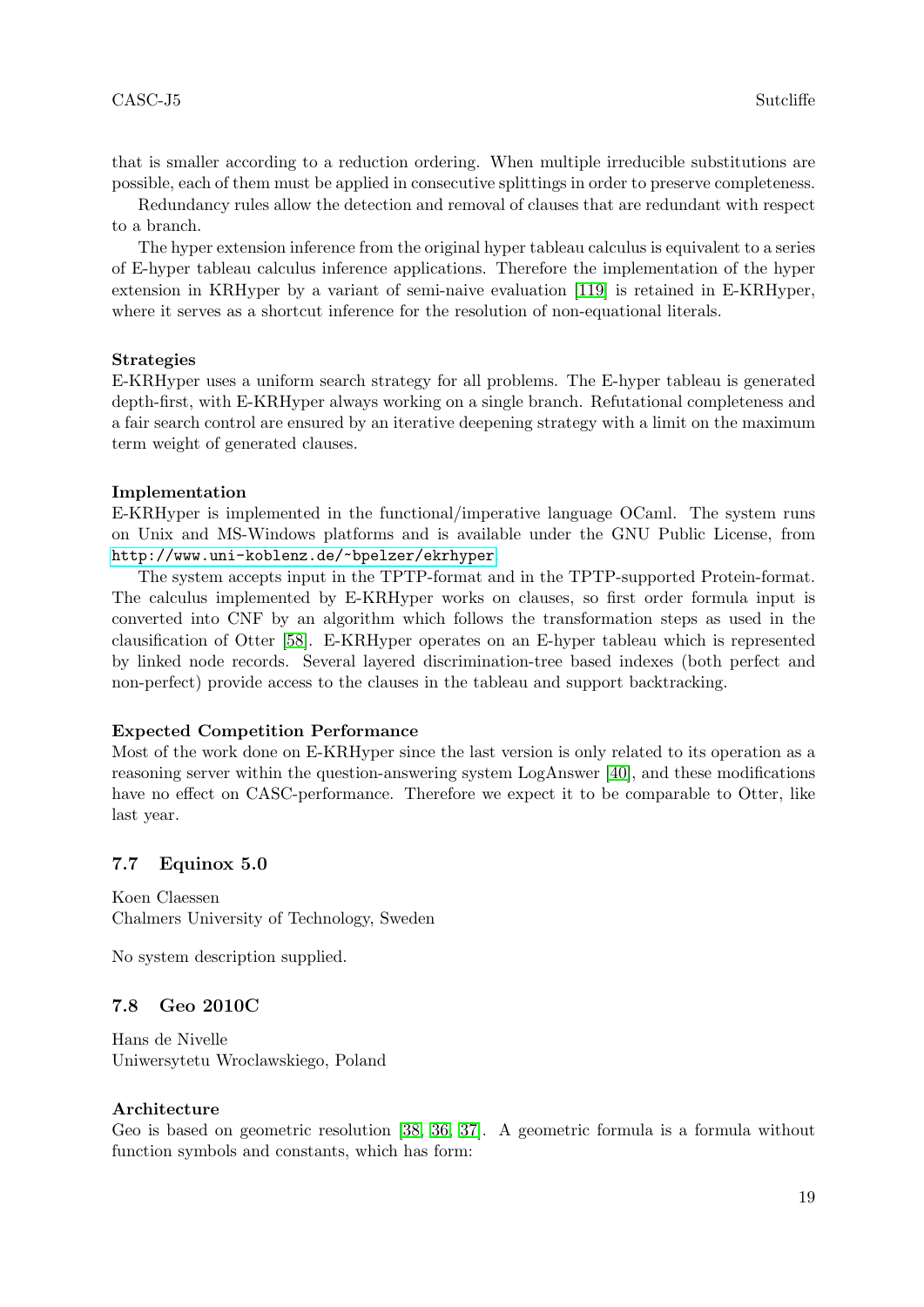that is smaller according to a reduction ordering. When multiple irreducible substitutions are possible, each of them must be applied in consecutive splittings in order to preserve completeness.

Redundancy rules allow the detection and removal of clauses that are redundant with respect to a branch.

The hyper extension inference from the original hyper tableau calculus is equivalent to a series of E-hyper tableau calculus inference applications. Therefore the implementation of the hyper extension in KRHyper by a variant of semi-naive evaluation [119] is retained in E-KRHyper, where it serves as a shortcut inference for the resolution of non-equational literals.

**Strategies**

E-KRHyper uses a uniform search strategy for all problems. The E-hyper tableau is generated depth-first, with E-KRHyper always working on a single branch. Refutational completeness and a fair search control are ensured by an iterative deepening strategy with a limit on the maximum term weight of generated clauses.

**Implementation**

E-KRHyper is implemented in the functional/imperative language OCaml. The system runs on Unix and MS-Windows platforms and is available under the GNU Public License, from http://www.uni-koblenz.de/~bpelzer/ekrhyper

The system accepts input in the TPTP-format and in the TPTP-supported Protein-format. The calculus implemented by E-KRHyper works on clauses, so first order formula input is converted into CNF by an algorithm which follows the transformation steps as used in the clausification of Otter [58]. E-KRHyper operates on an E-hyper tableau which is represented by linked node records. Several layered discrimination-tree based indexes (both perfect and non-perfect) provide access to the clauses in the tableau and support backtracking.

**Expected Competition Performance**

Most of the work done on E-KRHyper since the last version is only related to its operation as a reasoning server within the question-answering system LogAnswer [40], and these modifications have no effect on CASC-performance. Therefore we expect it to be comparable to Otter, like last year.

### 7.7 Equinox 5.0

Koen Claessen
Chalmers University of Technology, Sweden

No system description supplied.

### 7.8 Geo 2010C

Hans de Nivelle
Uniwersytetu Wroclawskiego, Poland

**Architecture**

Geo is based on geometric resolution [38, 36, 37]. A geometric formula is a formula without function symbols and constants, which has form: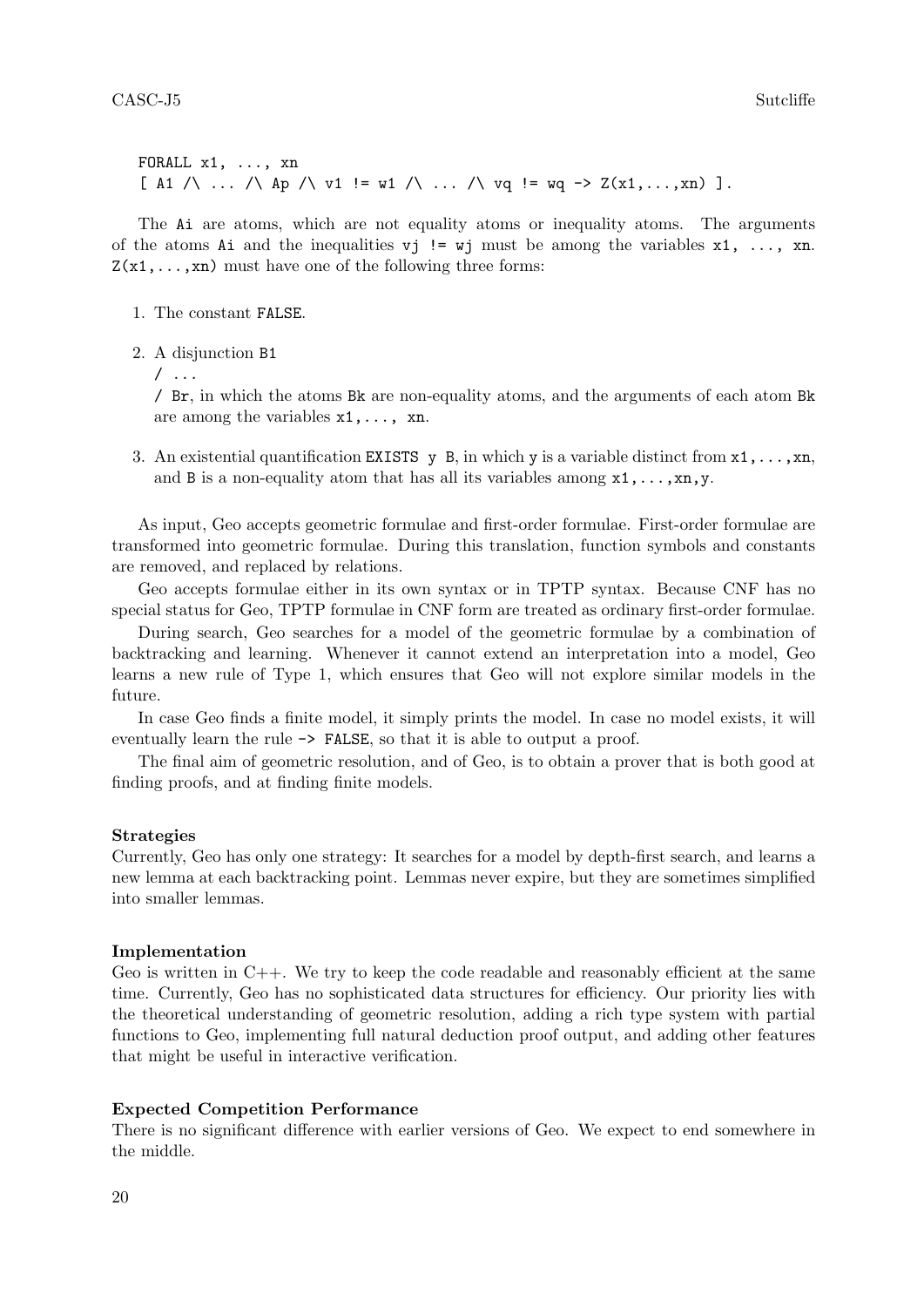```
FORALL x1, ..., xn
[ A1 /\ ... /\ Ap /\ v1 != w1 /\ ... /\ vq != wq -> Z(x1,...,xn) ].
```

The `Ai` are atoms, which are not equality atoms or inequality atoms. The arguments of the atoms `Ai` and the inequalities `vj != wj` must be among the variables `x1, ..., xn`. `Z(x1,...,xn)` must have one of the following three forms:

1. The constant `FALSE`.
2. A disjunction `B1`
   `/ ...`
   `/ Br`, in which the atoms `Bk` are non-equality atoms, and the arguments of each atom `Bk` are among the variables `x1,..., xn`.
3. An existential quantification `EXISTS y B`, in which `y` is a variable distinct from `x1,...,xn`, and `B` is a non-equality atom that has all its variables among `x1,...,xn,y`.

As input, Geo accepts geometric formulae and first-order formulae. First-order formulae are transformed into geometric formulae. During this translation, function symbols and constants are removed, and replaced by relations.

Geo accepts formulae either in its own syntax or in TPTP syntax. Because CNF has no special status for Geo, TPTP formulae in CNF form are treated as ordinary first-order formulae.

During search, Geo searches for a model of the geometric formulae by a combination of backtracking and learning. Whenever it cannot extend an interpretation into a model, Geo learns a new rule of Type 1, which ensures that Geo will not explore similar models in the future.

In case Geo finds a finite model, it simply prints the model. In case no model exists, it will eventually learn the rule `-> FALSE`, so that it is able to output a proof.

The final aim of geometric resolution, and of Geo, is to obtain a prover that is both good at finding proofs, and at finding finite models.

#### Strategies

Currently, Geo has only one strategy: It searches for a model by depth-first search, and learns a new lemma at each backtracking point. Lemmas never expire, but they are sometimes simplified into smaller lemmas.

#### Implementation

Geo is written in C++. We try to keep the code readable and reasonably efficient at the same time. Currently, Geo has no sophisticated data structures for efficiency. Our priority lies with the theoretical understanding of geometric resolution, adding a rich type system with partial functions to Geo, implementing full natural deduction proof output, and adding other features that might be useful in interactive verification.

#### Expected Competition Performance

There is no significant difference with earlier versions of Geo. We expect to end somewhere in the middle.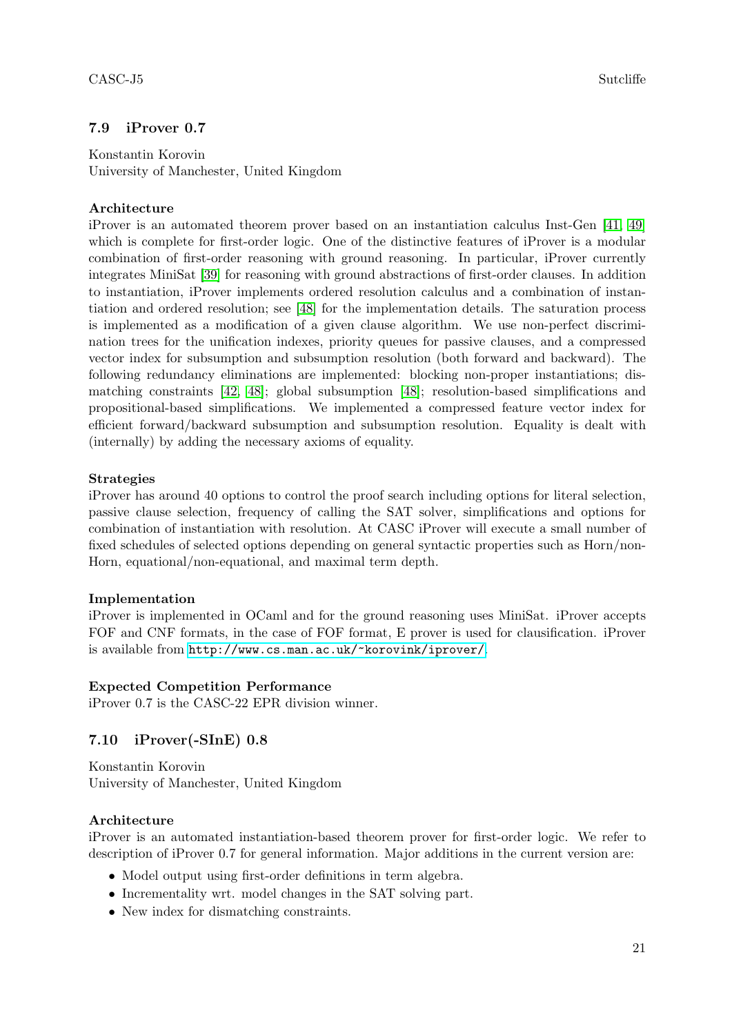### 7.9 iProver 0.7

Konstantin Korovin
University of Manchester, United Kingdom

**Architecture**

iProver is an automated theorem prover based on an instantiation calculus Inst-Gen [41, 49] which is complete for first-order logic. One of the distinctive features of iProver is a modular combination of first-order reasoning with ground reasoning. In particular, iProver currently integrates MiniSat [39] for reasoning with ground abstractions of first-order clauses. In addition to instantiation, iProver implements ordered resolution calculus and a combination of instantiation and ordered resolution; see [48] for the implementation details. The saturation process is implemented as a modification of a given clause algorithm. We use non-perfect discrimination trees for the unification indexes, priority queues for passive clauses, and a compressed vector index for subsumption and subsumption resolution (both forward and backward). The following redundancy eliminations are implemented: blocking non-proper instantiations; dismatching constraints [42, 48]; global subsumption [48]; resolution-based simplifications and propositional-based simplifications. We implemented a compressed feature vector index for efficient forward/backward subsumption and subsumption resolution. Equality is dealt with (internally) by adding the necessary axioms of equality.

**Strategies**

iProver has around 40 options to control the proof search including options for literal selection, passive clause selection, frequency of calling the SAT solver, simplifications and options for combination of instantiation with resolution. At CASC iProver will execute a small number of fixed schedules of selected options depending on general syntactic properties such as Horn/non-Horn, equational/non-equational, and maximal term depth.

**Implementation**

iProver is implemented in OCaml and for the ground reasoning uses MiniSat. iProver accepts FOF and CNF formats, in the case of FOF format, E prover is used for clausification. iProver is available from http://www.cs.man.ac.uk/~korovink/iprover/.

**Expected Competition Performance**

iProver 0.7 is the CASC-22 EPR division winner.

### 7.10 iProver(-SInE) 0.8

Konstantin Korovin
University of Manchester, United Kingdom

**Architecture**

iProver is an automated instantiation-based theorem prover for first-order logic. We refer to description of iProver 0.7 for general information. Major additions in the current version are:

- Model output using first-order definitions in term algebra.
- Incrementality wrt. model changes in the SAT solving part.
- New index for dismatching constraints.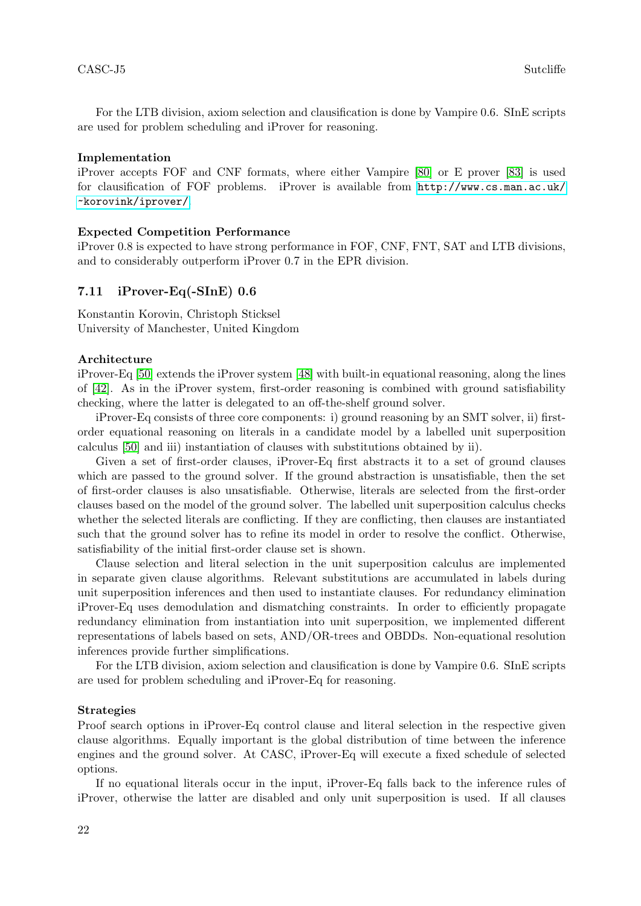For the LTB division, axiom selection and clausification is done by Vampire 0.6. SInE scripts are used for problem scheduling and iProver for reasoning.

**Implementation**

iProver accepts FOF and CNF formats, where either Vampire [80] or E prover [83] is used for clausification of FOF problems. iProver is available from http://www.cs.man.ac.uk/~korovink/iprover/

**Expected Competition Performance**

iProver 0.8 is expected to have strong performance in FOF, CNF, FNT, SAT and LTB divisions, and to considerably outperform iProver 0.7 in the EPR division.

### 7.11 iProver-Eq(-SInE) 0.6

Konstantin Korovin, Christoph Sticksel
University of Manchester, United Kingdom

**Architecture**

iProver-Eq [50] extends the iProver system [48] with built-in equational reasoning, along the lines of [42]. As in the iProver system, first-order reasoning is combined with ground satisfiability checking, where the latter is delegated to an off-the-shelf ground solver.

iProver-Eq consists of three core components: i) ground reasoning by an SMT solver, ii) first-order equational reasoning on literals in a candidate model by a labelled unit superposition calculus [50] and iii) instantiation of clauses with substitutions obtained by ii).

Given a set of first-order clauses, iProver-Eq first abstracts it to a set of ground clauses which are passed to the ground solver. If the ground abstraction is unsatisfiable, then the set of first-order clauses is also unsatisfiable. Otherwise, literals are selected from the first-order clauses based on the model of the ground solver. The labelled unit superposition calculus checks whether the selected literals are conflicting. If they are conflicting, then clauses are instantiated such that the ground solver has to refine its model in order to resolve the conflict. Otherwise, satisfiability of the initial first-order clause set is shown.

Clause selection and literal selection in the unit superposition calculus are implemented in separate given clause algorithms. Relevant substitutions are accumulated in labels during unit superposition inferences and then used to instantiate clauses. For redundancy elimination iProver-Eq uses demodulation and dismatching constraints. In order to efficiently propagate redundancy elimination from instantiation into unit superposition, we implemented different representations of labels based on sets, AND/OR-trees and OBDDs. Non-equational resolution inferences provide further simplifications.

For the LTB division, axiom selection and clausification is done by Vampire 0.6. SInE scripts are used for problem scheduling and iProver-Eq for reasoning.

**Strategies**

Proof search options in iProver-Eq control clause and literal selection in the respective given clause algorithms. Equally important is the global distribution of time between the inference engines and the ground solver. At CASC, iProver-Eq will execute a fixed schedule of selected options.

If no equational literals occur in the input, iProver-Eq falls back to the inference rules of iProver, otherwise the latter are disabled and only unit superposition is used. If all clauses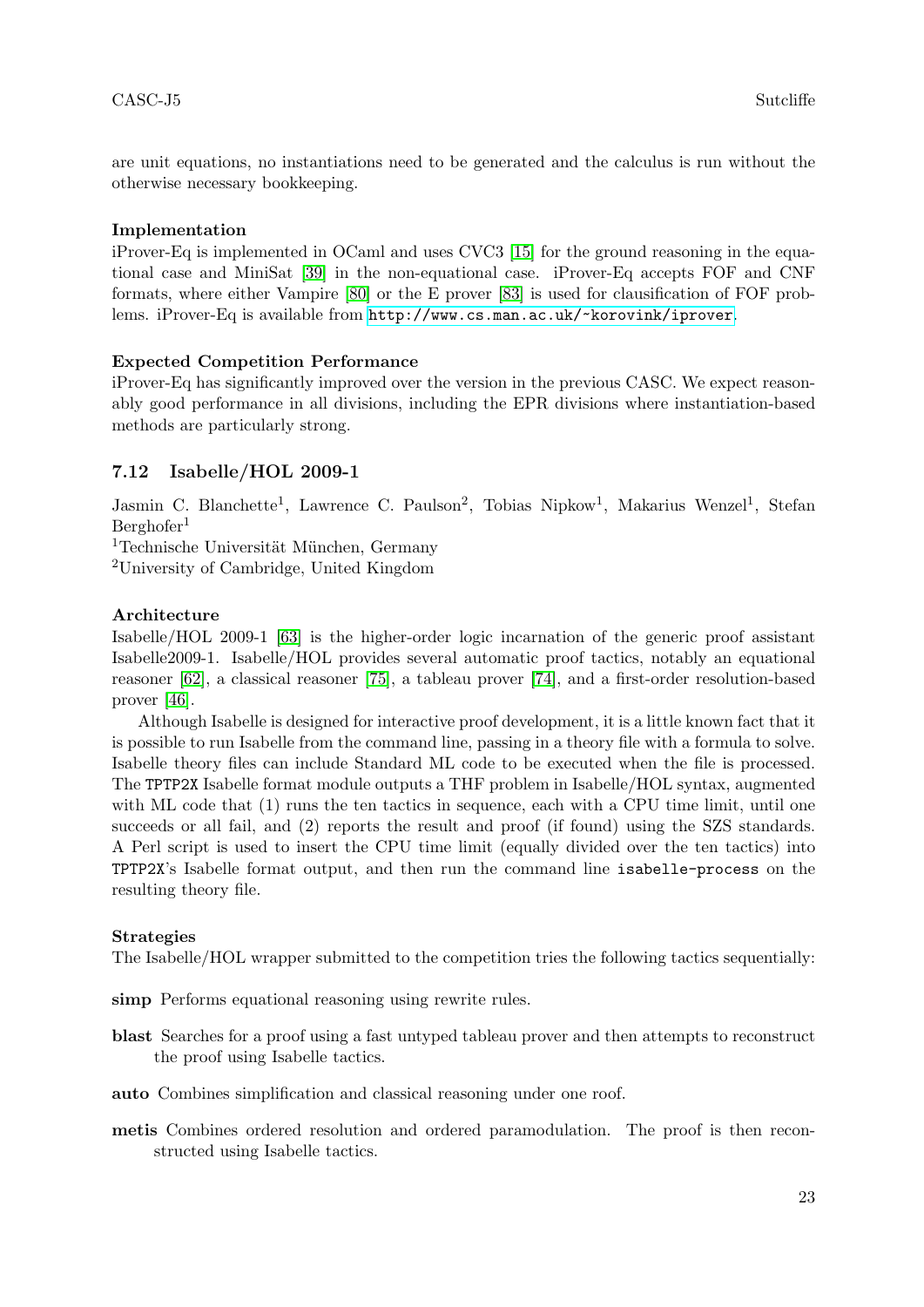are unit equations, no instantiations need to be generated and the calculus is run without the otherwise necessary bookkeeping.

**Implementation**

iProver-Eq is implemented in OCaml and uses CVC3 [15] for the ground reasoning in the equational case and MiniSat [39] in the non-equational case. iProver-Eq accepts FOF and CNF formats, where either Vampire [80] or the E prover [83] is used for clausification of FOF problems. iProver-Eq is available from http://www.cs.man.ac.uk/~korovink/iprover.

**Expected Competition Performance**

iProver-Eq has significantly improved over the version in the previous CASC. We expect reasonably good performance in all divisions, including the EPR divisions where instantiation-based methods are particularly strong.

### 7.12 Isabelle/HOL 2009-1

Jasmin C. Blanchette[1], Lawrence C. Paulson[2], Tobias Nipkow[1], Makarius Wenzel[1], Stefan Berghofer[1]

[1]Technische Universität München, Germany

[2]University of Cambridge, United Kingdom

**Architecture**

Isabelle/HOL 2009-1 [63] is the higher-order logic incarnation of the generic proof assistant Isabelle2009-1. Isabelle/HOL provides several automatic proof tactics, notably an equational reasoner [62], a classical reasoner [75], a tableau prover [74], and a first-order resolution-based prover [46].

Although Isabelle is designed for interactive proof development, it is a little known fact that it is possible to run Isabelle from the command line, passing in a theory file with a formula to solve. Isabelle theory files can include Standard ML code to be executed when the file is processed. The `TPTP2X` Isabelle format module outputs a THF problem in Isabelle/HOL syntax, augmented with ML code that (1) runs the ten tactics in sequence, each with a CPU time limit, until one succeeds or all fail, and (2) reports the result and proof (if found) using the SZS standards. A Perl script is used to insert the CPU time limit (equally divided over the ten tactics) into `TPTP2X`'s Isabelle format output, and then run the command line `isabelle-process` on the resulting theory file.

**Strategies**

The Isabelle/HOL wrapper submitted to the competition tries the following tactics sequentially:

**simp** Performs equational reasoning using rewrite rules.

**blast** Searches for a proof using a fast untyped tableau prover and then attempts to reconstruct the proof using Isabelle tactics.

**auto** Combines simplification and classical reasoning under one roof.

**metis** Combines ordered resolution and ordered paramodulation. The proof is then reconstructed using Isabelle tactics.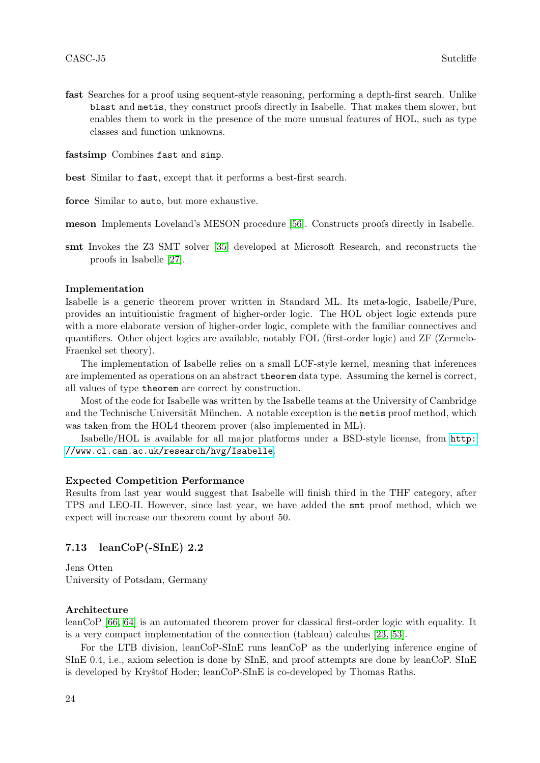**fast** Searches for a proof using sequent-style reasoning, performing a depth-first search. Unlike `blast` and `metis`, they construct proofs directly in Isabelle. That makes them slower, but enables them to work in the presence of the more unusual features of HOL, such as type classes and function unknowns.

**fastsimp** Combines `fast` and `simp`.

**best** Similar to `fast`, except that it performs a best-first search.

**force** Similar to `auto`, but more exhaustive.

**meson** Implements Loveland's MESON procedure [56]. Constructs proofs directly in Isabelle.

**smt** Invokes the Z3 SMT solver [35] developed at Microsoft Research, and reconstructs the proofs in Isabelle [27].

#### Implementation

Isabelle is a generic theorem prover written in Standard ML. Its meta-logic, Isabelle/Pure, provides an intuitionistic fragment of higher-order logic. The HOL object logic extends pure with a more elaborate version of higher-order logic, complete with the familiar connectives and quantifiers. Other object logics are available, notably FOL (first-order logic) and ZF (Zermelo-Fraenkel set theory).

The implementation of Isabelle relies on a small LCF-style kernel, meaning that inferences are implemented as operations on an abstract `theorem` data type. Assuming the kernel is correct, all values of type `theorem` are correct by construction.

Most of the code for Isabelle was written by the Isabelle teams at the University of Cambridge and the Technische Universität München. A notable exception is the `metis` proof method, which was taken from the HOL4 theorem prover (also implemented in ML).

Isabelle/HOL is available for all major platforms under a BSD-style license, from `http://www.cl.cam.ac.uk/research/hvg/Isabelle`.

#### Expected Competition Performance

Results from last year would suggest that Isabelle will finish third in the THF category, after TPS and LEO-II. However, since last year, we have added the `smt` proof method, which we expect will increase our theorem count by about 50.

### 7.13 leanCoP(-SInE) 2.2

Jens Otten
University of Potsdam, Germany

#### Architecture

leanCoP [66, 64] is an automated theorem prover for classical first-order logic with equality. It is a very compact implementation of the connection (tableau) calculus [23, 53].

For the LTB division, leanCoP-SInE runs leanCoP as the underlying inference engine of SInE 0.4, i.e., axiom selection is done by SInE, and proof attempts are done by leanCoP. SInE is developed by Kryštof Hoder; leanCoP-SInE is co-developed by Thomas Raths.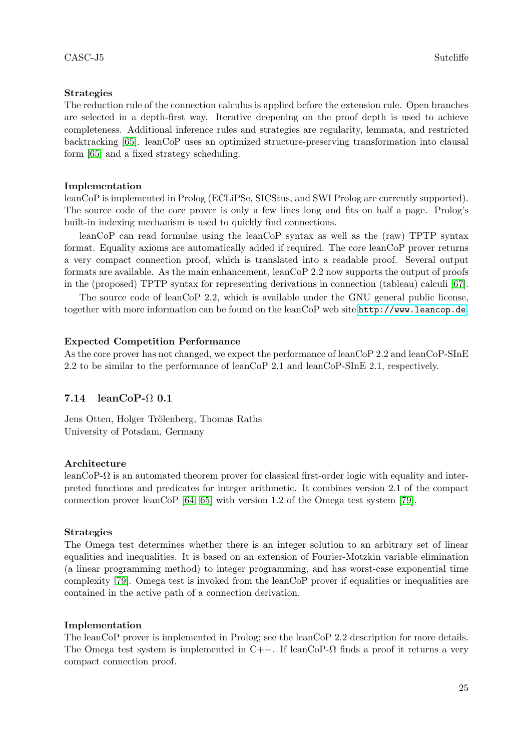#### Strategies

The reduction rule of the connection calculus is applied before the extension rule. Open branches are selected in a depth-first way. Iterative deepening on the proof depth is used to achieve completeness. Additional inference rules and strategies are regularity, lemmata, and restricted backtracking [65]. leanCoP uses an optimized structure-preserving transformation into clausal form [65] and a fixed strategy scheduling.

#### Implementation

leanCoP is implemented in Prolog (ECLiPSe, SICStus, and SWI Prolog are currently supported). The source code of the core prover is only a few lines long and fits on half a page. Prolog's built-in indexing mechanism is used to quickly find connections.

leanCoP can read formulae using the leanCoP syntax as well as the (raw) TPTP syntax format. Equality axioms are automatically added if required. The core leanCoP prover returns a very compact connection proof, which is translated into a readable proof. Several output formats are available. As the main enhancement, leanCoP 2.2 now supports the output of proofs in the (proposed) TPTP syntax for representing derivations in connection (tableau) calculi [67].

The source code of leanCoP 2.2, which is available under the GNU general public license, together with more information can be found on the leanCoP web site `http://www.leancop.de`

#### Expected Competition Performance

As the core prover has not changed, we expect the performance of leanCoP 2.2 and leanCoP-SInE 2.2 to be similar to the performance of leanCoP 2.1 and leanCoP-SInE 2.1, respectively.

### 7.14 leanCoP-Ω 0.1

Jens Otten, Holger Trölenberg, Thomas Raths
University of Potsdam, Germany

#### Architecture

leanCoP-Ω is an automated theorem prover for classical first-order logic with equality and interpreted functions and predicates for integer arithmetic. It combines version 2.1 of the compact connection prover leanCoP [64, 65] with version 1.2 of the Omega test system [79].

#### Strategies

The Omega test determines whether there is an integer solution to an arbitrary set of linear equalities and inequalities. It is based on an extension of Fourier-Motzkin variable elimination (a linear programming method) to integer programming, and has worst-case exponential time complexity [79]. Omega test is invoked from the leanCoP prover if equalities or inequalities are contained in the active path of a connection derivation.

#### Implementation

The leanCoP prover is implemented in Prolog; see the leanCoP 2.2 description for more details. The Omega test system is implemented in C++. If leanCoP-Ω finds a proof it returns a very compact connection proof.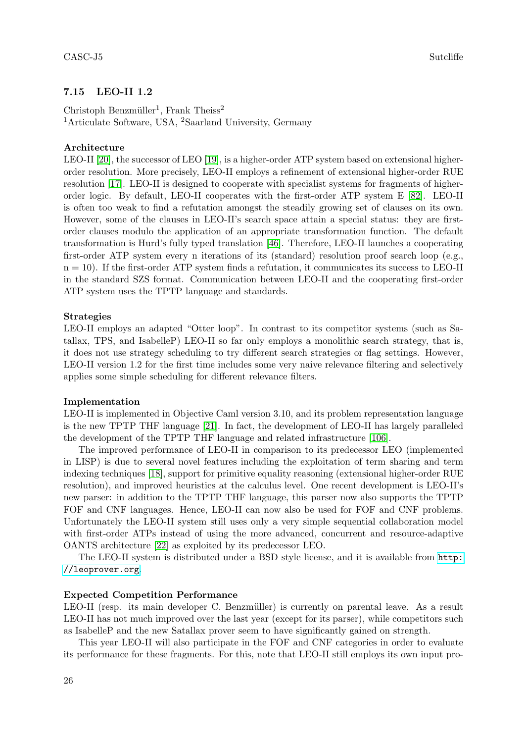### 7.15 LEO-II 1.2

Christoph Benzmüller[1], Frank Theiss[2]
[1]Articulate Software, USA, [2]Saarland University, Germany

**Architecture**
LEO-II [20], the successor of LEO [19], is a higher-order ATP system based on extensional higher-order resolution. More precisely, LEO-II employs a refinement of extensional higher-order RUE resolution [17]. LEO-II is designed to cooperate with specialist systems for fragments of higher-order logic. By default, LEO-II cooperates with the first-order ATP system E [82]. LEO-II is often too weak to find a refutation amongst the steadily growing set of clauses on its own. However, some of the clauses in LEO-II's search space attain a special status: they are first-order clauses modulo the application of an appropriate transformation function. The default transformation is Hurd's fully typed translation [46]. Therefore, LEO-II launches a cooperating first-order ATP system every n iterations of its (standard) resolution proof search loop (e.g., n = 10). If the first-order ATP system finds a refutation, it communicates its success to LEO-II in the standard SZS format. Communication between LEO-II and the cooperating first-order ATP system uses the TPTP language and standards.

**Strategies**
LEO-II employs an adapted "Otter loop". In contrast to its competitor systems (such as Satallax, TPS, and IsabelleP) LEO-II so far only employs a monolithic search strategy, that is, it does not use strategy scheduling to try different search strategies or flag settings. However, LEO-II version 1.2 for the first time includes some very naive relevance filtering and selectively applies some simple scheduling for different relevance filters.

**Implementation**
LEO-II is implemented in Objective Caml version 3.10, and its problem representation language is the new TPTP THF language [21]. In fact, the development of LEO-II has largely paralleled the development of the TPTP THF language and related infrastructure [106].

The improved performance of LEO-II in comparison to its predecessor LEO (implemented in LISP) is due to several novel features including the exploitation of term sharing and term indexing techniques [18], support for primitive equality reasoning (extensional higher-order RUE resolution), and improved heuristics at the calculus level. One recent development is LEO-II's new parser: in addition to the TPTP THF language, this parser now also supports the TPTP FOF and CNF languages. Hence, LEO-II can now also be used for FOF and CNF problems. Unfortunately the LEO-II system still uses only a very simple sequential collaboration model with first-order ATPs instead of using the more advanced, concurrent and resource-adaptive OANTS architecture [22] as exploited by its predecessor LEO.

The LEO-II system is distributed under a BSD style license, and it is available from http://leoprover.org.

**Expected Competition Performance**
LEO-II (resp. its main developer C. Benzmüller) is currently on parental leave. As a result LEO-II has not much improved over the last year (except for its parser), while competitors such as IsabelleP and the new Satallax prover seem to have significantly gained on strength.

This year LEO-II will also participate in the FOF and CNF categories in order to evaluate its performance for these fragments. For this, note that LEO-II still employs its own input pro-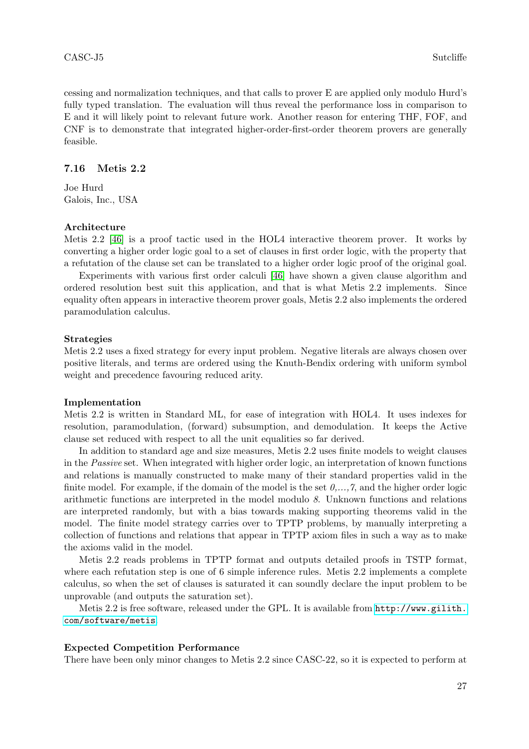cessing and normalization techniques, and that calls to prover E are applied only modulo Hurd's fully typed translation. The evaluation will thus reveal the performance loss in comparison to E and it will likely point to relevant future work. Another reason for entering THF, FOF, and CNF is to demonstrate that integrated higher-order-first-order theorem provers are generally feasible.

### 7.16 Metis 2.2

Joe Hurd
Galois, Inc., USA

**Architecture**

Metis 2.2 [46] is a proof tactic used in the HOL4 interactive theorem prover. It works by converting a higher order logic goal to a set of clauses in first order logic, with the property that a refutation of the clause set can be translated to a higher order logic proof of the original goal.

Experiments with various first order calculi [46] have shown a given clause algorithm and ordered resolution best suit this application, and that is what Metis 2.2 implements. Since equality often appears in interactive theorem prover goals, Metis 2.2 also implements the ordered paramodulation calculus.

**Strategies**

Metis 2.2 uses a fixed strategy for every input problem. Negative literals are always chosen over positive literals, and terms are ordered using the Knuth-Bendix ordering with uniform symbol weight and precedence favouring reduced arity.

**Implementation**

Metis 2.2 is written in Standard ML, for ease of integration with HOL4. It uses indexes for resolution, paramodulation, (forward) subsumption, and demodulation. It keeps the Active clause set reduced with respect to all the unit equalities so far derived.

In addition to standard age and size measures, Metis 2.2 uses finite models to weight clauses in the *Passive* set. When integrated with higher order logic, an interpretation of known functions and relations is manually constructed to make many of their standard properties valid in the finite model. For example, if the domain of the model is the set *0,...,7*, and the higher order logic arithmetic functions are interpreted in the model modulo *8*. Unknown functions and relations are interpreted randomly, but with a bias towards making supporting theorems valid in the model. The finite model strategy carries over to TPTP problems, by manually interpreting a collection of functions and relations that appear in TPTP axiom files in such a way as to make the axioms valid in the model.

Metis 2.2 reads problems in TPTP format and outputs detailed proofs in TSTP format, where each refutation step is one of 6 simple inference rules. Metis 2.2 implements a complete calculus, so when the set of clauses is saturated it can soundly declare the input problem to be unprovable (and outputs the saturation set).

Metis 2.2 is free software, released under the GPL. It is available from http://www.gilith.com/software/metis

**Expected Competition Performance**

There have been only minor changes to Metis 2.2 since CASC-22, so it is expected to perform at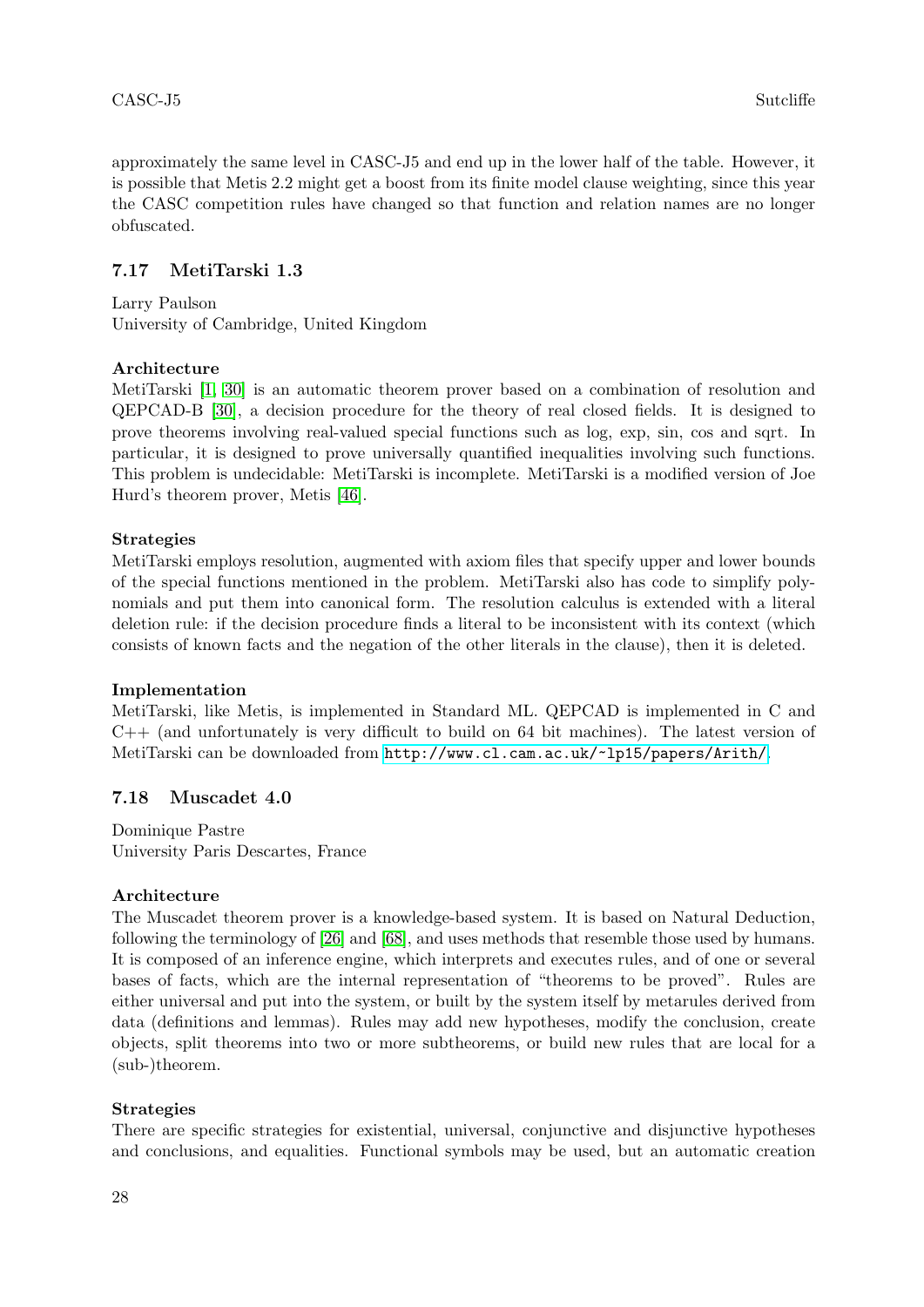approximately the same level in CASC-J5 and end up in the lower half of the table. However, it is possible that Metis 2.2 might get a boost from its finite model clause weighting, since this year the CASC competition rules have changed so that function and relation names are no longer obfuscated.

### 7.17 MetiTarski 1.3

Larry Paulson
University of Cambridge, United Kingdom

**Architecture**
MetiTarski [1, 30] is an automatic theorem prover based on a combination of resolution and QEPCAD-B [30], a decision procedure for the theory of real closed fields. It is designed to prove theorems involving real-valued special functions such as log, exp, sin, cos and sqrt. In particular, it is designed to prove universally quantified inequalities involving such functions. This problem is undecidable: MetiTarski is incomplete. MetiTarski is a modified version of Joe Hurd's theorem prover, Metis [46].

**Strategies**
MetiTarski employs resolution, augmented with axiom files that specify upper and lower bounds of the special functions mentioned in the problem. MetiTarski also has code to simplify polynomials and put them into canonical form. The resolution calculus is extended with a literal deletion rule: if the decision procedure finds a literal to be inconsistent with its context (which consists of known facts and the negation of the other literals in the clause), then it is deleted.

**Implementation**
MetiTarski, like Metis, is implemented in Standard ML. QEPCAD is implemented in C and C++ (and unfortunately is very difficult to build on 64 bit machines). The latest version of MetiTarski can be downloaded from `http://www.cl.cam.ac.uk/~lp15/papers/Arith/`.

### 7.18 Muscadet 4.0

Dominique Pastre
University Paris Descartes, France

**Architecture**
The Muscadet theorem prover is a knowledge-based system. It is based on Natural Deduction, following the terminology of [26] and [68], and uses methods that resemble those used by humans. It is composed of an inference engine, which interprets and executes rules, and of one or several bases of facts, which are the internal representation of "theorems to be proved". Rules are either universal and put into the system, or built by the system itself by metarules derived from data (definitions and lemmas). Rules may add new hypotheses, modify the conclusion, create objects, split theorems into two or more subtheorems, or build new rules that are local for a (sub-)theorem.

**Strategies**
There are specific strategies for existential, universal, conjunctive and disjunctive hypotheses and conclusions, and equalities. Functional symbols may be used, but an automatic creation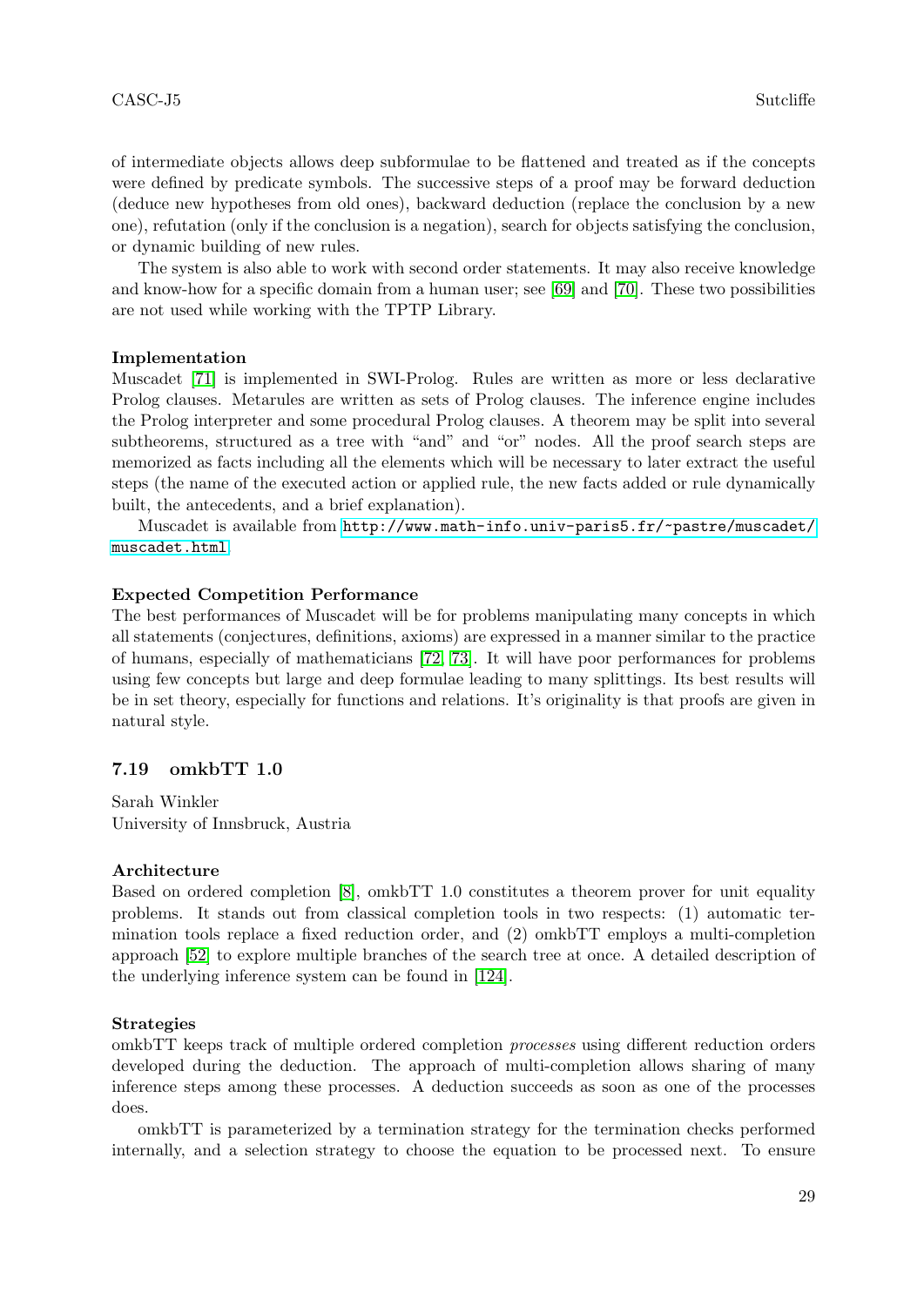of intermediate objects allows deep subformulae to be flattened and treated as if the concepts were defined by predicate symbols. The successive steps of a proof may be forward deduction (deduce new hypotheses from old ones), backward deduction (replace the conclusion by a new one), refutation (only if the conclusion is a negation), search for objects satisfying the conclusion, or dynamic building of new rules.

The system is also able to work with second order statements. It may also receive knowledge and know-how for a specific domain from a human user; see [69] and [70]. These two possibilities are not used while working with the TPTP Library.

**Implementation**

Muscadet [71] is implemented in SWI-Prolog. Rules are written as more or less declarative Prolog clauses. Metarules are written as sets of Prolog clauses. The inference engine includes the Prolog interpreter and some procedural Prolog clauses. A theorem may be split into several subtheorems, structured as a tree with "and" and "or" nodes. All the proof search steps are memorized as facts including all the elements which will be necessary to later extract the useful steps (the name of the executed action or applied rule, the new facts added or rule dynamically built, the antecedents, and a brief explanation).

Muscadet is available from `http://www.math-info.univ-paris5.fr/~pastre/muscadet/muscadet.html`.

**Expected Competition Performance**

The best performances of Muscadet will be for problems manipulating many concepts in which all statements (conjectures, definitions, axioms) are expressed in a manner similar to the practice of humans, especially of mathematicians [72, 73]. It will have poor performances for problems using few concepts but large and deep formulae leading to many splittings. Its best results will be in set theory, especially for functions and relations. It's originality is that proofs are given in natural style.

### 7.19 omkbTT 1.0

Sarah Winkler
University of Innsbruck, Austria

**Architecture**

Based on ordered completion [8], omkbTT 1.0 constitutes a theorem prover for unit equality problems. It stands out from classical completion tools in two respects: (1) automatic termination tools replace a fixed reduction order, and (2) omkbTT employs a multi-completion approach [52] to explore multiple branches of the search tree at once. A detailed description of the underlying inference system can be found in [124].

**Strategies**

omkbTT keeps track of multiple ordered completion *processes* using different reduction orders developed during the deduction. The approach of multi-completion allows sharing of many inference steps among these processes. A deduction succeeds as soon as one of the processes does.

omkbTT is parameterized by a termination strategy for the termination checks performed internally, and a selection strategy to choose the equation to be processed next. To ensure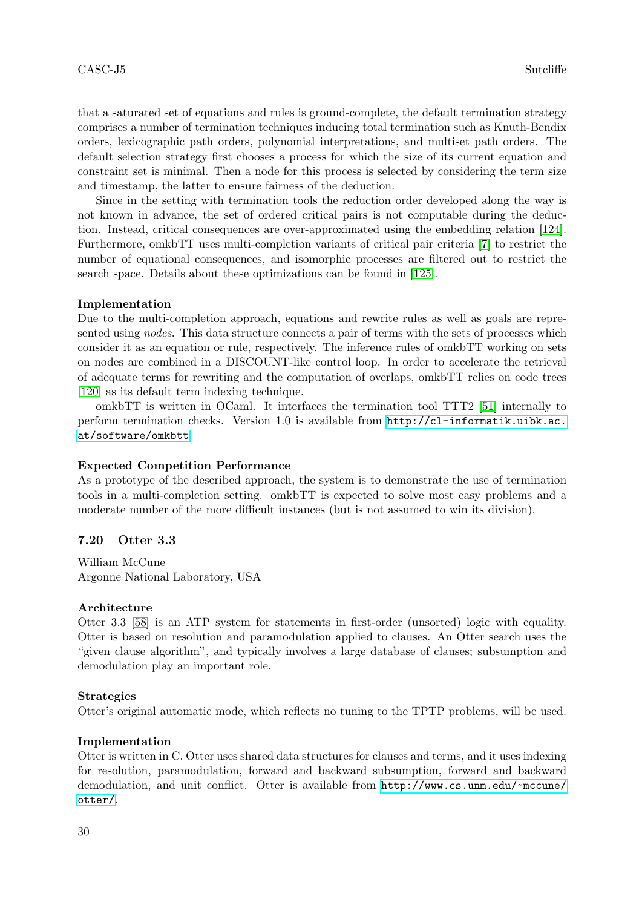that a saturated set of equations and rules is ground-complete, the default termination strategy comprises a number of termination techniques inducing total termination such as Knuth-Bendix orders, lexicographic path orders, polynomial interpretations, and multiset path orders. The default selection strategy first chooses a process for which the size of its current equation and constraint set is minimal. Then a node for this process is selected by considering the term size and timestamp, the latter to ensure fairness of the deduction.

Since in the setting with termination tools the reduction order developed along the way is not known in advance, the set of ordered critical pairs is not computable during the deduction. Instead, critical consequences are over-approximated using the embedding relation [124]. Furthermore, omkbTT uses multi-completion variants of critical pair criteria [7] to restrict the number of equational consequences, and isomorphic processes are filtered out to restrict the search space. Details about these optimizations can be found in [125].

**Implementation**

Due to the multi-completion approach, equations and rewrite rules as well as goals are represented using *nodes*. This data structure connects a pair of terms with the sets of processes which consider it as an equation or rule, respectively. The inference rules of omkbTT working on sets on nodes are combined in a DISCOUNT-like control loop. In order to accelerate the retrieval of adequate terms for rewriting and the computation of overlaps, omkbTT relies on code trees [120] as its default term indexing technique.

omkbTT is written in OCaml. It interfaces the termination tool TTT2 [51] internally to perform termination checks. Version 1.0 is available from http://cl-informatik.uibk.ac.at/software/omkbtt

**Expected Competition Performance**

As a prototype of the described approach, the system is to demonstrate the use of termination tools in a multi-completion setting. omkbTT is expected to solve most easy problems and a moderate number of the more difficult instances (but is not assumed to win its division).

### 7.20 Otter 3.3

William McCune
Argonne National Laboratory, USA

**Architecture**

Otter 3.3 [58] is an ATP system for statements in first-order (unsorted) logic with equality. Otter is based on resolution and paramodulation applied to clauses. An Otter search uses the "given clause algorithm", and typically involves a large database of clauses; subsumption and demodulation play an important role.

**Strategies**

Otter's original automatic mode, which reflects no tuning to the TPTP problems, will be used.

**Implementation**

Otter is written in C. Otter uses shared data structures for clauses and terms, and it uses indexing for resolution, paramodulation, forward and backward subsumption, forward and backward demodulation, and unit conflict. Otter is available from http://www.cs.unm.edu/~mccune/otter/.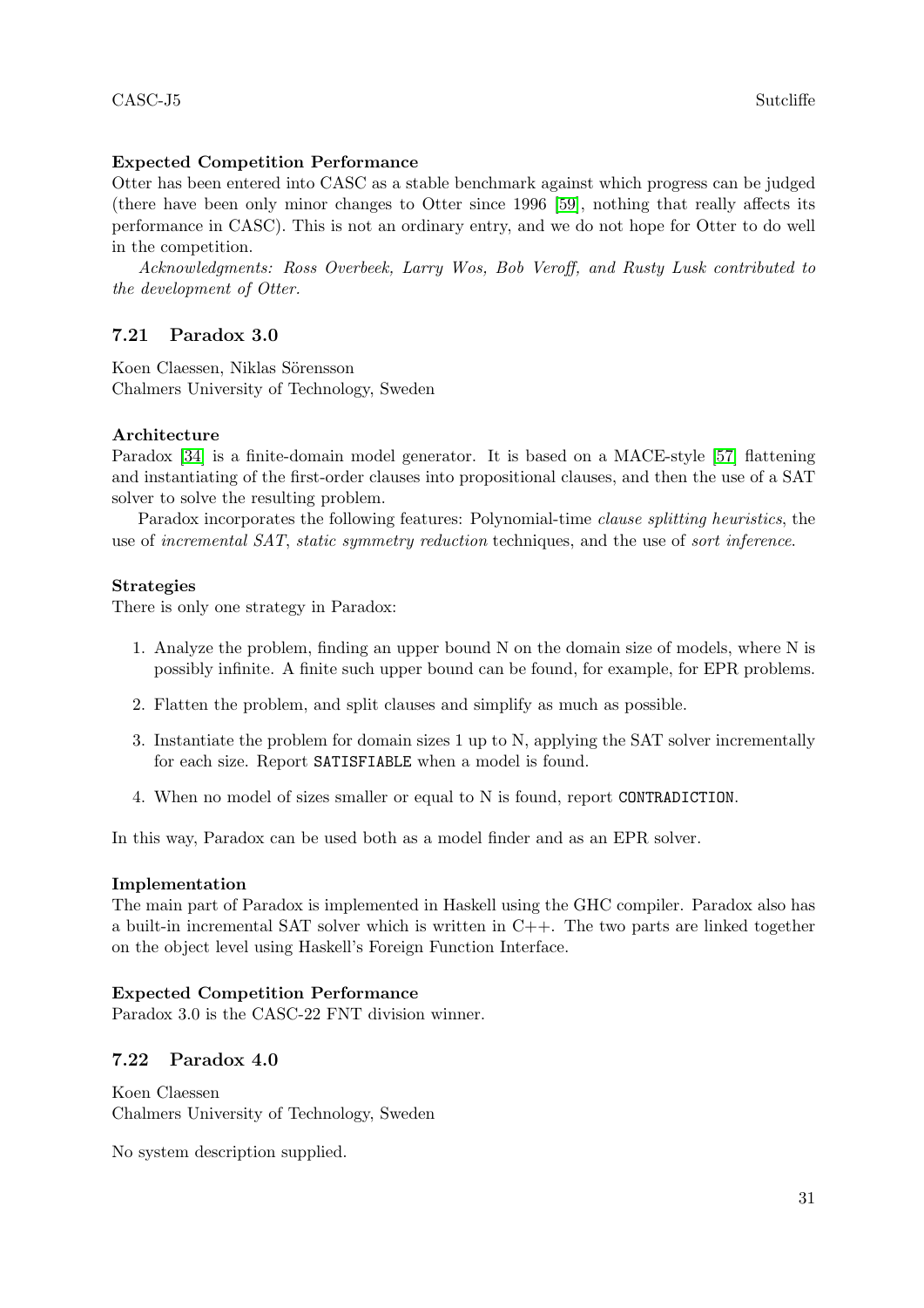**Expected Competition Performance**

Otter has been entered into CASC as a stable benchmark against which progress can be judged (there have been only minor changes to Otter since 1996 [59], nothing that really affects its performance in CASC). This is not an ordinary entry, and we do not hope for Otter to do well in the competition.

*Acknowledgments: Ross Overbeek, Larry Wos, Bob Veroff, and Rusty Lusk contributed to the development of Otter.*

## 7.21 Paradox 3.0

Koen Claessen, Niklas Sörensson
Chalmers University of Technology, Sweden

**Architecture**

Paradox [34] is a finite-domain model generator. It is based on a MACE-style [57] flattening and instantiating of the first-order clauses into propositional clauses, and then the use of a SAT solver to solve the resulting problem.

Paradox incorporates the following features: Polynomial-time *clause splitting heuristics*, the use of *incremental SAT*, *static symmetry reduction* techniques, and the use of *sort inference*.

**Strategies**

There is only one strategy in Paradox:

1. Analyze the problem, finding an upper bound N on the domain size of models, where N is possibly infinite. A finite such upper bound can be found, for example, for EPR problems.
2. Flatten the problem, and split clauses and simplify as much as possible.
3. Instantiate the problem for domain sizes 1 up to N, applying the SAT solver incrementally for each size. Report `SATISFIABLE` when a model is found.
4. When no model of sizes smaller or equal to N is found, report `CONTRADICTION`.

In this way, Paradox can be used both as a model finder and as an EPR solver.

**Implementation**

The main part of Paradox is implemented in Haskell using the GHC compiler. Paradox also has a built-in incremental SAT solver which is written in C++. The two parts are linked together on the object level using Haskell's Foreign Function Interface.

**Expected Competition Performance**

Paradox 3.0 is the CASC-22 FNT division winner.

## 7.22 Paradox 4.0

Koen Claessen
Chalmers University of Technology, Sweden

No system description supplied.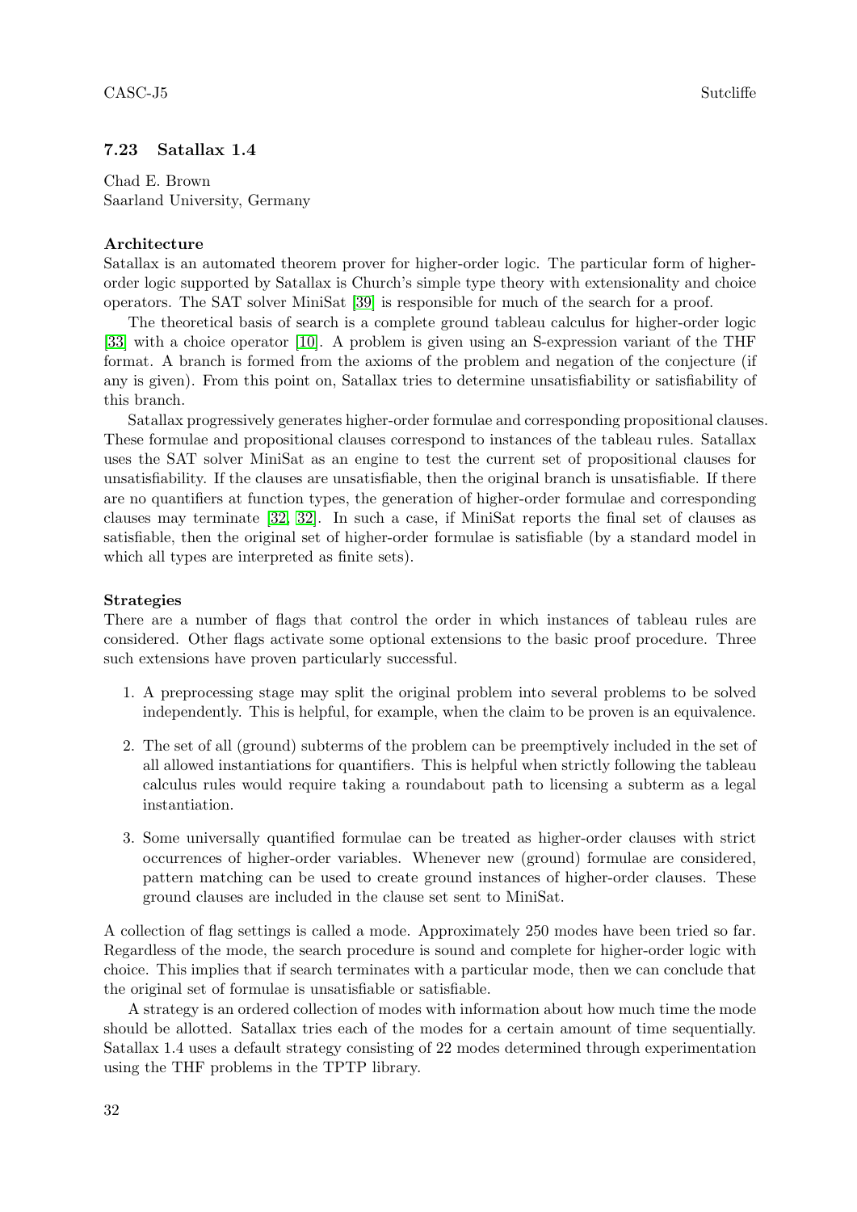### 7.23 Satallax 1.4

Chad E. Brown
Saarland University, Germany

**Architecture**

Satallax is an automated theorem prover for higher-order logic. The particular form of higher-order logic supported by Satallax is Church's simple type theory with extensionality and choice operators. The SAT solver MiniSat [39] is responsible for much of the search for a proof.

The theoretical basis of search is a complete ground tableau calculus for higher-order logic [33] with a choice operator [10]. A problem is given using an S-expression variant of the THF format. A branch is formed from the axioms of the problem and negation of the conjecture (if any is given). From this point on, Satallax tries to determine unsatisfiability or satisfiability of this branch.

Satallax progressively generates higher-order formulae and corresponding propositional clauses. These formulae and propositional clauses correspond to instances of the tableau rules. Satallax uses the SAT solver MiniSat as an engine to test the current set of propositional clauses for unsatisfiability. If the clauses are unsatisfiable, then the original branch is unsatisfiable. If there are no quantifiers at function types, the generation of higher-order formulae and corresponding clauses may terminate [32, 32]. In such a case, if MiniSat reports the final set of clauses as satisfiable, then the original set of higher-order formulae is satisfiable (by a standard model in which all types are interpreted as finite sets).

**Strategies**

There are a number of flags that control the order in which instances of tableau rules are considered. Other flags activate some optional extensions to the basic proof procedure. Three such extensions have proven particularly successful.

1. A preprocessing stage may split the original problem into several problems to be solved independently. This is helpful, for example, when the claim to be proven is an equivalence.
2. The set of all (ground) subterms of the problem can be preemptively included in the set of all allowed instantiations for quantifiers. This is helpful when strictly following the tableau calculus rules would require taking a roundabout path to licensing a subterm as a legal instantiation.
3. Some universally quantified formulae can be treated as higher-order clauses with strict occurrences of higher-order variables. Whenever new (ground) formulae are considered, pattern matching can be used to create ground instances of higher-order clauses. These ground clauses are included in the clause set sent to MiniSat.

A collection of flag settings is called a mode. Approximately 250 modes have been tried so far. Regardless of the mode, the search procedure is sound and complete for higher-order logic with choice. This implies that if search terminates with a particular mode, then we can conclude that the original set of formulae is unsatisfiable or satisfiable.

A strategy is an ordered collection of modes with information about how much time the mode should be allotted. Satallax tries each of the modes for a certain amount of time sequentially. Satallax 1.4 uses a default strategy consisting of 22 modes determined through experimentation using the THF problems in the TPTP library.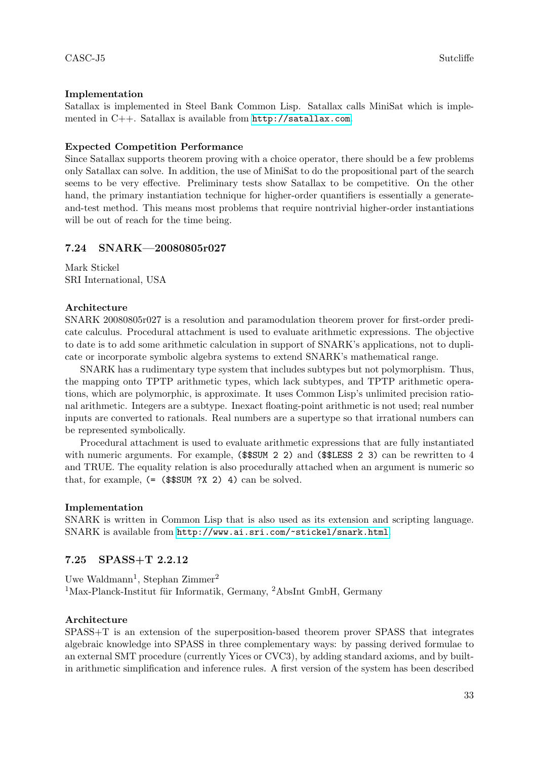#### Implementation

Satallax is implemented in Steel Bank Common Lisp. Satallax calls MiniSat which is implemented in C++. Satallax is available from http://satallax.com

#### Expected Competition Performance

Since Satallax supports theorem proving with a choice operator, there should be a few problems only Satallax can solve. In addition, the use of MiniSat to do the propositional part of the search seems to be very effective. Preliminary tests show Satallax to be competitive. On the other hand, the primary instantiation technique for higher-order quantifiers is essentially a generate-and-test method. This means most problems that require nontrivial higher-order instantiations will be out of reach for the time being.

### 7.24 SNARK—20080805r027

Mark Stickel
SRI International, USA

#### Architecture

SNARK 20080805r027 is a resolution and paramodulation theorem prover for first-order predicate calculus. Procedural attachment is used to evaluate arithmetic expressions. The objective to date is to add some arithmetic calculation in support of SNARK's applications, not to duplicate or incorporate symbolic algebra systems to extend SNARK's mathematical range.

SNARK has a rudimentary type system that includes subtypes but not polymorphism. Thus, the mapping onto TPTP arithmetic types, which lack subtypes, and TPTP arithmetic operations, which are polymorphic, is approximate. It uses Common Lisp's unlimited precision rational arithmetic. Integers are a subtype. Inexact floating-point arithmetic is not used; real number inputs are converted to rationals. Real numbers are a supertype so that irrational numbers can be represented symbolically.

Procedural attachment is used to evaluate arithmetic expressions that are fully instantiated with numeric arguments. For example, `($$SUM 2 2)` and `($$LESS 2 3)` can be rewritten to 4 and TRUE. The equality relation is also procedurally attached when an argument is numeric so that, for example, `(= ($$SUM ?X 2) 4)` can be solved.

#### Implementation

SNARK is written in Common Lisp that is also used as its extension and scripting language. SNARK is available from http://www.ai.sri.com/~stickel/snark.html

### 7.25 SPASS+T 2.2.12

Uwe Waldmann[1], Stephan Zimmer[2]
[1]Max-Planck-Institut für Informatik, Germany, [2]AbsInt GmbH, Germany

#### Architecture

SPASS+T is an extension of the superposition-based theorem prover SPASS that integrates algebraic knowledge into SPASS in three complementary ways: by passing derived formulae to an external SMT procedure (currently Yices or CVC3), by adding standard axioms, and by built-in arithmetic simplification and inference rules. A first version of the system has been described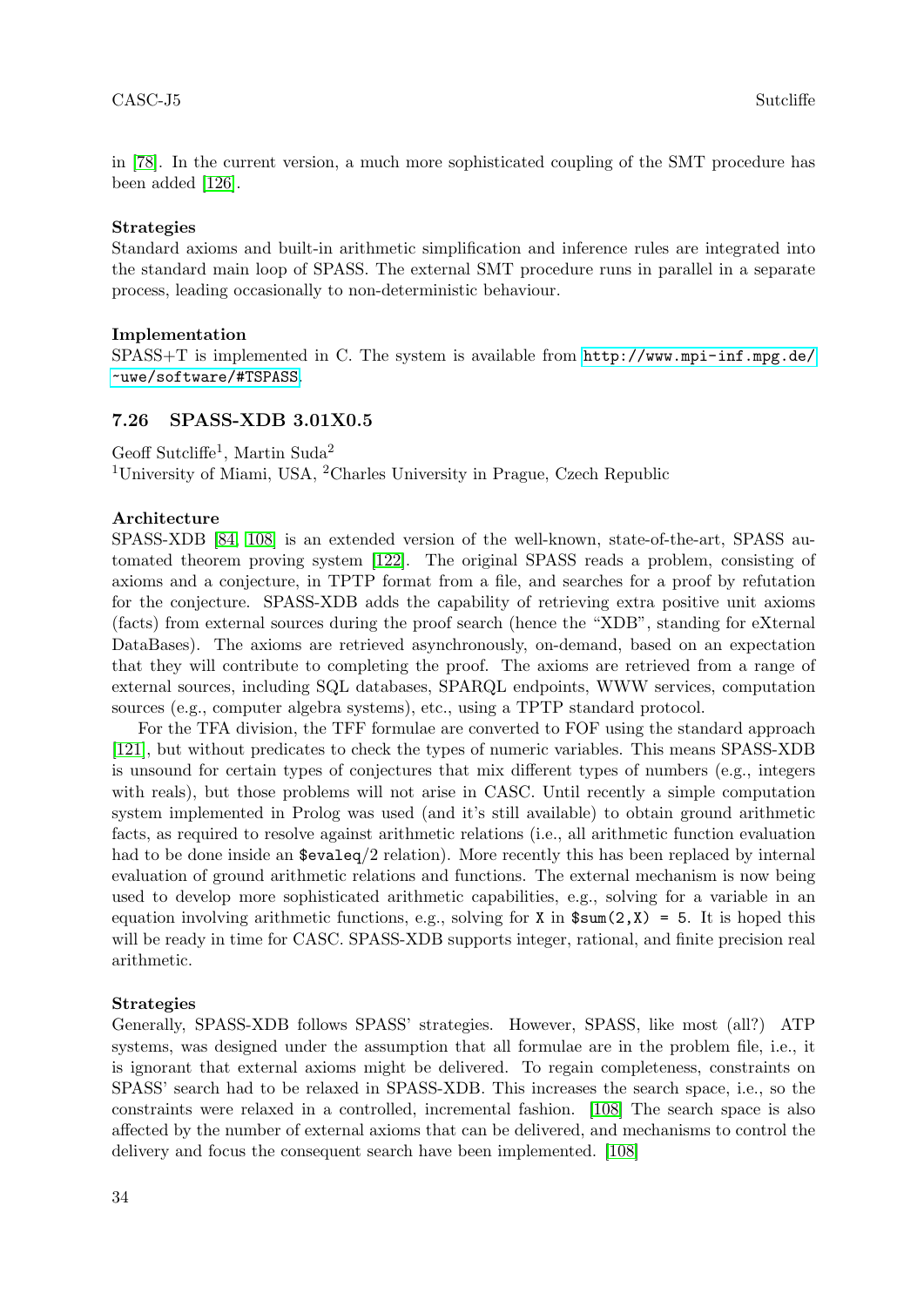in [78]. In the current version, a much more sophisticated coupling of the SMT procedure has been added [126].

**Strategies**

Standard axioms and built-in arithmetic simplification and inference rules are integrated into the standard main loop of SPASS. The external SMT procedure runs in parallel in a separate process, leading occasionally to non-deterministic behaviour.

**Implementation**

SPASS+T is implemented in C. The system is available from http://www.mpi-inf.mpg.de/~uwe/software/#TSPASS.

### 7.26 SPASS-XDB 3.01X0.5

Geoff Sutcliffe[1], Martin Suda[2]
[1]University of Miami, USA, [2]Charles University in Prague, Czech Republic

**Architecture**

SPASS-XDB [84, 108] is an extended version of the well-known, state-of-the-art, SPASS automated theorem proving system [122]. The original SPASS reads a problem, consisting of axioms and a conjecture, in TPTP format from a file, and searches for a proof by refutation for the conjecture. SPASS-XDB adds the capability of retrieving extra positive unit axioms (facts) from external sources during the proof search (hence the "XDB", standing for eXternal DataBases). The axioms are retrieved asynchronously, on-demand, based on an expectation that they will contribute to completing the proof. The axioms are retrieved from a range of external sources, including SQL databases, SPARQL endpoints, WWW services, computation sources (e.g., computer algebra systems), etc., using a TPTP standard protocol.

For the TFA division, the TFF formulae are converted to FOF using the standard approach [121], but without predicates to check the types of numeric variables. This means SPASS-XDB is unsound for certain types of conjectures that mix different types of numbers (e.g., integers with reals), but those problems will not arise in CASC. Until recently a simple computation system implemented in Prolog was used (and it's still available) to obtain ground arithmetic facts, as required to resolve against arithmetic relations (i.e., all arithmetic function evaluation had to be done inside an `$evaleq`/2 relation). More recently this has been replaced by internal evaluation of ground arithmetic relations and functions. The external mechanism is now being used to develop more sophisticated arithmetic capabilities, e.g., solving for a variable in an equation involving arithmetic functions, e.g., solving for `X` in `$sum(2,X) = 5`. It is hoped this will be ready in time for CASC. SPASS-XDB supports integer, rational, and finite precision real arithmetic.

**Strategies**

Generally, SPASS-XDB follows SPASS' strategies. However, SPASS, like most (all?) ATP systems, was designed under the assumption that all formulae are in the problem file, i.e., it is ignorant that external axioms might be delivered. To regain completeness, constraints on SPASS' search had to be relaxed in SPASS-XDB. This increases the search space, i.e., so the constraints were relaxed in a controlled, incremental fashion. [108] The search space is also affected by the number of external axioms that can be delivered, and mechanisms to control the delivery and focus the consequent search have been implemented. [108]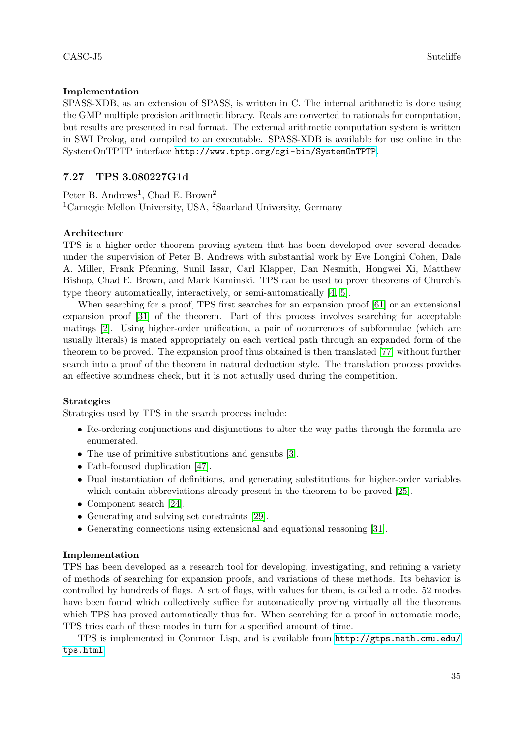#### Implementation

SPASS-XDB, as an extension of SPASS, is written in C. The internal arithmetic is done using the GMP multiple precision arithmetic library. Reals are converted to rationals for computation, but results are presented in real format. The external arithmetic computation system is written in SWI Prolog, and compiled to an executable. SPASS-XDB is available for use online in the SystemOnTPTP interface `http://www.tptp.org/cgi-bin/SystemOnTPTP`.

### 7.27 TPS 3.080227G1d

Peter B. Andrews[1], Chad E. Brown[2]
[1]Carnegie Mellon University, USA, [2]Saarland University, Germany

#### Architecture

TPS is a higher-order theorem proving system that has been developed over several decades under the supervision of Peter B. Andrews with substantial work by Eve Longini Cohen, Dale A. Miller, Frank Pfenning, Sunil Issar, Carl Klapper, Dan Nesmith, Hongwei Xi, Matthew Bishop, Chad E. Brown, and Mark Kaminski. TPS can be used to prove theorems of Church's type theory automatically, interactively, or semi-automatically [4, 5].

When searching for a proof, TPS first searches for an expansion proof [61] or an extensional expansion proof [31] of the theorem. Part of this process involves searching for acceptable matings [2]. Using higher-order unification, a pair of occurrences of subformulae (which are usually literals) is mated appropriately on each vertical path through an expanded form of the theorem to be proved. The expansion proof thus obtained is then translated [77] without further search into a proof of the theorem in natural deduction style. The translation process provides an effective soundness check, but it is not actually used during the competition.

#### Strategies

Strategies used by TPS in the search process include:

- Re-ordering conjunctions and disjunctions to alter the way paths through the formula are enumerated.
- The use of primitive substitutions and gensubs [3].
- Path-focused duplication [47].
- Dual instantiation of definitions, and generating substitutions for higher-order variables which contain abbreviations already present in the theorem to be proved [25].
- Component search [24].
- Generating and solving set constraints [29].
- Generating connections using extensional and equational reasoning [31].

#### Implementation

TPS has been developed as a research tool for developing, investigating, and refining a variety of methods of searching for expansion proofs, and variations of these methods. Its behavior is controlled by hundreds of flags. A set of flags, with values for them, is called a mode. 52 modes have been found which collectively suffice for automatically proving virtually all the theorems which TPS has proved automatically thus far. When searching for a proof in automatic mode, TPS tries each of these modes in turn for a specified amount of time.

TPS is implemented in Common Lisp, and is available from `http://gtps.math.cmu.edu/tps.html`.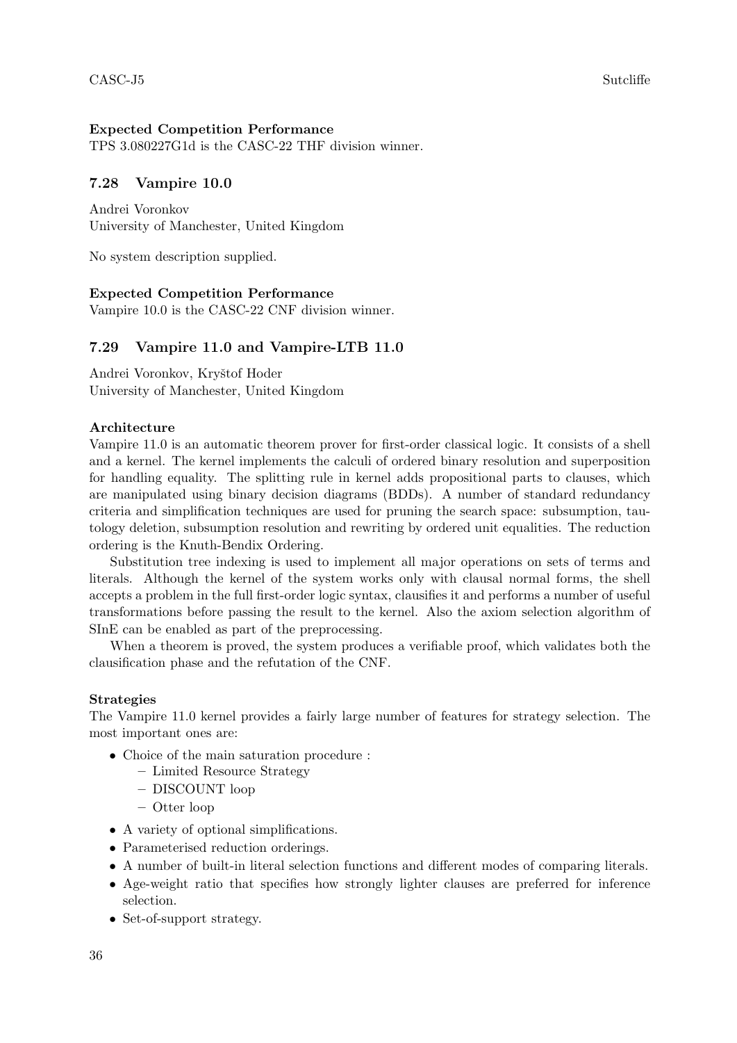**Expected Competition Performance**

TPS 3.080227G1d is the CASC-22 THF division winner.

### 7.28 Vampire 10.0

Andrei Voronkov
University of Manchester, United Kingdom

No system description supplied.

**Expected Competition Performance**

Vampire 10.0 is the CASC-22 CNF division winner.

### 7.29 Vampire 11.0 and Vampire-LTB 11.0

Andrei Voronkov, Kryštof Hoder
University of Manchester, United Kingdom

**Architecture**

Vampire 11.0 is an automatic theorem prover for first-order classical logic. It consists of a shell and a kernel. The kernel implements the calculi of ordered binary resolution and superposition for handling equality. The splitting rule in kernel adds propositional parts to clauses, which are manipulated using binary decision diagrams (BDDs). A number of standard redundancy criteria and simplification techniques are used for pruning the search space: subsumption, tautology deletion, subsumption resolution and rewriting by ordered unit equalities. The reduction ordering is the Knuth-Bendix Ordering.

Substitution tree indexing is used to implement all major operations on sets of terms and literals. Although the kernel of the system works only with clausal normal forms, the shell accepts a problem in the full first-order logic syntax, clausifies it and performs a number of useful transformations before passing the result to the kernel. Also the axiom selection algorithm of SInE can be enabled as part of the preprocessing.

When a theorem is proved, the system produces a verifiable proof, which validates both the clausification phase and the refutation of the CNF.

**Strategies**

The Vampire 11.0 kernel provides a fairly large number of features for strategy selection. The most important ones are:

- Choice of the main saturation procedure :
  - Limited Resource Strategy
  - DISCOUNT loop
  - Otter loop
- A variety of optional simplifications.
- Parameterised reduction orderings.
- A number of built-in literal selection functions and different modes of comparing literals.
- Age-weight ratio that specifies how strongly lighter clauses are preferred for inference selection.
- Set-of-support strategy.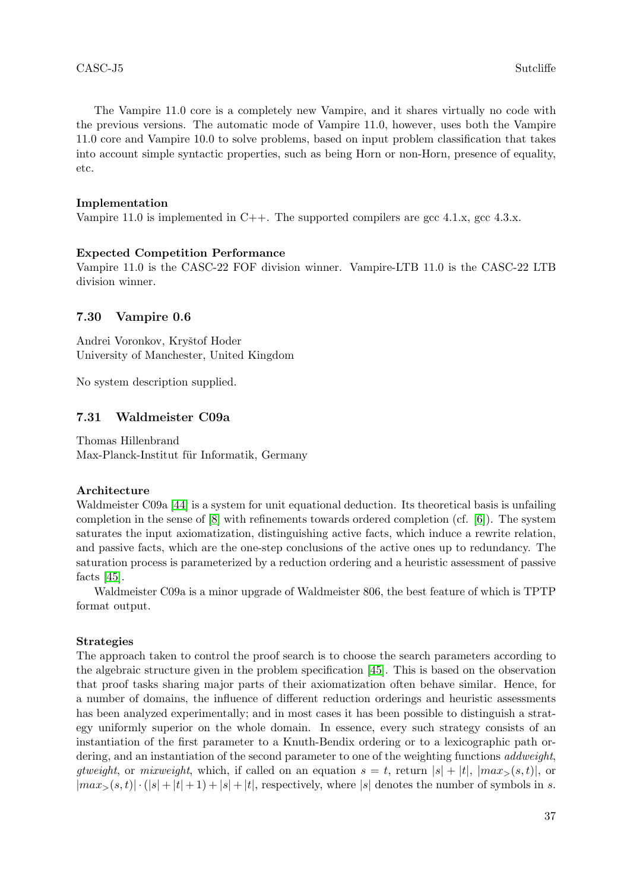The Vampire 11.0 core is a completely new Vampire, and it shares virtually no code with the previous versions. The automatic mode of Vampire 11.0, however, uses both the Vampire 11.0 core and Vampire 10.0 to solve problems, based on input problem classification that takes into account simple syntactic properties, such as being Horn or non-Horn, presence of equality, etc.

**Implementation**

Vampire 11.0 is implemented in C++. The supported compilers are gcc 4.1.x, gcc 4.3.x.

**Expected Competition Performance**

Vampire 11.0 is the CASC-22 FOF division winner. Vampire-LTB 11.0 is the CASC-22 LTB division winner.

## 7.30 Vampire 0.6

Andrei Voronkov, Kryštof Hoder
University of Manchester, United Kingdom

No system description supplied.

## 7.31 Waldmeister C09a

Thomas Hillenbrand
Max-Planck-Institut für Informatik, Germany

**Architecture**

Waldmeister C09a [44] is a system for unit equational deduction. Its theoretical basis is unfailing completion in the sense of [8] with refinements towards ordered completion (cf. [6]). The system saturates the input axiomatization, distinguishing active facts, which induce a rewrite relation, and passive facts, which are the one-step conclusions of the active ones up to redundancy. The saturation process is parameterized by a reduction ordering and a heuristic assessment of passive facts [45].

Waldmeister C09a is a minor upgrade of Waldmeister 806, the best feature of which is TPTP format output.

**Strategies**

The approach taken to control the proof search is to choose the search parameters according to the algebraic structure given in the problem specification [45]. This is based on the observation that proof tasks sharing major parts of their axiomatization often behave similar. Hence, for a number of domains, the influence of different reduction orderings and heuristic assessments has been analyzed experimentally; and in most cases it has been possible to distinguish a strategy uniformly superior on the whole domain. In essence, every such strategy consists of an instantiation of the first parameter to a Knuth-Bendix ordering or to a lexicographic path ordering, and an instantiation of the second parameter to one of the weighting functions *addweight*, *gtweight*, or *mixweight*, which, if called on an equation $s = t$, return $|s| + |t|$, $|max_>(s,t)|$, or $|max_>(s,t)| \cdot (|s| + |t| + 1) + |s| + |t|$, respectively, where $|s|$ denotes the number of symbols in $s$.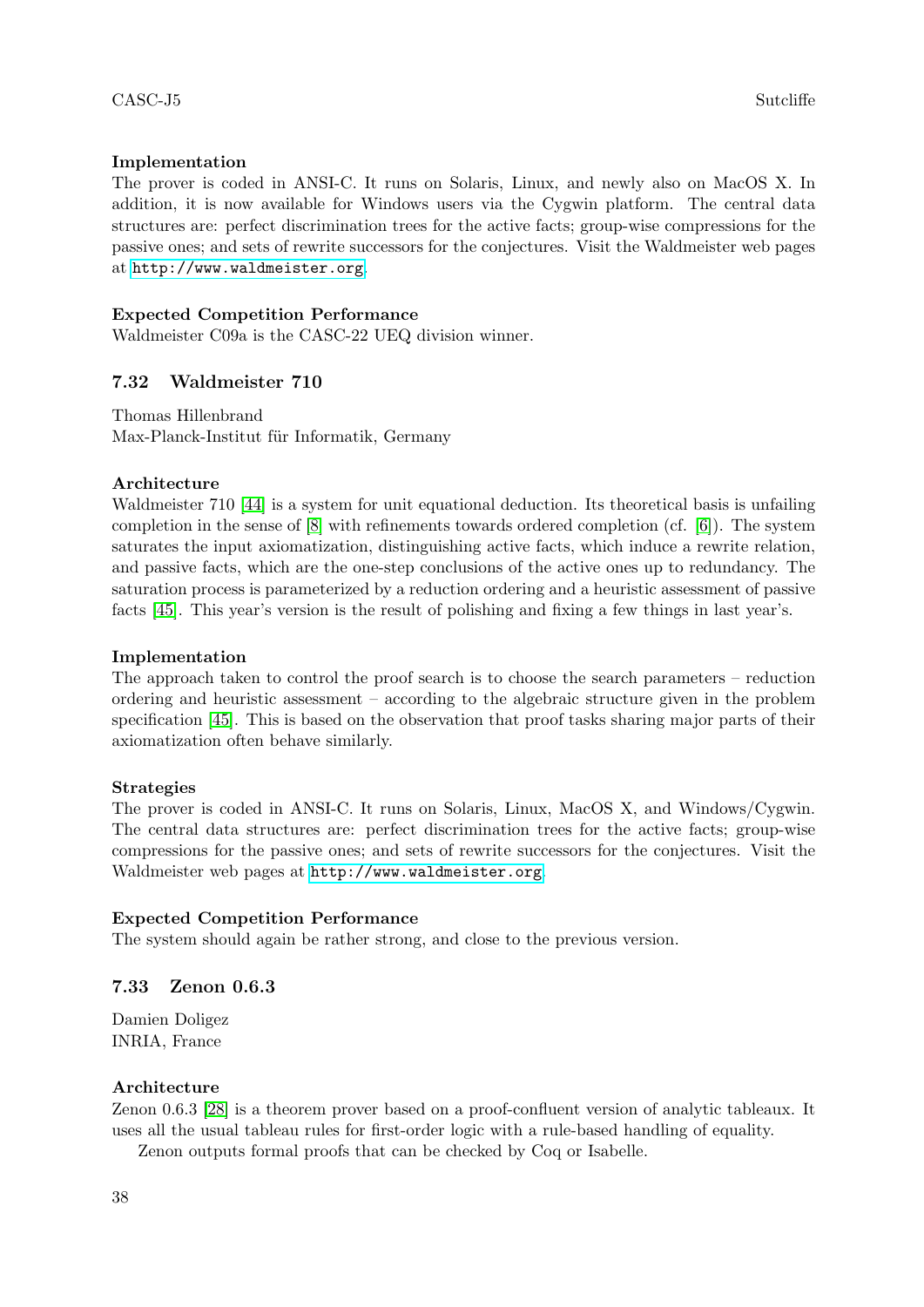**Implementation**

The prover is coded in ANSI-C. It runs on Solaris, Linux, and newly also on MacOS X. In addition, it is now available for Windows users via the Cygwin platform. The central data structures are: perfect discrimination trees for the active facts; group-wise compressions for the passive ones; and sets of rewrite successors for the conjectures. Visit the Waldmeister web pages at http://www.waldmeister.org.

**Expected Competition Performance**

Waldmeister C09a is the CASC-22 UEQ division winner.

## 7.32 Waldmeister 710

Thomas Hillenbrand
Max-Planck-Institut für Informatik, Germany

**Architecture**

Waldmeister 710 [44] is a system for unit equational deduction. Its theoretical basis is unfailing completion in the sense of [8] with refinements towards ordered completion (cf. [6]). The system saturates the input axiomatization, distinguishing active facts, which induce a rewrite relation, and passive facts, which are the one-step conclusions of the active ones up to redundancy. The saturation process is parameterized by a reduction ordering and a heuristic assessment of passive facts [45]. This year's version is the result of polishing and fixing a few things in last year's.

**Implementation**

The approach taken to control the proof search is to choose the search parameters – reduction ordering and heuristic assessment – according to the algebraic structure given in the problem specification [45]. This is based on the observation that proof tasks sharing major parts of their axiomatization often behave similarly.

**Strategies**

The prover is coded in ANSI-C. It runs on Solaris, Linux, MacOS X, and Windows/Cygwin. The central data structures are: perfect discrimination trees for the active facts; group-wise compressions for the passive ones; and sets of rewrite successors for the conjectures. Visit the Waldmeister web pages at http://www.waldmeister.org.

**Expected Competition Performance**

The system should again be rather strong, and close to the previous version.

## 7.33 Zenon 0.6.3

Damien Doligez
INRIA, France

**Architecture**

Zenon 0.6.3 [28] is a theorem prover based on a proof-confluent version of analytic tableaux. It uses all the usual tableau rules for first-order logic with a rule-based handling of equality.

Zenon outputs formal proofs that can be checked by Coq or Isabelle.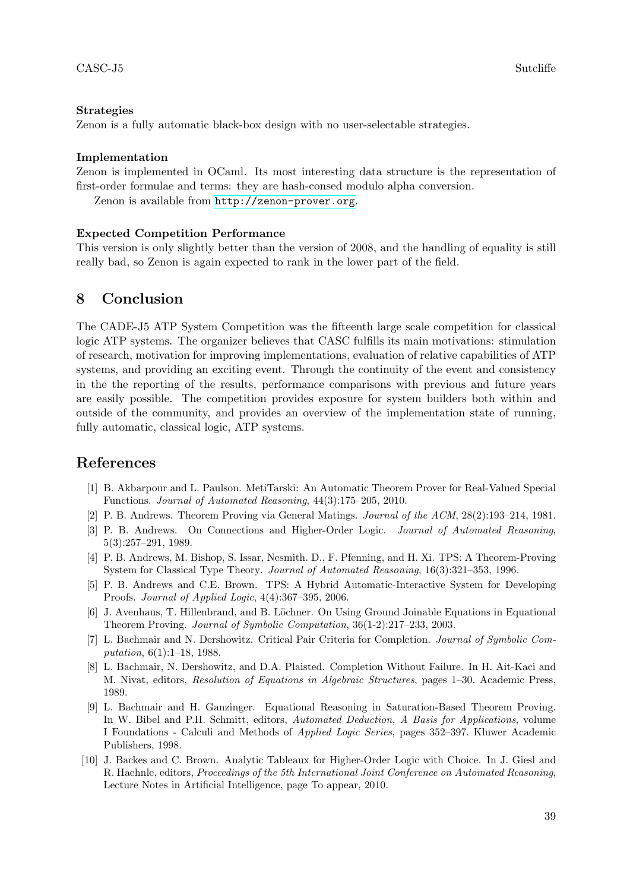**Strategies**

Zenon is a fully automatic black-box design with no user-selectable strategies.

**Implementation**

Zenon is implemented in OCaml. Its most interesting data structure is the representation of first-order formulae and terms: they are hash-consed modulo alpha conversion.

Zenon is available from http://zenon-prover.org.

**Expected Competition Performance**

This version is only slightly better than the version of 2008, and the handling of equality is still really bad, so Zenon is again expected to rank in the lower part of the field.

## 8 Conclusion

The CADE-J5 ATP System Competition was the fifteenth large scale competition for classical logic ATP systems. The organizer believes that CASC fulfills its main motivations: stimulation of research, motivation for improving implementations, evaluation of relative capabilities of ATP systems, and providing an exciting event. Through the continuity of the event and consistency in the the reporting of the results, performance comparisons with previous and future years are easily possible. The competition provides exposure for system builders both within and outside of the community, and provides an overview of the implementation state of running, fully automatic, classical logic, ATP systems.

## References

[1] B. Akbarpour and L. Paulson. MetiTarski: An Automatic Theorem Prover for Real-Valued Special Functions. *Journal of Automated Reasoning*, 44(3):175–205, 2010.

[2] P. B. Andrews. Theorem Proving via General Matings. *Journal of the ACM*, 28(2):193–214, 1981.

[3] P. B. Andrews. On Connections and Higher-Order Logic. *Journal of Automated Reasoning*, 5(3):257–291, 1989.

[4] P. B. Andrews, M. Bishop, S. Issar, Nesmith. D., F. Pfenning, and H. Xi. TPS: A Theorem-Proving System for Classical Type Theory. *Journal of Automated Reasoning*, 16(3):321–353, 1996.

[5] P. B. Andrews and C.E. Brown. TPS: A Hybrid Automatic-Interactive System for Developing Proofs. *Journal of Applied Logic*, 4(4):367–395, 2006.

[6] J. Avenhaus, T. Hillenbrand, and B. Löchner. On Using Ground Joinable Equations in Equational Theorem Proving. *Journal of Symbolic Computation*, 36(1-2):217–233, 2003.

[7] L. Bachmair and N. Dershowitz. Critical Pair Criteria for Completion. *Journal of Symbolic Computation*, 6(1):1–18, 1988.

[8] L. Bachmair, N. Dershowitz, and D.A. Plaisted. Completion Without Failure. In H. Ait-Kaci and M. Nivat, editors, *Resolution of Equations in Algebraic Structures*, pages 1–30. Academic Press, 1989.

[9] L. Bachmair and H. Ganzinger. Equational Reasoning in Saturation-Based Theorem Proving. In W. Bibel and P.H. Schmitt, editors, *Automated Deduction, A Basis for Applications*, volume I Foundations - Calculi and Methods of *Applied Logic Series*, pages 352–397. Kluwer Academic Publishers, 1998.

[10] J. Backes and C. Brown. Analytic Tableaux for Higher-Order Logic with Choice. In J. Giesl and R. Haehnle, editors, *Proceedings of the 5th International Joint Conference on Automated Reasoning*, Lecture Notes in Artificial Intelligence, page To appear, 2010.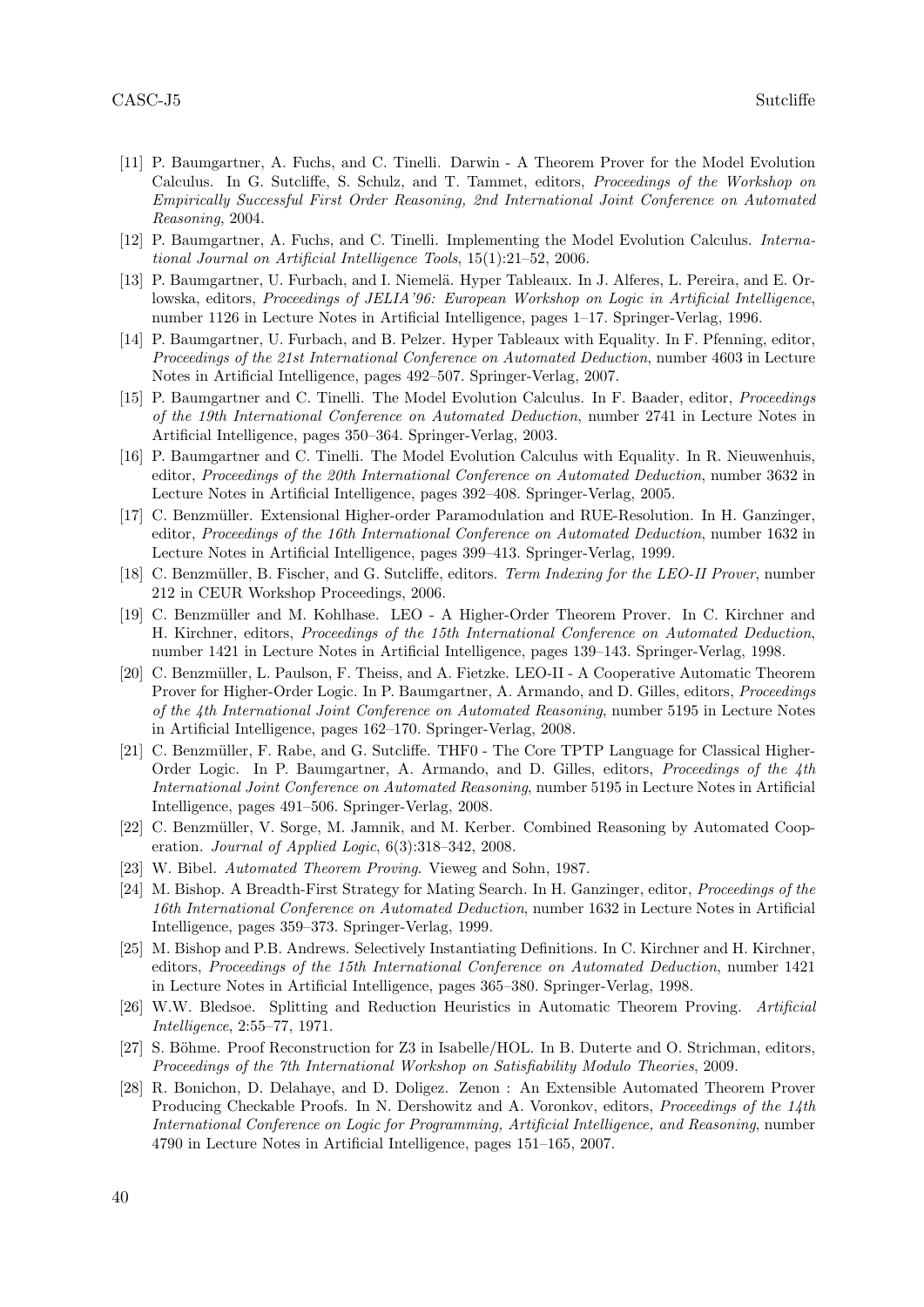[11] P. Baumgartner, A. Fuchs, and C. Tinelli. Darwin - A Theorem Prover for the Model Evolution Calculus. In G. Sutcliffe, S. Schulz, and T. Tammet, editors, *Proceedings of the Workshop on Empirically Successful First Order Reasoning, 2nd International Joint Conference on Automated Reasoning*, 2004.

[12] P. Baumgartner, A. Fuchs, and C. Tinelli. Implementing the Model Evolution Calculus. *International Journal on Artificial Intelligence Tools*, 15(1):21–52, 2006.

[13] P. Baumgartner, U. Furbach, and I. Niemelä. Hyper Tableaux. In J. Alferes, L. Pereira, and E. Orlowska, editors, *Proceedings of JELIA'96: European Workshop on Logic in Artificial Intelligence*, number 1126 in Lecture Notes in Artificial Intelligence, pages 1–17. Springer-Verlag, 1996.

[14] P. Baumgartner, U. Furbach, and B. Pelzer. Hyper Tableaux with Equality. In F. Pfenning, editor, *Proceedings of the 21st International Conference on Automated Deduction*, number 4603 in Lecture Notes in Artificial Intelligence, pages 492–507. Springer-Verlag, 2007.

[15] P. Baumgartner and C. Tinelli. The Model Evolution Calculus. In F. Baader, editor, *Proceedings of the 19th International Conference on Automated Deduction*, number 2741 in Lecture Notes in Artificial Intelligence, pages 350–364. Springer-Verlag, 2003.

[16] P. Baumgartner and C. Tinelli. The Model Evolution Calculus with Equality. In R. Nieuwenhuis, editor, *Proceedings of the 20th International Conference on Automated Deduction*, number 3632 in Lecture Notes in Artificial Intelligence, pages 392–408. Springer-Verlag, 2005.

[17] C. Benzmüller. Extensional Higher-order Paramodulation and RUE-Resolution. In H. Ganzinger, editor, *Proceedings of the 16th International Conference on Automated Deduction*, number 1632 in Lecture Notes in Artificial Intelligence, pages 399–413. Springer-Verlag, 1999.

[18] C. Benzmüller, B. Fischer, and G. Sutcliffe, editors. *Term Indexing for the LEO-II Prover*, number 212 in CEUR Workshop Proceedings, 2006.

[19] C. Benzmüller and M. Kohlhase. LEO - A Higher-Order Theorem Prover. In C. Kirchner and H. Kirchner, editors, *Proceedings of the 15th International Conference on Automated Deduction*, number 1421 in Lecture Notes in Artificial Intelligence, pages 139–143. Springer-Verlag, 1998.

[20] C. Benzmüller, L. Paulson, F. Theiss, and A. Fietzke. LEO-II - A Cooperative Automatic Theorem Prover for Higher-Order Logic. In P. Baumgartner, A. Armando, and D. Gilles, editors, *Proceedings of the 4th International Joint Conference on Automated Reasoning*, number 5195 in Lecture Notes in Artificial Intelligence, pages 162–170. Springer-Verlag, 2008.

[21] C. Benzmüller, F. Rabe, and G. Sutcliffe. THF0 - The Core TPTP Language for Classical Higher-Order Logic. In P. Baumgartner, A. Armando, and D. Gilles, editors, *Proceedings of the 4th International Joint Conference on Automated Reasoning*, number 5195 in Lecture Notes in Artificial Intelligence, pages 491–506. Springer-Verlag, 2008.

[22] C. Benzmüller, V. Sorge, M. Jamnik, and M. Kerber. Combined Reasoning by Automated Cooperation. *Journal of Applied Logic*, 6(3):318–342, 2008.

[23] W. Bibel. *Automated Theorem Proving*. Vieweg and Sohn, 1987.

[24] M. Bishop. A Breadth-First Strategy for Mating Search. In H. Ganzinger, editor, *Proceedings of the 16th International Conference on Automated Deduction*, number 1632 in Lecture Notes in Artificial Intelligence, pages 359–373. Springer-Verlag, 1999.

[25] M. Bishop and P.B. Andrews. Selectively Instantiating Definitions. In C. Kirchner and H. Kirchner, editors, *Proceedings of the 15th International Conference on Automated Deduction*, number 1421 in Lecture Notes in Artificial Intelligence, pages 365–380. Springer-Verlag, 1998.

[26] W.W. Bledsoe. Splitting and Reduction Heuristics in Automatic Theorem Proving. *Artificial Intelligence*, 2:55–77, 1971.

[27] S. Böhme. Proof Reconstruction for Z3 in Isabelle/HOL. In B. Duterte and O. Strichman, editors, *Proceedings of the 7th International Workshop on Satisfiability Modulo Theories*, 2009.

[28] R. Bonichon, D. Delahaye, and D. Doligez. Zenon : An Extensible Automated Theorem Prover Producing Checkable Proofs. In N. Dershowitz and A. Voronkov, editors, *Proceedings of the 14th International Conference on Logic for Programming, Artificial Intelligence, and Reasoning*, number 4790 in Lecture Notes in Artificial Intelligence, pages 151–165, 2007.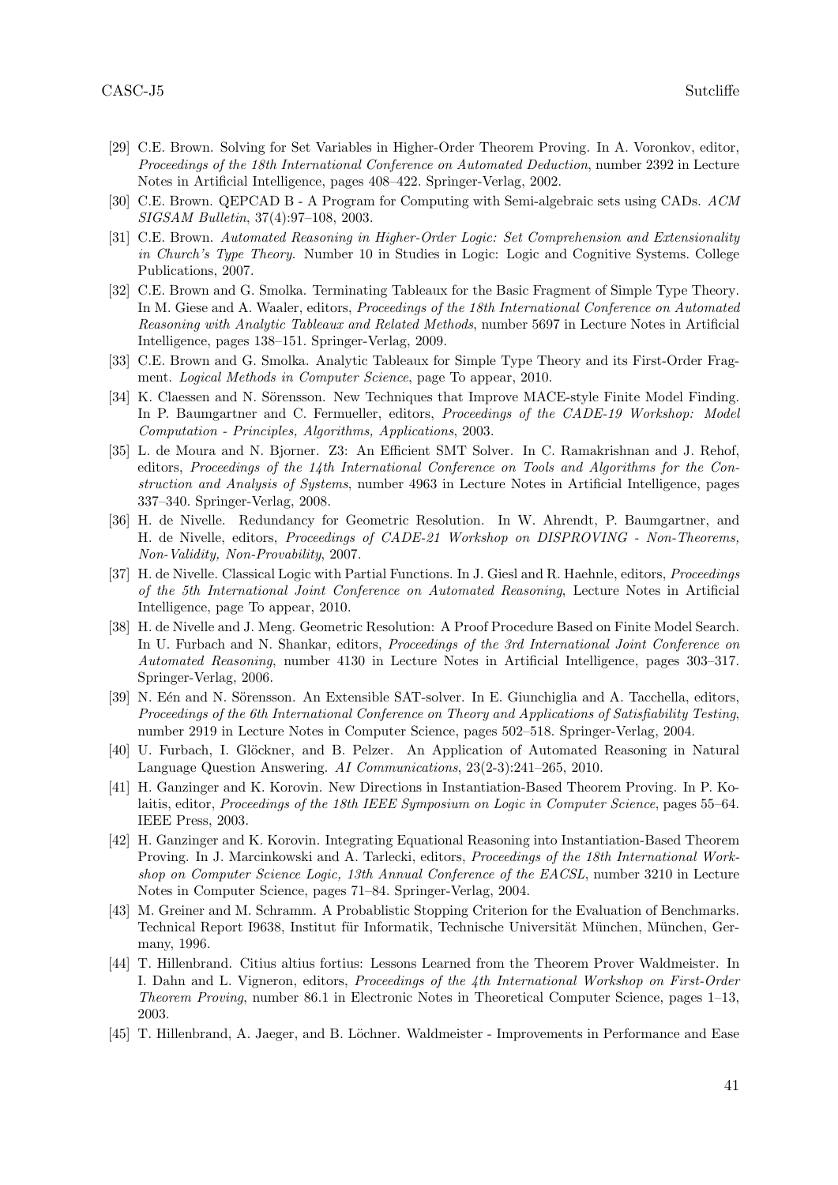[29] C.E. Brown. Solving for Set Variables in Higher-Order Theorem Proving. In A. Voronkov, editor, *Proceedings of the 18th International Conference on Automated Deduction*, number 2392 in Lecture Notes in Artificial Intelligence, pages 408–422. Springer-Verlag, 2002.

[30] C.E. Brown. QEPCAD B - A Program for Computing with Semi-algebraic sets using CADs. *ACM SIGSAM Bulletin*, 37(4):97–108, 2003.

[31] C.E. Brown. *Automated Reasoning in Higher-Order Logic: Set Comprehension and Extensionality in Church's Type Theory.* Number 10 in Studies in Logic: Logic and Cognitive Systems. College Publications, 2007.

[32] C.E. Brown and G. Smolka. Terminating Tableaux for the Basic Fragment of Simple Type Theory. In M. Giese and A. Waaler, editors, *Proceedings of the 18th International Conference on Automated Reasoning with Analytic Tableaux and Related Methods*, number 5697 in Lecture Notes in Artificial Intelligence, pages 138–151. Springer-Verlag, 2009.

[33] C.E. Brown and G. Smolka. Analytic Tableaux for Simple Type Theory and its First-Order Fragment. *Logical Methods in Computer Science*, page To appear, 2010.

[34] K. Claessen and N. Sörensson. New Techniques that Improve MACE-style Finite Model Finding. In P. Baumgartner and C. Fermueller, editors, *Proceedings of the CADE-19 Workshop: Model Computation - Principles, Algorithms, Applications*, 2003.

[35] L. de Moura and N. Bjorner. Z3: An Efficient SMT Solver. In C. Ramakrishnan and J. Rehof, editors, *Proceedings of the 14th International Conference on Tools and Algorithms for the Construction and Analysis of Systems*, number 4963 in Lecture Notes in Artificial Intelligence, pages 337–340. Springer-Verlag, 2008.

[36] H. de Nivelle. Redundancy for Geometric Resolution. In W. Ahrendt, P. Baumgartner, and H. de Nivelle, editors, *Proceedings of CADE-21 Workshop on DISPROVING - Non-Theorems, Non-Validity, Non-Provability*, 2007.

[37] H. de Nivelle. Classical Logic with Partial Functions. In J. Giesl and R. Haehnle, editors, *Proceedings of the 5th International Joint Conference on Automated Reasoning*, Lecture Notes in Artificial Intelligence, page To appear, 2010.

[38] H. de Nivelle and J. Meng. Geometric Resolution: A Proof Procedure Based on Finite Model Search. In U. Furbach and N. Shankar, editors, *Proceedings of the 3rd International Joint Conference on Automated Reasoning*, number 4130 in Lecture Notes in Artificial Intelligence, pages 303–317. Springer-Verlag, 2006.

[39] N. Eén and N. Sörensson. An Extensible SAT-solver. In E. Giunchiglia and A. Tacchella, editors, *Proceedings of the 6th International Conference on Theory and Applications of Satisfiability Testing*, number 2919 in Lecture Notes in Computer Science, pages 502–518. Springer-Verlag, 2004.

[40] U. Furbach, I. Glöckner, and B. Pelzer. An Application of Automated Reasoning in Natural Language Question Answering. *AI Communications*, 23(2-3):241–265, 2010.

[41] H. Ganzinger and K. Korovin. New Directions in Instantiation-Based Theorem Proving. In P. Kolaitis, editor, *Proceedings of the 18th IEEE Symposium on Logic in Computer Science*, pages 55–64. IEEE Press, 2003.

[42] H. Ganzinger and K. Korovin. Integrating Equational Reasoning into Instantiation-Based Theorem Proving. In J. Marcinkowski and A. Tarlecki, editors, *Proceedings of the 18th International Workshop on Computer Science Logic, 13th Annual Conference of the EACSL*, number 3210 in Lecture Notes in Computer Science, pages 71–84. Springer-Verlag, 2004.

[43] M. Greiner and M. Schramm. A Probablistic Stopping Criterion for the Evaluation of Benchmarks. Technical Report I9638, Institut für Informatik, Technische Universität München, München, Germany, 1996.

[44] T. Hillenbrand. Citius altius fortius: Lessons Learned from the Theorem Prover Waldmeister. In I. Dahn and L. Vigneron, editors, *Proceedings of the 4th International Workshop on First-Order Theorem Proving*, number 86.1 in Electronic Notes in Theoretical Computer Science, pages 1–13, 2003.

[45] T. Hillenbrand, A. Jaeger, and B. Löchner. Waldmeister - Improvements in Performance and Ease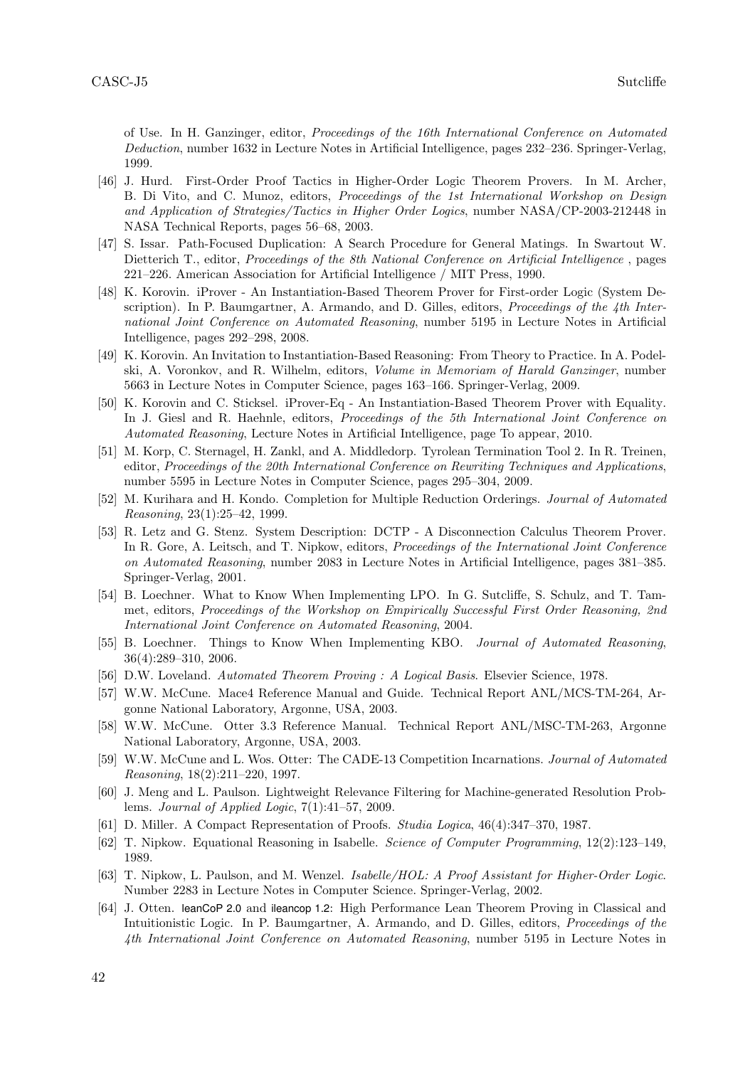of Use. In H. Ganzinger, editor, *Proceedings of the 16th International Conference on Automated Deduction*, number 1632 in Lecture Notes in Artificial Intelligence, pages 232–236. Springer-Verlag, 1999.

[46] J. Hurd. First-Order Proof Tactics in Higher-Order Logic Theorem Provers. In M. Archer, B. Di Vito, and C. Munoz, editors, *Proceedings of the 1st International Workshop on Design and Application of Strategies/Tactics in Higher Order Logics*, number NASA/CP-2003-212448 in NASA Technical Reports, pages 56–68, 2003.

[47] S. Issar. Path-Focused Duplication: A Search Procedure for General Matings. In Swartout W. Dietterich T., editor, *Proceedings of the 8th National Conference on Artificial Intelligence* , pages 221–226. American Association for Artificial Intelligence / MIT Press, 1990.

[48] K. Korovin. iProver - An Instantiation-Based Theorem Prover for First-order Logic (System Description). In P. Baumgartner, A. Armando, and D. Gilles, editors, *Proceedings of the 4th International Joint Conference on Automated Reasoning*, number 5195 in Lecture Notes in Artificial Intelligence, pages 292–298, 2008.

[49] K. Korovin. An Invitation to Instantiation-Based Reasoning: From Theory to Practice. In A. Podelski, A. Voronkov, and R. Wilhelm, editors, *Volume in Memoriam of Harald Ganzinger*, number 5663 in Lecture Notes in Computer Science, pages 163–166. Springer-Verlag, 2009.

[50] K. Korovin and C. Sticksel. iProver-Eq - An Instantiation-Based Theorem Prover with Equality. In J. Giesl and R. Haehnle, editors, *Proceedings of the 5th International Joint Conference on Automated Reasoning*, Lecture Notes in Artificial Intelligence, page To appear, 2010.

[51] M. Korp, C. Sternagel, H. Zankl, and A. Middledorp. Tyrolean Termination Tool 2. In R. Treinen, editor, *Proceedings of the 20th International Conference on Rewriting Techniques and Applications*, number 5595 in Lecture Notes in Computer Science, pages 295–304, 2009.

[52] M. Kurihara and H. Kondo. Completion for Multiple Reduction Orderings. *Journal of Automated Reasoning*, 23(1):25–42, 1999.

[53] R. Letz and G. Stenz. System Description: DCTP - A Disconnection Calculus Theorem Prover. In R. Gore, A. Leitsch, and T. Nipkow, editors, *Proceedings of the International Joint Conference on Automated Reasoning*, number 2083 in Lecture Notes in Artificial Intelligence, pages 381–385. Springer-Verlag, 2001.

[54] B. Loechner. What to Know When Implementing LPO. In G. Sutcliffe, S. Schulz, and T. Tammet, editors, *Proceedings of the Workshop on Empirically Successful First Order Reasoning, 2nd International Joint Conference on Automated Reasoning*, 2004.

[55] B. Loechner. Things to Know When Implementing KBO. *Journal of Automated Reasoning*, 36(4):289–310, 2006.

[56] D.W. Loveland. *Automated Theorem Proving : A Logical Basis*. Elsevier Science, 1978.

[57] W.W. McCune. Mace4 Reference Manual and Guide. Technical Report ANL/MCS-TM-264, Argonne National Laboratory, Argonne, USA, 2003.

[58] W.W. McCune. Otter 3.3 Reference Manual. Technical Report ANL/MSC-TM-263, Argonne National Laboratory, Argonne, USA, 2003.

[59] W.W. McCune and L. Wos. Otter: The CADE-13 Competition Incarnations. *Journal of Automated Reasoning*, 18(2):211–220, 1997.

[60] J. Meng and L. Paulson. Lightweight Relevance Filtering for Machine-generated Resolution Problems. *Journal of Applied Logic*, 7(1):41–57, 2009.

[61] D. Miller. A Compact Representation of Proofs. *Studia Logica*, 46(4):347–370, 1987.

[62] T. Nipkow. Equational Reasoning in Isabelle. *Science of Computer Programming*, 12(2):123–149, 1989.

[63] T. Nipkow, L. Paulson, and M. Wenzel. *Isabelle/HOL: A Proof Assistant for Higher-Order Logic*. Number 2283 in Lecture Notes in Computer Science. Springer-Verlag, 2002.

[64] J. Otten. leanCoP 2.0 and ileancop 1.2: High Performance Lean Theorem Proving in Classical and Intuitionistic Logic. In P. Baumgartner, A. Armando, and D. Gilles, editors, *Proceedings of the 4th International Joint Conference on Automated Reasoning*, number 5195 in Lecture Notes in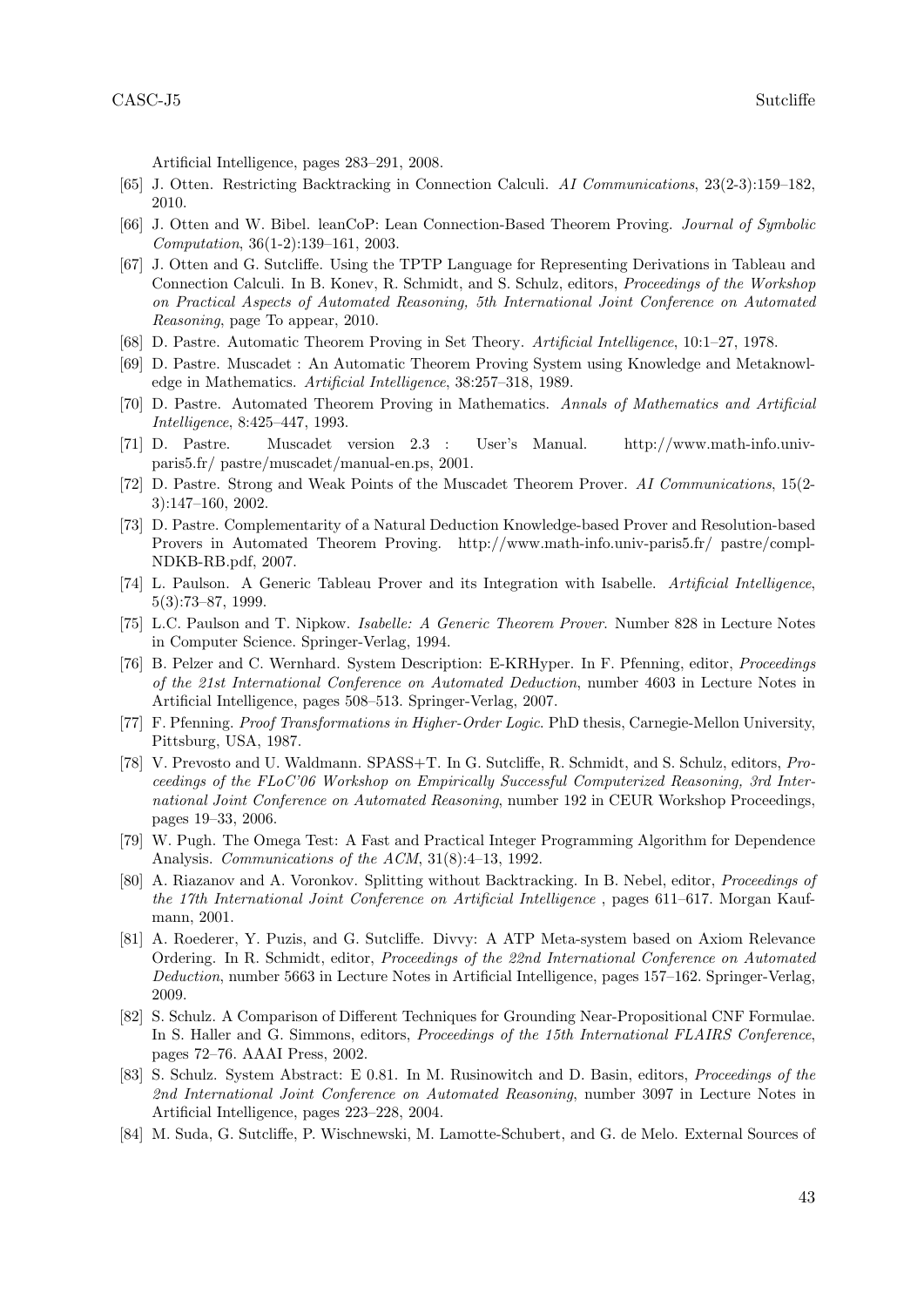Artificial Intelligence, pages 283–291, 2008.

[65] J. Otten. Restricting Backtracking in Connection Calculi. *AI Communications*, 23(2-3):159–182, 2010.

[66] J. Otten and W. Bibel. leanCoP: Lean Connection-Based Theorem Proving. *Journal of Symbolic Computation*, 36(1-2):139–161, 2003.

[67] J. Otten and G. Sutcliffe. Using the TPTP Language for Representing Derivations in Tableau and Connection Calculi. In B. Konev, R. Schmidt, and S. Schulz, editors, *Proceedings of the Workshop on Practical Aspects of Automated Reasoning, 5th International Joint Conference on Automated Reasoning*, page To appear, 2010.

[68] D. Pastre. Automatic Theorem Proving in Set Theory. *Artificial Intelligence*, 10:1–27, 1978.

[69] D. Pastre. Muscadet : An Automatic Theorem Proving System using Knowledge and Metaknowledge in Mathematics. *Artificial Intelligence*, 38:257–318, 1989.

[70] D. Pastre. Automated Theorem Proving in Mathematics. *Annals of Mathematics and Artificial Intelligence*, 8:425–447, 1993.

[71] D. Pastre. Muscadet version 2.3 : User's Manual. http://www.math-info.univ-paris5.fr/ pastre/muscadet/manual-en.ps, 2001.

[72] D. Pastre. Strong and Weak Points of the Muscadet Theorem Prover. *AI Communications*, 15(2-3):147–160, 2002.

[73] D. Pastre. Complementarity of a Natural Deduction Knowledge-based Prover and Resolution-based Provers in Automated Theorem Proving. http://www.math-info.univ-paris5.fr/ pastre/compl-NDKB-RB.pdf, 2007.

[74] L. Paulson. A Generic Tableau Prover and its Integration with Isabelle. *Artificial Intelligence*, 5(3):73–87, 1999.

[75] L.C. Paulson and T. Nipkow. *Isabelle: A Generic Theorem Prover*. Number 828 in Lecture Notes in Computer Science. Springer-Verlag, 1994.

[76] B. Pelzer and C. Wernhard. System Description: E-KRHyper. In F. Pfenning, editor, *Proceedings of the 21st International Conference on Automated Deduction*, number 4603 in Lecture Notes in Artificial Intelligence, pages 508–513. Springer-Verlag, 2007.

[77] F. Pfenning. *Proof Transformations in Higher-Order Logic*. PhD thesis, Carnegie-Mellon University, Pittsburg, USA, 1987.

[78] V. Prevosto and U. Waldmann. SPASS+T. In G. Sutcliffe, R. Schmidt, and S. Schulz, editors, *Proceedings of the FLoC'06 Workshop on Empirically Successful Computerized Reasoning, 3rd International Joint Conference on Automated Reasoning*, number 192 in CEUR Workshop Proceedings, pages 19–33, 2006.

[79] W. Pugh. The Omega Test: A Fast and Practical Integer Programming Algorithm for Dependence Analysis. *Communications of the ACM*, 31(8):4–13, 1992.

[80] A. Riazanov and A. Voronkov. Splitting without Backtracking. In B. Nebel, editor, *Proceedings of the 17th International Joint Conference on Artificial Intelligence* , pages 611–617. Morgan Kaufmann, 2001.

[81] A. Roederer, Y. Puzis, and G. Sutcliffe. Divvy: A ATP Meta-system based on Axiom Relevance Ordering. In R. Schmidt, editor, *Proceedings of the 22nd International Conference on Automated Deduction*, number 5663 in Lecture Notes in Artificial Intelligence, pages 157–162. Springer-Verlag, 2009.

[82] S. Schulz. A Comparison of Different Techniques for Grounding Near-Propositional CNF Formulae. In S. Haller and G. Simmons, editors, *Proceedings of the 15th International FLAIRS Conference*, pages 72–76. AAAI Press, 2002.

[83] S. Schulz. System Abstract: E 0.81. In M. Rusinowitch and D. Basin, editors, *Proceedings of the 2nd International Joint Conference on Automated Reasoning*, number 3097 in Lecture Notes in Artificial Intelligence, pages 223–228, 2004.

[84] M. Suda, G. Sutcliffe, P. Wischnewski, M. Lamotte-Schubert, and G. de Melo. External Sources of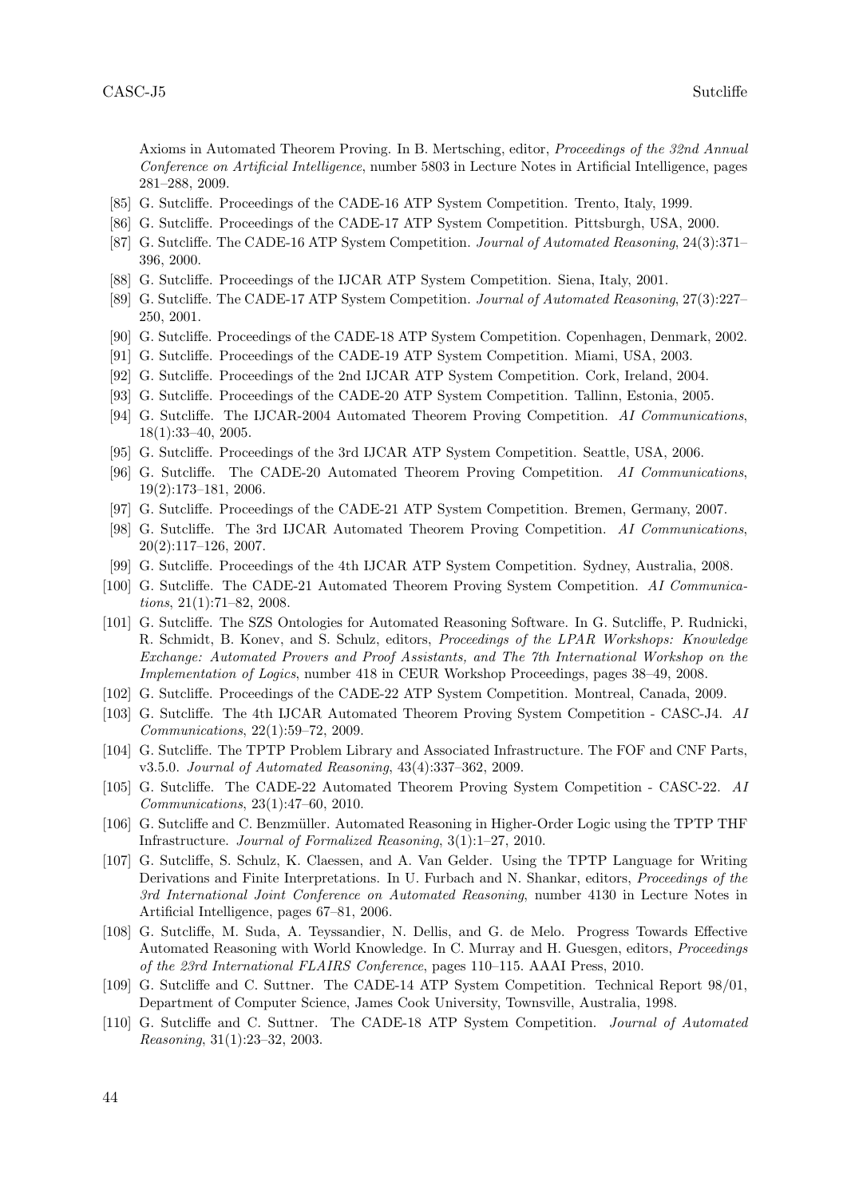Axioms in Automated Theorem Proving. In B. Mertsching, editor, *Proceedings of the 32nd Annual Conference on Artificial Intelligence*, number 5803 in Lecture Notes in Artificial Intelligence, pages 281–288, 2009.

[85] G. Sutcliffe. Proceedings of the CADE-16 ATP System Competition. Trento, Italy, 1999.

[86] G. Sutcliffe. Proceedings of the CADE-17 ATP System Competition. Pittsburgh, USA, 2000.

[87] G. Sutcliffe. The CADE-16 ATP System Competition. *Journal of Automated Reasoning*, 24(3):371–396, 2000.

[88] G. Sutcliffe. Proceedings of the IJCAR ATP System Competition. Siena, Italy, 2001.

[89] G. Sutcliffe. The CADE-17 ATP System Competition. *Journal of Automated Reasoning*, 27(3):227–250, 2001.

[90] G. Sutcliffe. Proceedings of the CADE-18 ATP System Competition. Copenhagen, Denmark, 2002.

[91] G. Sutcliffe. Proceedings of the CADE-19 ATP System Competition. Miami, USA, 2003.

[92] G. Sutcliffe. Proceedings of the 2nd IJCAR ATP System Competition. Cork, Ireland, 2004.

[93] G. Sutcliffe. Proceedings of the CADE-20 ATP System Competition. Tallinn, Estonia, 2005.

[94] G. Sutcliffe. The IJCAR-2004 Automated Theorem Proving Competition. *AI Communications*, 18(1):33–40, 2005.

[95] G. Sutcliffe. Proceedings of the 3rd IJCAR ATP System Competition. Seattle, USA, 2006.

[96] G. Sutcliffe. The CADE-20 Automated Theorem Proving Competition. *AI Communications*, 19(2):173–181, 2006.

[97] G. Sutcliffe. Proceedings of the CADE-21 ATP System Competition. Bremen, Germany, 2007.

[98] G. Sutcliffe. The 3rd IJCAR Automated Theorem Proving Competition. *AI Communications*, 20(2):117–126, 2007.

[99] G. Sutcliffe. Proceedings of the 4th IJCAR ATP System Competition. Sydney, Australia, 2008.

[100] G. Sutcliffe. The CADE-21 Automated Theorem Proving System Competition. *AI Communications*, 21(1):71–82, 2008.

[101] G. Sutcliffe. The SZS Ontologies for Automated Reasoning Software. In G. Sutcliffe, P. Rudnicki, R. Schmidt, B. Konev, and S. Schulz, editors, *Proceedings of the LPAR Workshops: Knowledge Exchange: Automated Provers and Proof Assistants, and The 7th International Workshop on the Implementation of Logics*, number 418 in CEUR Workshop Proceedings, pages 38–49, 2008.

[102] G. Sutcliffe. Proceedings of the CADE-22 ATP System Competition. Montreal, Canada, 2009.

[103] G. Sutcliffe. The 4th IJCAR Automated Theorem Proving System Competition - CASC-J4. *AI Communications*, 22(1):59–72, 2009.

[104] G. Sutcliffe. The TPTP Problem Library and Associated Infrastructure. The FOF and CNF Parts, v3.5.0. *Journal of Automated Reasoning*, 43(4):337–362, 2009.

[105] G. Sutcliffe. The CADE-22 Automated Theorem Proving System Competition - CASC-22. *AI Communications*, 23(1):47–60, 2010.

[106] G. Sutcliffe and C. Benzmüller. Automated Reasoning in Higher-Order Logic using the TPTP THF Infrastructure. *Journal of Formalized Reasoning*, 3(1):1–27, 2010.

[107] G. Sutcliffe, S. Schulz, K. Claessen, and A. Van Gelder. Using the TPTP Language for Writing Derivations and Finite Interpretations. In U. Furbach and N. Shankar, editors, *Proceedings of the 3rd International Joint Conference on Automated Reasoning*, number 4130 in Lecture Notes in Artificial Intelligence, pages 67–81, 2006.

[108] G. Sutcliffe, M. Suda, A. Teyssandier, N. Dellis, and G. de Melo. Progress Towards Effective Automated Reasoning with World Knowledge. In C. Murray and H. Guesgen, editors, *Proceedings of the 23rd International FLAIRS Conference*, pages 110–115. AAAI Press, 2010.

[109] G. Sutcliffe and C. Suttner. The CADE-14 ATP System Competition. Technical Report 98/01, Department of Computer Science, James Cook University, Townsville, Australia, 1998.

[110] G. Sutcliffe and C. Suttner. The CADE-18 ATP System Competition. *Journal of Automated Reasoning*, 31(1):23–32, 2003.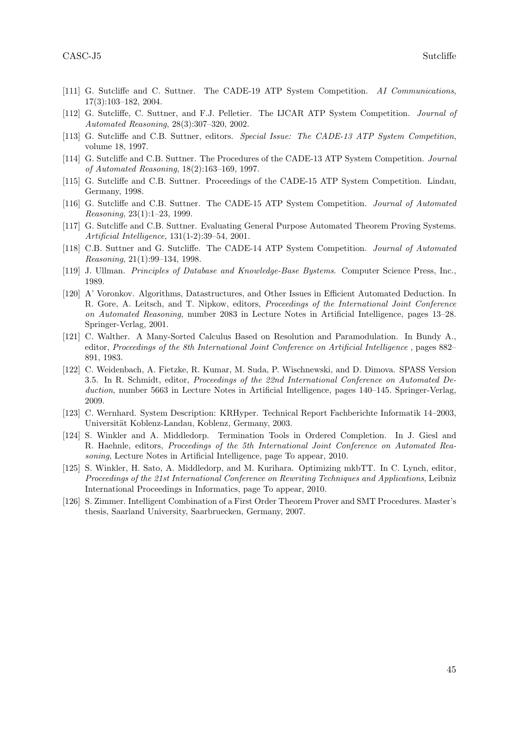[111] G. Sutcliffe and C. Suttner. The CADE-19 ATP System Competition. *AI Communications*, 17(3):103–182, 2004.

[112] G. Sutcliffe, C. Suttner, and F.J. Pelletier. The IJCAR ATP System Competition. *Journal of Automated Reasoning*, 28(3):307–320, 2002.

[113] G. Sutcliffe and C.B. Suttner, editors. *Special Issue: The CADE-13 ATP System Competition*, volume 18, 1997.

[114] G. Sutcliffe and C.B. Suttner. The Procedures of the CADE-13 ATP System Competition. *Journal of Automated Reasoning*, 18(2):163–169, 1997.

[115] G. Sutcliffe and C.B. Suttner. Proceedings of the CADE-15 ATP System Competition. Lindau, Germany, 1998.

[116] G. Sutcliffe and C.B. Suttner. The CADE-15 ATP System Competition. *Journal of Automated Reasoning*, 23(1):1–23, 1999.

[117] G. Sutcliffe and C.B. Suttner. Evaluating General Purpose Automated Theorem Proving Systems. *Artificial Intelligence*, 131(1-2):39–54, 2001.

[118] C.B. Suttner and G. Sutcliffe. The CADE-14 ATP System Competition. *Journal of Automated Reasoning*, 21(1):99–134, 1998.

[119] J. Ullman. *Principles of Database and Knowledge-Base Bystems*. Computer Science Press, Inc., 1989.

[120] A' Voronkov. Algorithms, Datastructures, and Other Issues in Efficient Automated Deduction. In R. Gore, A. Leitsch, and T. Nipkow, editors, *Proceedings of the International Joint Conference on Automated Reasoning*, number 2083 in Lecture Notes in Artificial Intelligence, pages 13–28. Springer-Verlag, 2001.

[121] C. Walther. A Many-Sorted Calculus Based on Resolution and Paramodulation. In Bundy A., editor, *Proceedings of the 8th International Joint Conference on Artificial Intelligence* , pages 882–891, 1983.

[122] C. Weidenbach, A. Fietzke, R. Kumar, M. Suda, P. Wischnewski, and D. Dimova. SPASS Version 3.5. In R. Schmidt, editor, *Proceedings of the 22nd International Conference on Automated Deduction*, number 5663 in Lecture Notes in Artificial Intelligence, pages 140–145. Springer-Verlag, 2009.

[123] C. Wernhard. System Description: KRHyper. Technical Report Fachberichte Informatik 14–2003, Universität Koblenz-Landau, Koblenz, Germany, 2003.

[124] S. Winkler and A. Middledorp. Termination Tools in Ordered Completion. In J. Giesl and R. Haehnle, editors, *Proceedings of the 5th International Joint Conference on Automated Reasoning*, Lecture Notes in Artificial Intelligence, page To appear, 2010.

[125] S. Winkler, H. Sato, A. Middledorp, and M. Kurihara. Optimizing mkbTT. In C. Lynch, editor, *Proceedings of the 21st International Conference on Rewriting Techniques and Applications*, Leibniz International Proceedings in Informatics, page To appear, 2010.

[126] S. Zimmer. Intelligent Combination of a First Order Theorem Prover and SMT Procedures. Master's thesis, Saarland University, Saarbruecken, Germany, 2007.